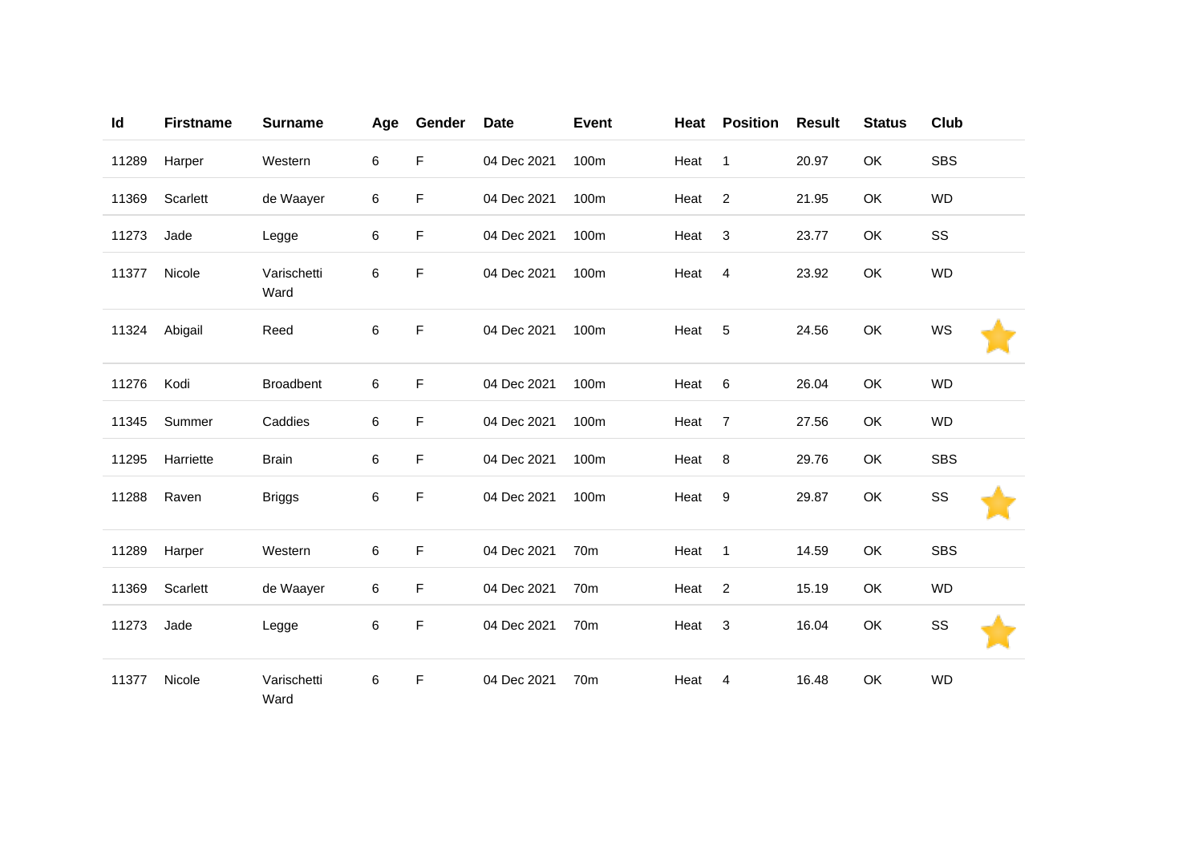| Id | Firstname | Surname | Age | Gender | Date | Event | Heat | Position | Result | Status | Club | |
|---|---|---|---|---|---|---|---|---|---|---|---|---|
| 11289 | Harper | Western | 6 | F | 04 Dec 2021 | 100m | Heat | 1 | 20.97 | OK | SBS | |
| 11369 | Scarlett | de Waayer | 6 | F | 04 Dec 2021 | 100m | Heat | 2 | 21.95 | OK | WD | |
| 11273 | Jade | Legge | 6 | F | 04 Dec 2021 | 100m | Heat | 3 | 23.77 | OK | SS | |
| 11377 | Nicole | Varischetti Ward | 6 | F | 04 Dec 2021 | 100m | Heat | 4 | 23.92 | OK | WD | |
| 11324 | Abigail | Reed | 6 | F | 04 Dec 2021 | 100m | Heat | 5 | 24.56 | OK | WS | ⭐ |
| 11276 | Kodi | Broadbent | 6 | F | 04 Dec 2021 | 100m | Heat | 6 | 26.04 | OK | WD | |
| 11345 | Summer | Caddies | 6 | F | 04 Dec 2021 | 100m | Heat | 7 | 27.56 | OK | WD | |
| 11295 | Harriette | Brain | 6 | F | 04 Dec 2021 | 100m | Heat | 8 | 29.76 | OK | SBS | |
| 11288 | Raven | Briggs | 6 | F | 04 Dec 2021 | 100m | Heat | 9 | 29.87 | OK | SS | ⭐ |
| 11289 | Harper | Western | 6 | F | 04 Dec 2021 | 70m | Heat | 1 | 14.59 | OK | SBS | |
| 11369 | Scarlett | de Waayer | 6 | F | 04 Dec 2021 | 70m | Heat | 2 | 15.19 | OK | WD | |
| 11273 | Jade | Legge | 6 | F | 04 Dec 2021 | 70m | Heat | 3 | 16.04 | OK | SS | ⭐ |
| 11377 | Nicole | Varischetti Ward | 6 | F | 04 Dec 2021 | 70m | Heat | 4 | 16.48 | OK | WD | |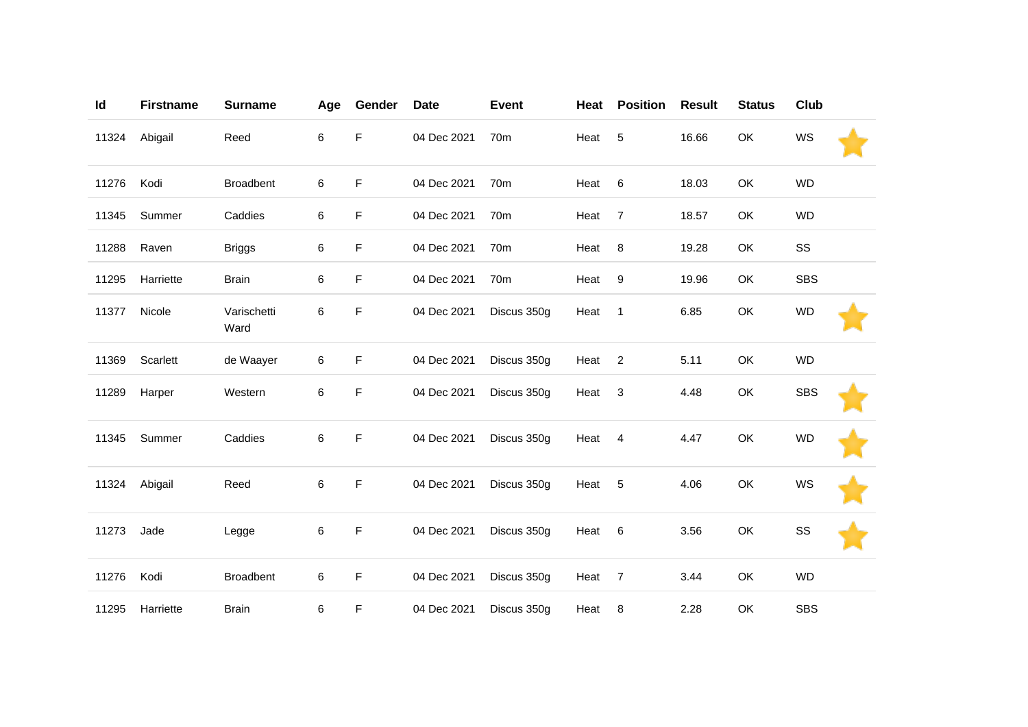| Id | Firstname | Surname | Age | Gender | Date | Event | Heat | Position | Result | Status | Club | |
|---|---|---|---|---|---|---|---|---|---|---|---|---|
| 11324 | Abigail | Reed | 6 | F | 04 Dec 2021 | 70m | Heat | 5 | 16.66 | OK | WS | ⭐ |
| 11276 | Kodi | Broadbent | 6 | F | 04 Dec 2021 | 70m | Heat | 6 | 18.03 | OK | WD | |
| 11345 | Summer | Caddies | 6 | F | 04 Dec 2021 | 70m | Heat | 7 | 18.57 | OK | WD | |
| 11288 | Raven | Briggs | 6 | F | 04 Dec 2021 | 70m | Heat | 8 | 19.28 | OK | SS | |
| 11295 | Harriette | Brain | 6 | F | 04 Dec 2021 | 70m | Heat | 9 | 19.96 | OK | SBS | |
| 11377 | Nicole | Varischetti Ward | 6 | F | 04 Dec 2021 | Discus 350g | Heat | 1 | 6.85 | OK | WD | ⭐ |
| 11369 | Scarlett | de Waayer | 6 | F | 04 Dec 2021 | Discus 350g | Heat | 2 | 5.11 | OK | WD | |
| 11289 | Harper | Western | 6 | F | 04 Dec 2021 | Discus 350g | Heat | 3 | 4.48 | OK | SBS | ⭐ |
| 11345 | Summer | Caddies | 6 | F | 04 Dec 2021 | Discus 350g | Heat | 4 | 4.47 | OK | WD | ⭐ |
| 11324 | Abigail | Reed | 6 | F | 04 Dec 2021 | Discus 350g | Heat | 5 | 4.06 | OK | WS | ⭐ |
| 11273 | Jade | Legge | 6 | F | 04 Dec 2021 | Discus 350g | Heat | 6 | 3.56 | OK | SS | ⭐ |
| 11276 | Kodi | Broadbent | 6 | F | 04 Dec 2021 | Discus 350g | Heat | 7 | 3.44 | OK | WD | |
| 11295 | Harriette | Brain | 6 | F | 04 Dec 2021 | Discus 350g | Heat | 8 | 2.28 | OK | SBS | |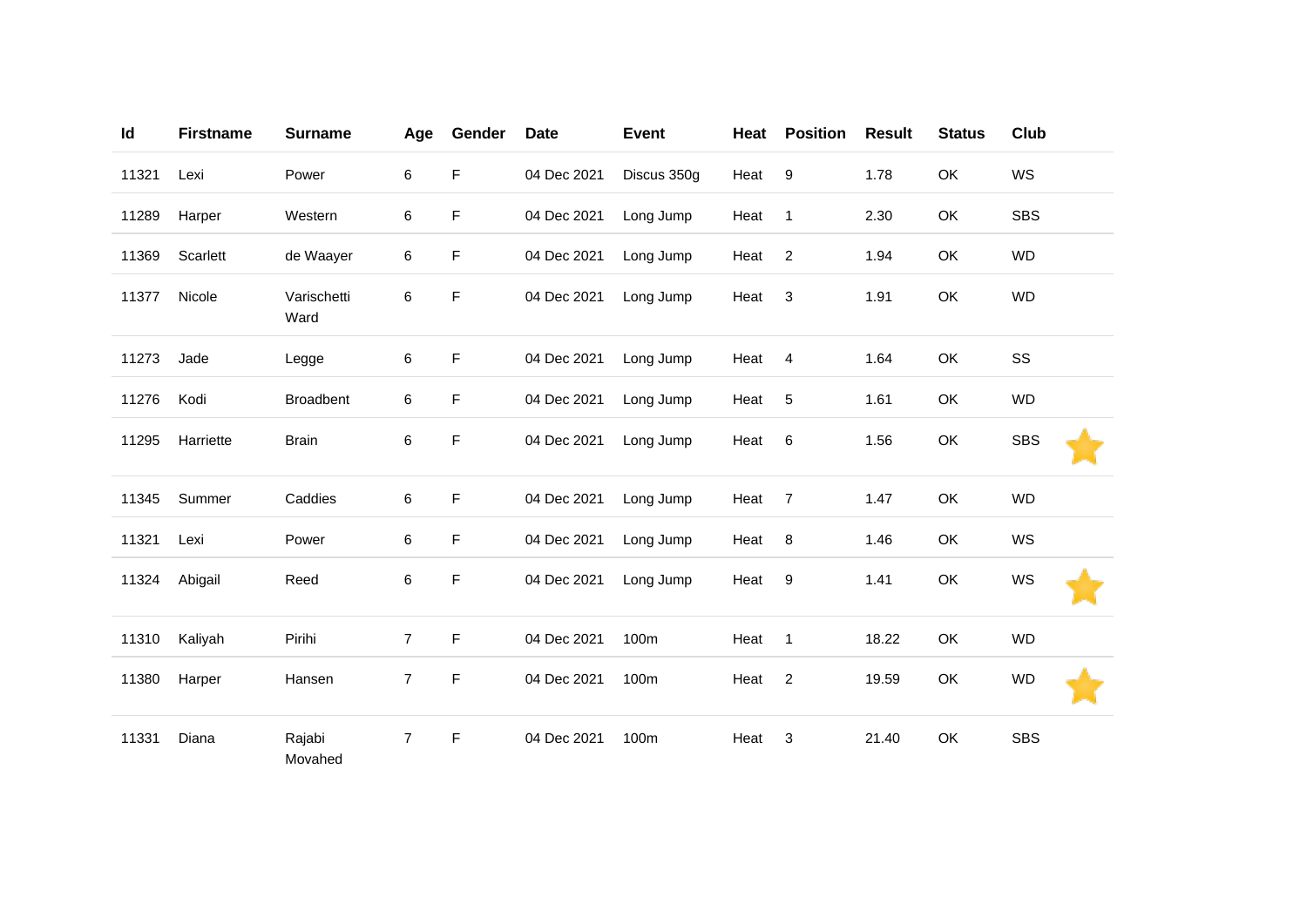| Id | Firstname | Surname | Age | Gender | Date | Event | Heat | Position | Result | Status | Club |
|---|---|---|---|---|---|---|---|---|---|---|---|
| 11321 | Lexi | Power | 6 | F | 04 Dec 2021 | Discus 350g | Heat | 9 | 1.78 | OK | WS |
| 11289 | Harper | Western | 6 | F | 04 Dec 2021 | Long Jump | Heat | 1 | 2.30 | OK | SBS |
| 11369 | Scarlett | de Waayer | 6 | F | 04 Dec 2021 | Long Jump | Heat | 2 | 1.94 | OK | WD |
| 11377 | Nicole | Varischetti Ward | 6 | F | 04 Dec 2021 | Long Jump | Heat | 3 | 1.91 | OK | WD |
| 11273 | Jade | Legge | 6 | F | 04 Dec 2021 | Long Jump | Heat | 4 | 1.64 | OK | SS |
| 11276 | Kodi | Broadbent | 6 | F | 04 Dec 2021 | Long Jump | Heat | 5 | 1.61 | OK | WD |
| 11295 | Harriette | Brain | 6 | F | 04 Dec 2021 | Long Jump | Heat | 6 | 1.56 | OK | SBS |
| 11345 | Summer | Caddies | 6 | F | 04 Dec 2021 | Long Jump | Heat | 7 | 1.47 | OK | WD |
| 11321 | Lexi | Power | 6 | F | 04 Dec 2021 | Long Jump | Heat | 8 | 1.46 | OK | WS |
| 11324 | Abigail | Reed | 6 | F | 04 Dec 2021 | Long Jump | Heat | 9 | 1.41 | OK | WS |
| 11310 | Kaliyah | Pirihi | 7 | F | 04 Dec 2021 | 100m | Heat | 1 | 18.22 | OK | WD |
| 11380 | Harper | Hansen | 7 | F | 04 Dec 2021 | 100m | Heat | 2 | 19.59 | OK | WD |
| 11331 | Diana | Rajabi Movahed | 7 | F | 04 Dec 2021 | 100m | Heat | 3 | 21.40 | OK | SBS |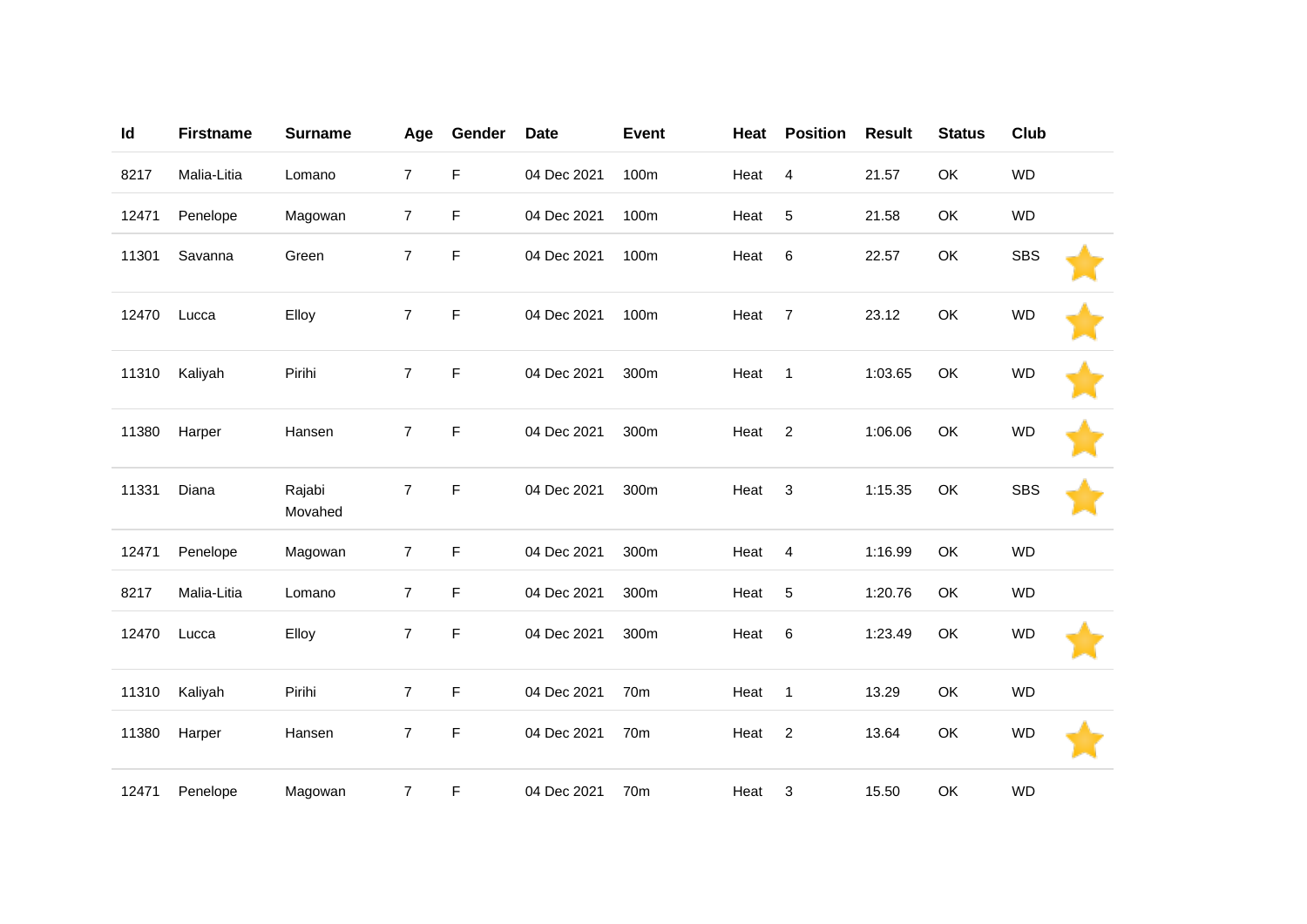| Id | Firstname | Surname | Age | Gender | Date | Event | Heat | Position | Result | Status | Club | |
|---|---|---|---|---|---|---|---|---|---|---|---|---|
| 8217 | Malia-Litia | Lomano | 7 | F | 04 Dec 2021 | 100m | Heat | 4 | 21.57 | OK | WD | |
| 12471 | Penelope | Magowan | 7 | F | 04 Dec 2021 | 100m | Heat | 5 | 21.58 | OK | WD | |
| 11301 | Savanna | Green | 7 | F | 04 Dec 2021 | 100m | Heat | 6 | 22.57 | OK | SBS | ★ |
| 12470 | Lucca | Elloy | 7 | F | 04 Dec 2021 | 100m | Heat | 7 | 23.12 | OK | WD | ★ |
| 11310 | Kaliyah | Pirihi | 7 | F | 04 Dec 2021 | 300m | Heat | 1 | 1:03.65 | OK | WD | ★ |
| 11380 | Harper | Hansen | 7 | F | 04 Dec 2021 | 300m | Heat | 2 | 1:06.06 | OK | WD | ★ |
| 11331 | Diana | Rajabi Movahed | 7 | F | 04 Dec 2021 | 300m | Heat | 3 | 1:15.35 | OK | SBS | ★ |
| 12471 | Penelope | Magowan | 7 | F | 04 Dec 2021 | 300m | Heat | 4 | 1:16.99 | OK | WD | |
| 8217 | Malia-Litia | Lomano | 7 | F | 04 Dec 2021 | 300m | Heat | 5 | 1:20.76 | OK | WD | |
| 12470 | Lucca | Elloy | 7 | F | 04 Dec 2021 | 300m | Heat | 6 | 1:23.49 | OK | WD | ★ |
| 11310 | Kaliyah | Pirihi | 7 | F | 04 Dec 2021 | 70m | Heat | 1 | 13.29 | OK | WD | |
| 11380 | Harper | Hansen | 7 | F | 04 Dec 2021 | 70m | Heat | 2 | 13.64 | OK | WD | ★ |
| 12471 | Penelope | Magowan | 7 | F | 04 Dec 2021 | 70m | Heat | 3 | 15.50 | OK | WD | |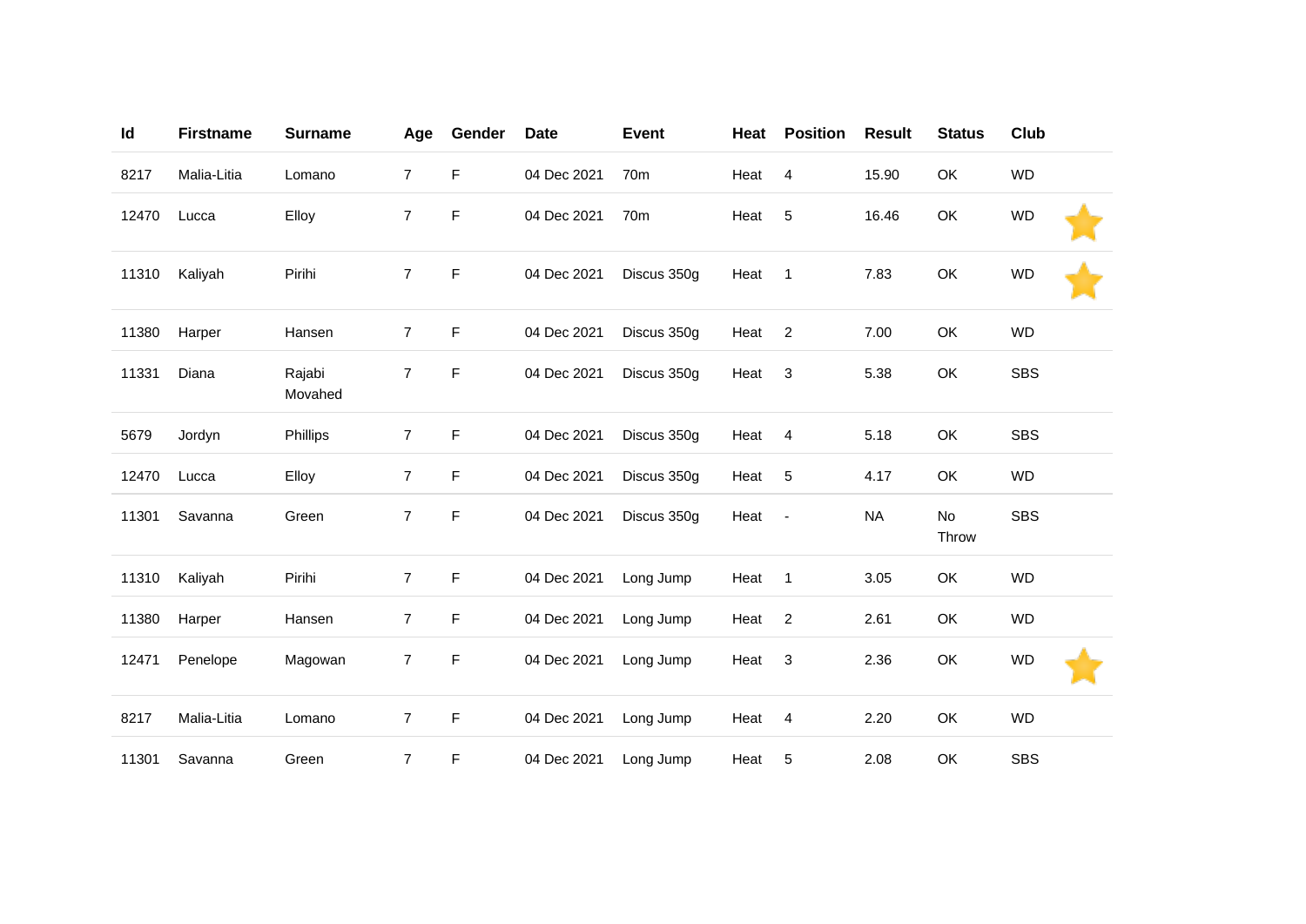| Id | Firstname | Surname | Age | Gender | Date | Event | Heat | Position | Result | Status | Club |
|---|---|---|---|---|---|---|---|---|---|---|---|
| 8217 | Malia-Litia | Lomano | 7 | F | 04 Dec 2021 | 70m | Heat | 4 | 15.90 | OK | WD |
| 12470 | Lucca | Elloy | 7 | F | 04 Dec 2021 | 70m | Heat | 5 | 16.46 | OK | WD |
| 11310 | Kaliyah | Pirihi | 7 | F | 04 Dec 2021 | Discus 350g | Heat | 1 | 7.83 | OK | WD |
| 11380 | Harper | Hansen | 7 | F | 04 Dec 2021 | Discus 350g | Heat | 2 | 7.00 | OK | WD |
| 11331 | Diana | Rajabi Movahed | 7 | F | 04 Dec 2021 | Discus 350g | Heat | 3 | 5.38 | OK | SBS |
| 5679 | Jordyn | Phillips | 7 | F | 04 Dec 2021 | Discus 350g | Heat | 4 | 5.18 | OK | SBS |
| 12470 | Lucca | Elloy | 7 | F | 04 Dec 2021 | Discus 350g | Heat | 5 | 4.17 | OK | WD |
| 11301 | Savanna | Green | 7 | F | 04 Dec 2021 | Discus 350g | Heat | - | NA | No Throw | SBS |
| 11310 | Kaliyah | Pirihi | 7 | F | 04 Dec 2021 | Long Jump | Heat | 1 | 3.05 | OK | WD |
| 11380 | Harper | Hansen | 7 | F | 04 Dec 2021 | Long Jump | Heat | 2 | 2.61 | OK | WD |
| 12471 | Penelope | Magowan | 7 | F | 04 Dec 2021 | Long Jump | Heat | 3 | 2.36 | OK | WD |
| 8217 | Malia-Litia | Lomano | 7 | F | 04 Dec 2021 | Long Jump | Heat | 4 | 2.20 | OK | WD |
| 11301 | Savanna | Green | 7 | F | 04 Dec 2021 | Long Jump | Heat | 5 | 2.08 | OK | SBS |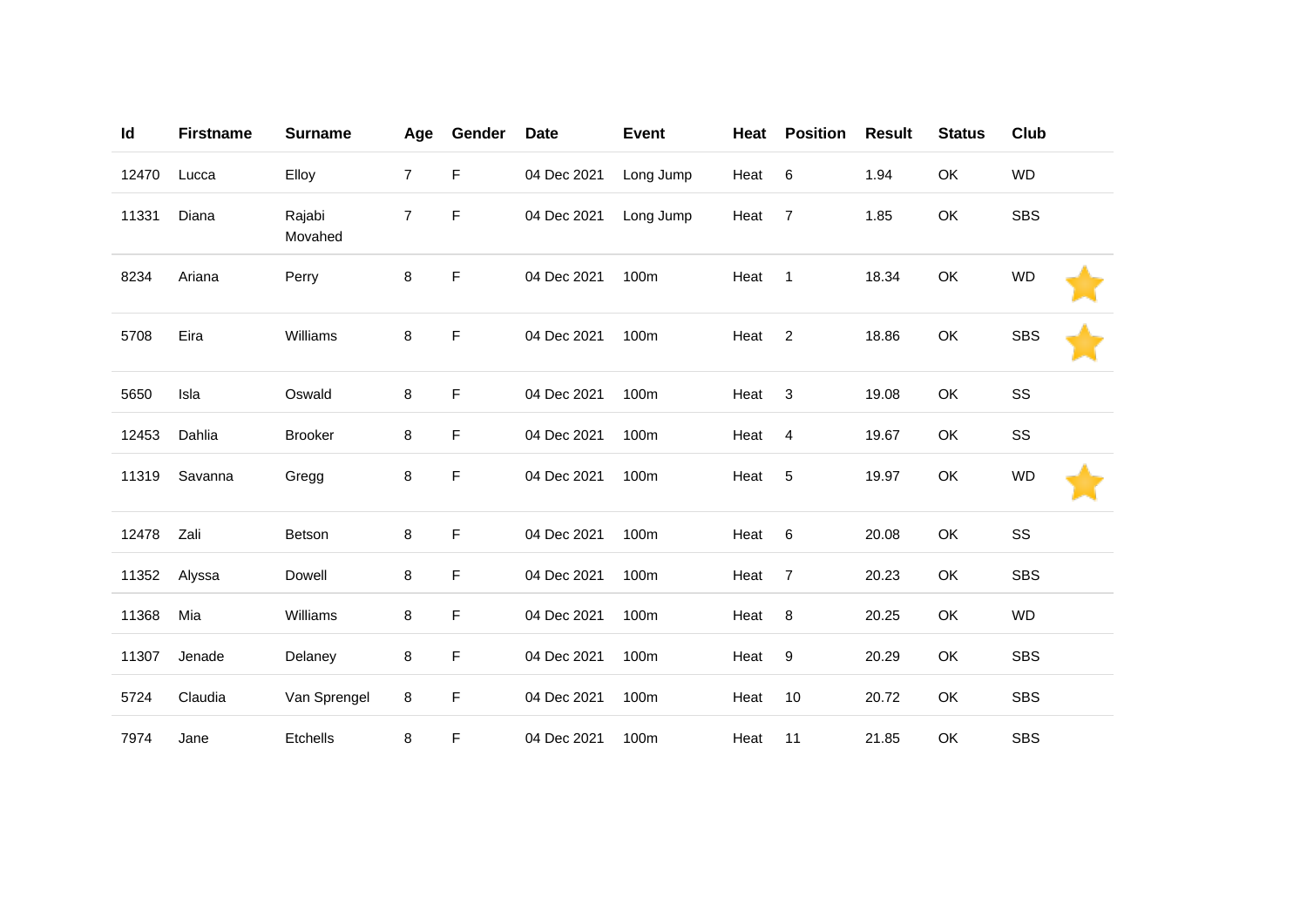| Id | Firstname | Surname | Age | Gender | Date | Event | Heat | Position | Result | Status | Club |
|---|---|---|---|---|---|---|---|---|---|---|---|
| 12470 | Lucca | Elloy | 7 | F | 04 Dec 2021 | Long Jump | Heat | 6 | 1.94 | OK | WD |
| 11331 | Diana | Rajabi Movahed | 7 | F | 04 Dec 2021 | Long Jump | Heat | 7 | 1.85 | OK | SBS |
| 8234 | Ariana | Perry | 8 | F | 04 Dec 2021 | 100m | Heat | 1 | 18.34 | OK | WD |
| 5708 | Eira | Williams | 8 | F | 04 Dec 2021 | 100m | Heat | 2 | 18.86 | OK | SBS |
| 5650 | Isla | Oswald | 8 | F | 04 Dec 2021 | 100m | Heat | 3 | 19.08 | OK | SS |
| 12453 | Dahlia | Brooker | 8 | F | 04 Dec 2021 | 100m | Heat | 4 | 19.67 | OK | SS |
| 11319 | Savanna | Gregg | 8 | F | 04 Dec 2021 | 100m | Heat | 5 | 19.97 | OK | WD |
| 12478 | Zali | Betson | 8 | F | 04 Dec 2021 | 100m | Heat | 6 | 20.08 | OK | SS |
| 11352 | Alyssa | Dowell | 8 | F | 04 Dec 2021 | 100m | Heat | 7 | 20.23 | OK | SBS |
| 11368 | Mia | Williams | 8 | F | 04 Dec 2021 | 100m | Heat | 8 | 20.25 | OK | WD |
| 11307 | Jenade | Delaney | 8 | F | 04 Dec 2021 | 100m | Heat | 9 | 20.29 | OK | SBS |
| 5724 | Claudia | Van Sprengel | 8 | F | 04 Dec 2021 | 100m | Heat | 10 | 20.72 | OK | SBS |
| 7974 | Jane | Etchells | 8 | F | 04 Dec 2021 | 100m | Heat | 11 | 21.85 | OK | SBS |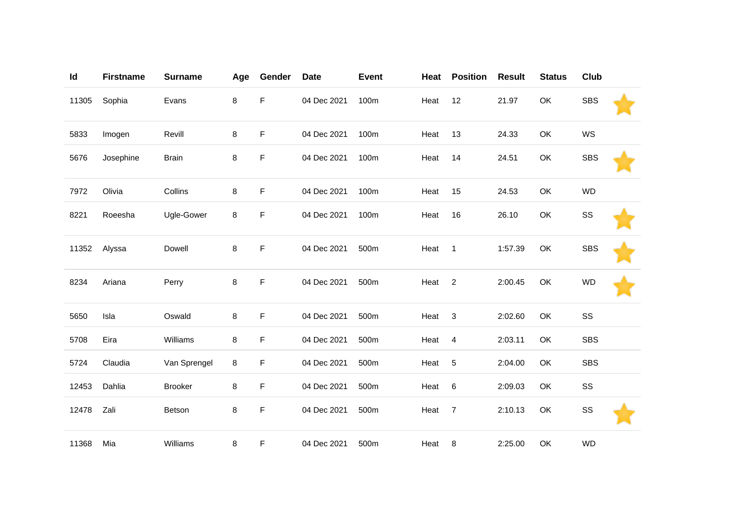| Id | Firstname | Surname | Age | Gender | Date | Event | Heat | Position | Result | Status | Club | |
|---|---|---|---|---|---|---|---|---|---|---|---|---|
| 11305 | Sophia | Evans | 8 | F | 04 Dec 2021 | 100m | Heat | 12 | 21.97 | OK | SBS | ⭐ |
| 5833 | Imogen | Revill | 8 | F | 04 Dec 2021 | 100m | Heat | 13 | 24.33 | OK | WS | |
| 5676 | Josephine | Brain | 8 | F | 04 Dec 2021 | 100m | Heat | 14 | 24.51 | OK | SBS | ⭐ |
| 7972 | Olivia | Collins | 8 | F | 04 Dec 2021 | 100m | Heat | 15 | 24.53 | OK | WD | |
| 8221 | Roeesha | Ugle-Gower | 8 | F | 04 Dec 2021 | 100m | Heat | 16 | 26.10 | OK | SS | ⭐ |
| 11352 | Alyssa | Dowell | 8 | F | 04 Dec 2021 | 500m | Heat | 1 | 1:57.39 | OK | SBS | ⭐ |
| 8234 | Ariana | Perry | 8 | F | 04 Dec 2021 | 500m | Heat | 2 | 2:00.45 | OK | WD | ⭐ |
| 5650 | Isla | Oswald | 8 | F | 04 Dec 2021 | 500m | Heat | 3 | 2:02.60 | OK | SS | |
| 5708 | Eira | Williams | 8 | F | 04 Dec 2021 | 500m | Heat | 4 | 2:03.11 | OK | SBS | |
| 5724 | Claudia | Van Sprengel | 8 | F | 04 Dec 2021 | 500m | Heat | 5 | 2:04.00 | OK | SBS | |
| 12453 | Dahlia | Brooker | 8 | F | 04 Dec 2021 | 500m | Heat | 6 | 2:09.03 | OK | SS | |
| 12478 | Zali | Betson | 8 | F | 04 Dec 2021 | 500m | Heat | 7 | 2:10.13 | OK | SS | ⭐ |
| 11368 | Mia | Williams | 8 | F | 04 Dec 2021 | 500m | Heat | 8 | 2:25.00 | OK | WD | |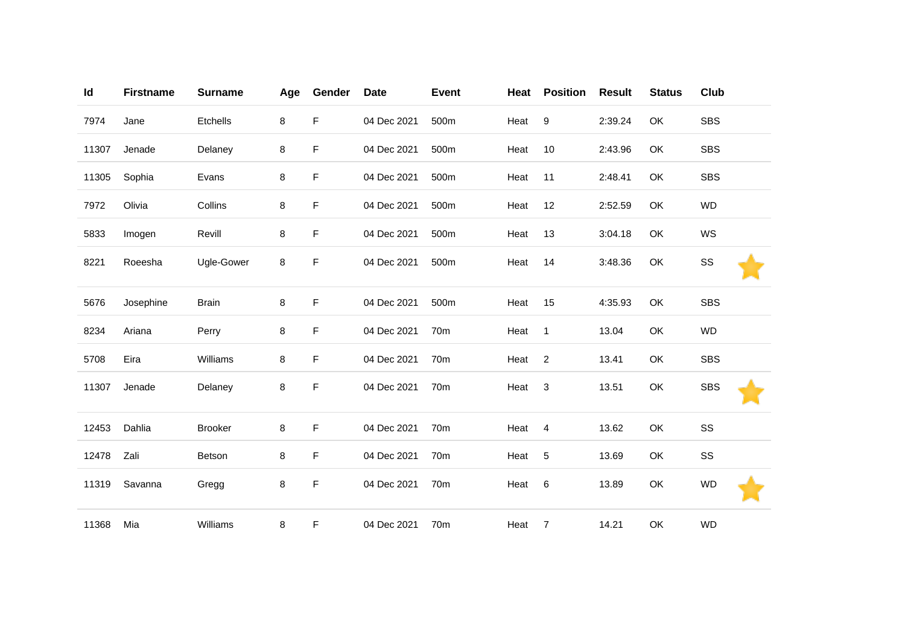| Id | Firstname | Surname | Age | Gender | Date | Event | Heat | Position | Result | Status | Club |
|---|---|---|---|---|---|---|---|---|---|---|---|
| 7974 | Jane | Etchells | 8 | F | 04 Dec 2021 | 500m | Heat | 9 | 2:39.24 | OK | SBS |
| 11307 | Jenade | Delaney | 8 | F | 04 Dec 2021 | 500m | Heat | 10 | 2:43.96 | OK | SBS |
| 11305 | Sophia | Evans | 8 | F | 04 Dec 2021 | 500m | Heat | 11 | 2:48.41 | OK | SBS |
| 7972 | Olivia | Collins | 8 | F | 04 Dec 2021 | 500m | Heat | 12 | 2:52.59 | OK | WD |
| 5833 | Imogen | Revill | 8 | F | 04 Dec 2021 | 500m | Heat | 13 | 3:04.18 | OK | WS |
| 8221 | Roeesha | Ugle-Gower | 8 | F | 04 Dec 2021 | 500m | Heat | 14 | 3:48.36 | OK | SS |
| 5676 | Josephine | Brain | 8 | F | 04 Dec 2021 | 500m | Heat | 15 | 4:35.93 | OK | SBS |
| 8234 | Ariana | Perry | 8 | F | 04 Dec 2021 | 70m | Heat | 1 | 13.04 | OK | WD |
| 5708 | Eira | Williams | 8 | F | 04 Dec 2021 | 70m | Heat | 2 | 13.41 | OK | SBS |
| 11307 | Jenade | Delaney | 8 | F | 04 Dec 2021 | 70m | Heat | 3 | 13.51 | OK | SBS |
| 12453 | Dahlia | Brooker | 8 | F | 04 Dec 2021 | 70m | Heat | 4 | 13.62 | OK | SS |
| 12478 | Zali | Betson | 8 | F | 04 Dec 2021 | 70m | Heat | 5 | 13.69 | OK | SS |
| 11319 | Savanna | Gregg | 8 | F | 04 Dec 2021 | 70m | Heat | 6 | 13.89 | OK | WD |
| 11368 | Mia | Williams | 8 | F | 04 Dec 2021 | 70m | Heat | 7 | 14.21 | OK | WD |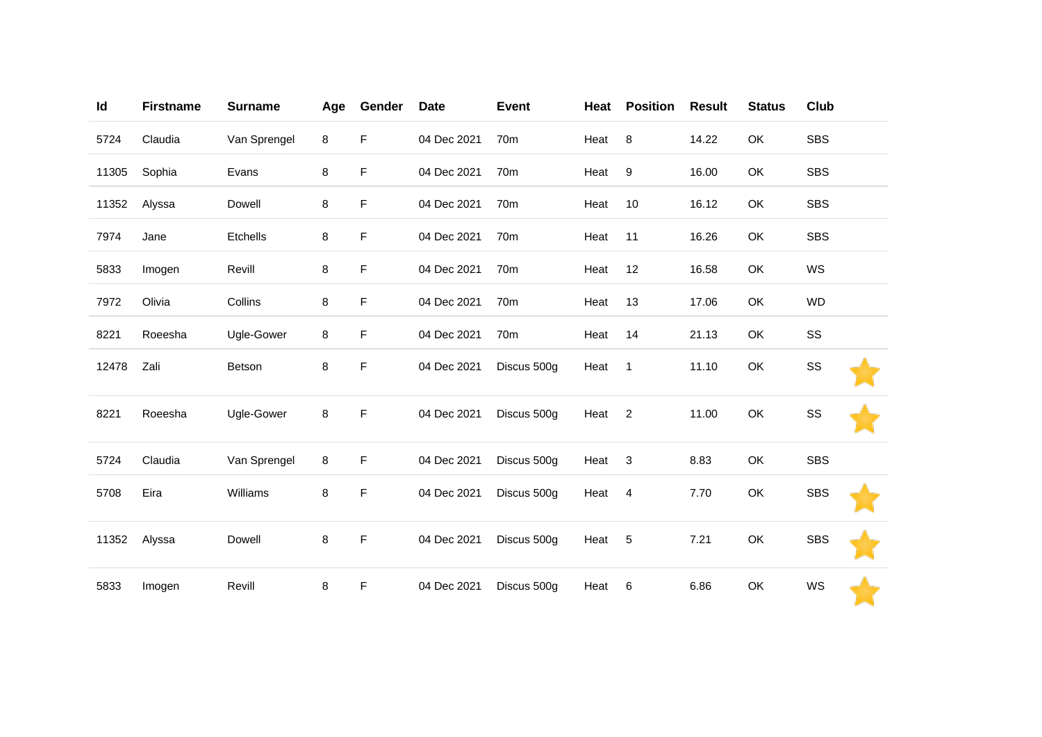| Id | Firstname | Surname | Age | Gender | Date | Event | Heat | Position | Result | Status | Club |
|---|---|---|---|---|---|---|---|---|---|---|---|
| 5724 | Claudia | Van Sprengel | 8 | F | 04 Dec 2021 | 70m | Heat | 8 | 14.22 | OK | SBS |
| 11305 | Sophia | Evans | 8 | F | 04 Dec 2021 | 70m | Heat | 9 | 16.00 | OK | SBS |
| 11352 | Alyssa | Dowell | 8 | F | 04 Dec 2021 | 70m | Heat | 10 | 16.12 | OK | SBS |
| 7974 | Jane | Etchells | 8 | F | 04 Dec 2021 | 70m | Heat | 11 | 16.26 | OK | SBS |
| 5833 | Imogen | Revill | 8 | F | 04 Dec 2021 | 70m | Heat | 12 | 16.58 | OK | WS |
| 7972 | Olivia | Collins | 8 | F | 04 Dec 2021 | 70m | Heat | 13 | 17.06 | OK | WD |
| 8221 | Roeesha | Ugle-Gower | 8 | F | 04 Dec 2021 | 70m | Heat | 14 | 21.13 | OK | SS |
| 12478 | Zali | Betson | 8 | F | 04 Dec 2021 | Discus 500g | Heat | 1 | 11.10 | OK | SS |
| 8221 | Roeesha | Ugle-Gower | 8 | F | 04 Dec 2021 | Discus 500g | Heat | 2 | 11.00 | OK | SS |
| 5724 | Claudia | Van Sprengel | 8 | F | 04 Dec 2021 | Discus 500g | Heat | 3 | 8.83 | OK | SBS |
| 5708 | Eira | Williams | 8 | F | 04 Dec 2021 | Discus 500g | Heat | 4 | 7.70 | OK | SBS |
| 11352 | Alyssa | Dowell | 8 | F | 04 Dec 2021 | Discus 500g | Heat | 5 | 7.21 | OK | SBS |
| 5833 | Imogen | Revill | 8 | F | 04 Dec 2021 | Discus 500g | Heat | 6 | 6.86 | OK | WS |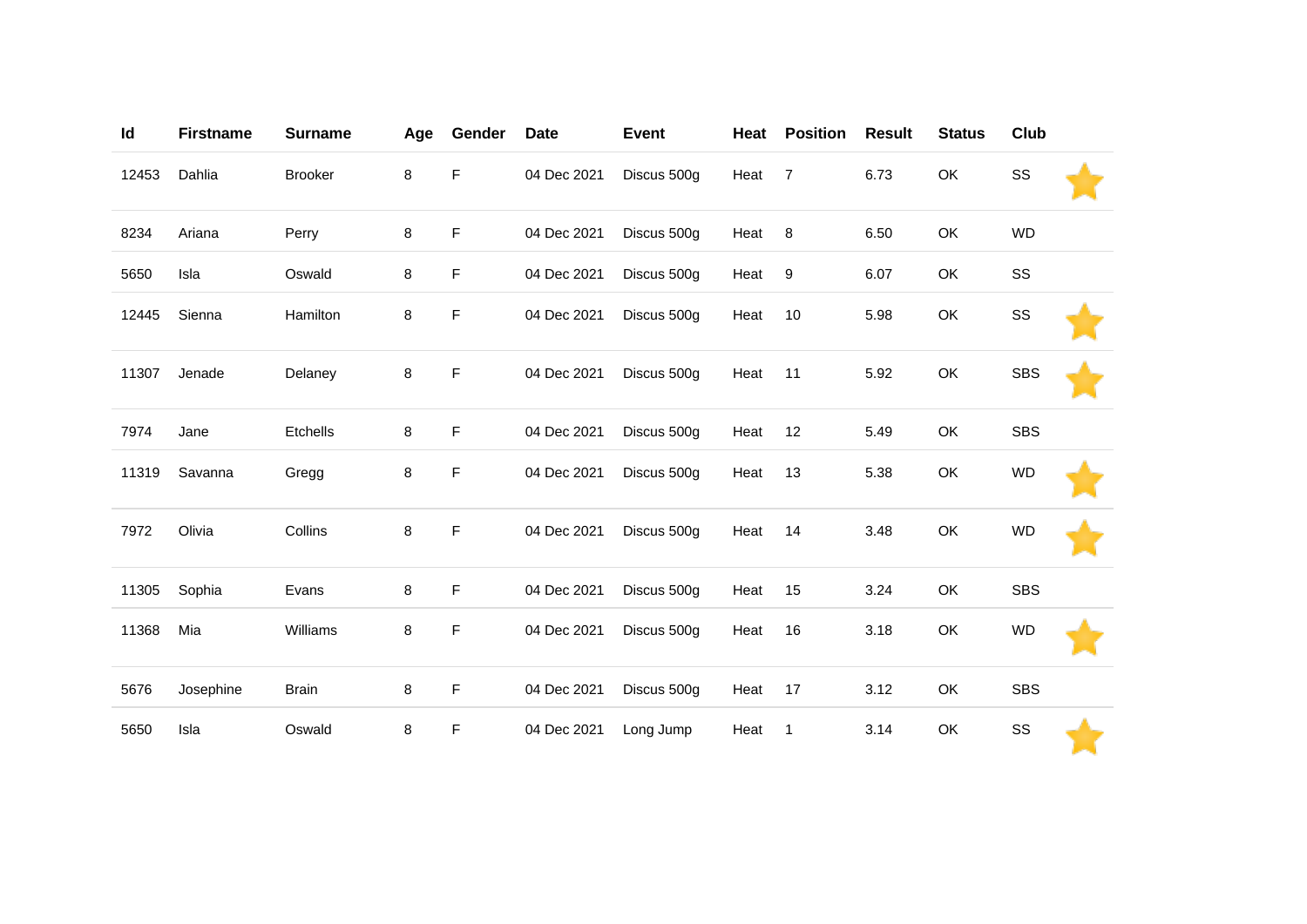| Id | Firstname | Surname | Age | Gender | Date | Event | Heat | Position | Result | Status | Club | |
|---|---|---|---|---|---|---|---|---|---|---|---|---|
| 12453 | Dahlia | Brooker | 8 | F | 04 Dec 2021 | Discus 500g | Heat | 7 | 6.73 | OK | SS | ⭐ |
| 8234 | Ariana | Perry | 8 | F | 04 Dec 2021 | Discus 500g | Heat | 8 | 6.50 | OK | WD | |
| 5650 | Isla | Oswald | 8 | F | 04 Dec 2021 | Discus 500g | Heat | 9 | 6.07 | OK | SS | |
| 12445 | Sienna | Hamilton | 8 | F | 04 Dec 2021 | Discus 500g | Heat | 10 | 5.98 | OK | SS | ⭐ |
| 11307 | Jenade | Delaney | 8 | F | 04 Dec 2021 | Discus 500g | Heat | 11 | 5.92 | OK | SBS | ⭐ |
| 7974 | Jane | Etchells | 8 | F | 04 Dec 2021 | Discus 500g | Heat | 12 | 5.49 | OK | SBS | |
| 11319 | Savanna | Gregg | 8 | F | 04 Dec 2021 | Discus 500g | Heat | 13 | 5.38 | OK | WD | ⭐ |
| 7972 | Olivia | Collins | 8 | F | 04 Dec 2021 | Discus 500g | Heat | 14 | 3.48 | OK | WD | ⭐ |
| 11305 | Sophia | Evans | 8 | F | 04 Dec 2021 | Discus 500g | Heat | 15 | 3.24 | OK | SBS | |
| 11368 | Mia | Williams | 8 | F | 04 Dec 2021 | Discus 500g | Heat | 16 | 3.18 | OK | WD | ⭐ |
| 5676 | Josephine | Brain | 8 | F | 04 Dec 2021 | Discus 500g | Heat | 17 | 3.12 | OK | SBS | |
| 5650 | Isla | Oswald | 8 | F | 04 Dec 2021 | Long Jump | Heat | 1 | 3.14 | OK | SS | ⭐ |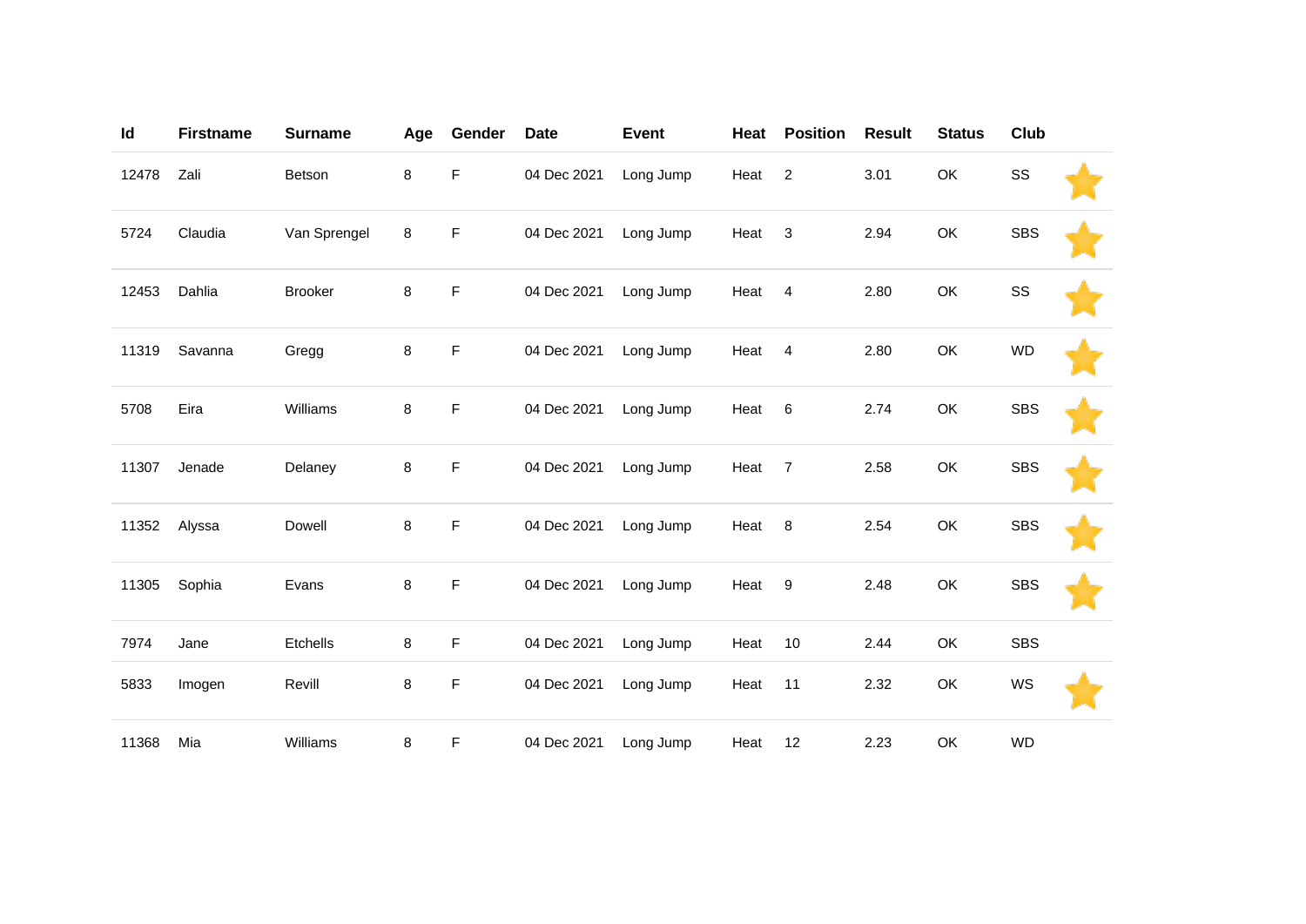| Id | Firstname | Surname | Age | Gender | Date | Event | Heat | Position | Result | Status | Club | |
|---|---|---|---|---|---|---|---|---|---|---|---|---|
| 12478 | Zali | Betson | 8 | F | 04 Dec 2021 | Long Jump | Heat | 2 | 3.01 | OK | SS | ⭐ |
| 5724 | Claudia | Van Sprengel | 8 | F | 04 Dec 2021 | Long Jump | Heat | 3 | 2.94 | OK | SBS | ⭐ |
| 12453 | Dahlia | Brooker | 8 | F | 04 Dec 2021 | Long Jump | Heat | 4 | 2.80 | OK | SS | ⭐ |
| 11319 | Savanna | Gregg | 8 | F | 04 Dec 2021 | Long Jump | Heat | 4 | 2.80 | OK | WD | ⭐ |
| 5708 | Eira | Williams | 8 | F | 04 Dec 2021 | Long Jump | Heat | 6 | 2.74 | OK | SBS | ⭐ |
| 11307 | Jenade | Delaney | 8 | F | 04 Dec 2021 | Long Jump | Heat | 7 | 2.58 | OK | SBS | ⭐ |
| 11352 | Alyssa | Dowell | 8 | F | 04 Dec 2021 | Long Jump | Heat | 8 | 2.54 | OK | SBS | ⭐ |
| 11305 | Sophia | Evans | 8 | F | 04 Dec 2021 | Long Jump | Heat | 9 | 2.48 | OK | SBS | ⭐ |
| 7974 | Jane | Etchells | 8 | F | 04 Dec 2021 | Long Jump | Heat | 10 | 2.44 | OK | SBS | |
| 5833 | Imogen | Revill | 8 | F | 04 Dec 2021 | Long Jump | Heat | 11 | 2.32 | OK | WS | ⭐ |
| 11368 | Mia | Williams | 8 | F | 04 Dec 2021 | Long Jump | Heat | 12 | 2.23 | OK | WD | |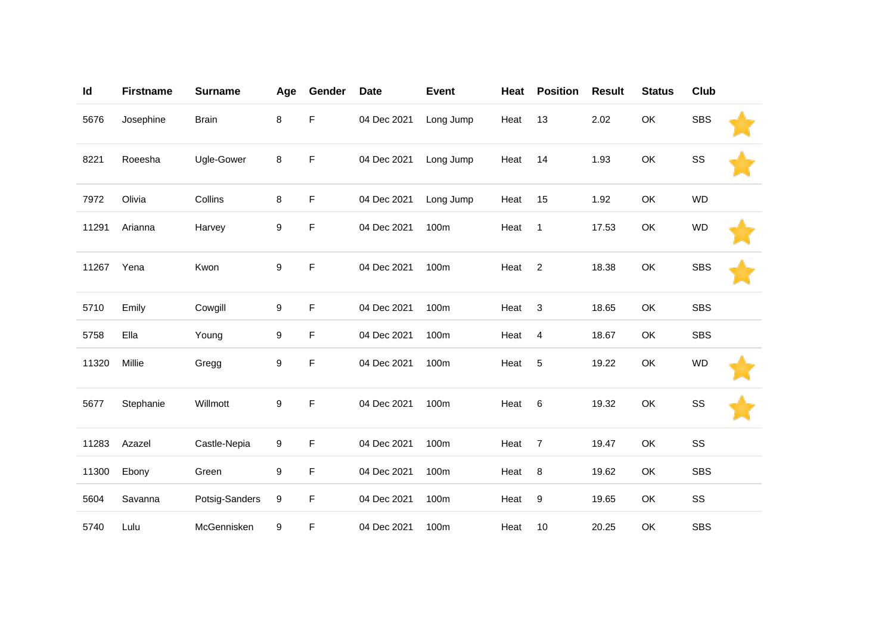| Id | Firstname | Surname | Age | Gender | Date | Event | Heat | Position | Result | Status | Club | |
|---|---|---|---|---|---|---|---|---|---|---|---|---|
| 5676 | Josephine | Brain | 8 | F | 04 Dec 2021 | Long Jump | Heat | 13 | 2.02 | OK | SBS | ⭐ |
| 8221 | Roeesha | Ugle-Gower | 8 | F | 04 Dec 2021 | Long Jump | Heat | 14 | 1.93 | OK | SS | ⭐ |
| 7972 | Olivia | Collins | 8 | F | 04 Dec 2021 | Long Jump | Heat | 15 | 1.92 | OK | WD | |
| 11291 | Arianna | Harvey | 9 | F | 04 Dec 2021 | 100m | Heat | 1 | 17.53 | OK | WD | ⭐ |
| 11267 | Yena | Kwon | 9 | F | 04 Dec 2021 | 100m | Heat | 2 | 18.38 | OK | SBS | ⭐ |
| 5710 | Emily | Cowgill | 9 | F | 04 Dec 2021 | 100m | Heat | 3 | 18.65 | OK | SBS | |
| 5758 | Ella | Young | 9 | F | 04 Dec 2021 | 100m | Heat | 4 | 18.67 | OK | SBS | |
| 11320 | Millie | Gregg | 9 | F | 04 Dec 2021 | 100m | Heat | 5 | 19.22 | OK | WD | ⭐ |
| 5677 | Stephanie | Willmott | 9 | F | 04 Dec 2021 | 100m | Heat | 6 | 19.32 | OK | SS | ⭐ |
| 11283 | Azazel | Castle-Nepia | 9 | F | 04 Dec 2021 | 100m | Heat | 7 | 19.47 | OK | SS | |
| 11300 | Ebony | Green | 9 | F | 04 Dec 2021 | 100m | Heat | 8 | 19.62 | OK | SBS | |
| 5604 | Savanna | Potsig-Sanders | 9 | F | 04 Dec 2021 | 100m | Heat | 9 | 19.65 | OK | SS | |
| 5740 | Lulu | McGennisken | 9 | F | 04 Dec 2021 | 100m | Heat | 10 | 20.25 | OK | SBS | |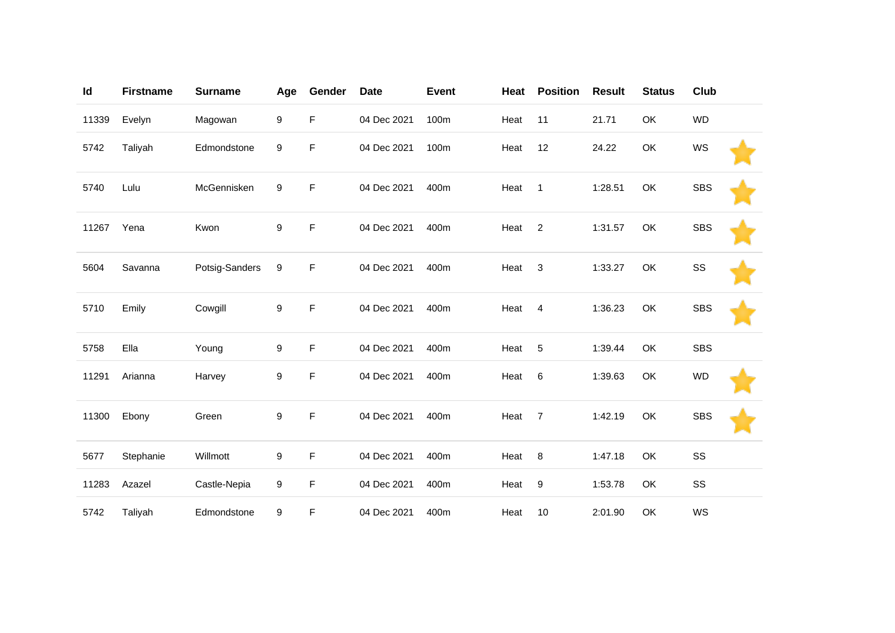| Id | Firstname | Surname | Age | Gender | Date | Event | Heat | Position | Result | Status | Club | |
|---|---|---|---|---|---|---|---|---|---|---|---|---|
| 11339 | Evelyn | Magowan | 9 | F | 04 Dec 2021 | 100m | Heat | 11 | 21.71 | OK | WD | |
| 5742 | Taliyah | Edmondstone | 9 | F | 04 Dec 2021 | 100m | Heat | 12 | 24.22 | OK | WS | ⭐ |
| 5740 | Lulu | McGennisken | 9 | F | 04 Dec 2021 | 400m | Heat | 1 | 1:28.51 | OK | SBS | ⭐ |
| 11267 | Yena | Kwon | 9 | F | 04 Dec 2021 | 400m | Heat | 2 | 1:31.57 | OK | SBS | ⭐ |
| 5604 | Savanna | Potsig-Sanders | 9 | F | 04 Dec 2021 | 400m | Heat | 3 | 1:33.27 | OK | SS | ⭐ |
| 5710 | Emily | Cowgill | 9 | F | 04 Dec 2021 | 400m | Heat | 4 | 1:36.23 | OK | SBS | ⭐ |
| 5758 | Ella | Young | 9 | F | 04 Dec 2021 | 400m | Heat | 5 | 1:39.44 | OK | SBS | |
| 11291 | Arianna | Harvey | 9 | F | 04 Dec 2021 | 400m | Heat | 6 | 1:39.63 | OK | WD | ⭐ |
| 11300 | Ebony | Green | 9 | F | 04 Dec 2021 | 400m | Heat | 7 | 1:42.19 | OK | SBS | ⭐ |
| 5677 | Stephanie | Willmott | 9 | F | 04 Dec 2021 | 400m | Heat | 8 | 1:47.18 | OK | SS | |
| 11283 | Azazel | Castle-Nepia | 9 | F | 04 Dec 2021 | 400m | Heat | 9 | 1:53.78 | OK | SS | |
| 5742 | Taliyah | Edmondstone | 9 | F | 04 Dec 2021 | 400m | Heat | 10 | 2:01.90 | OK | WS | |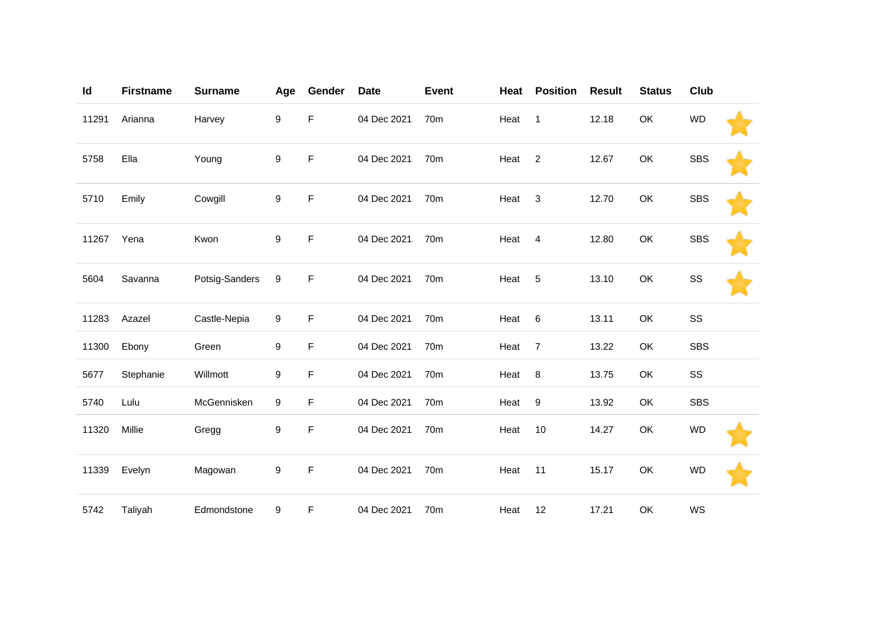| Id | Firstname | Surname | Age | Gender | Date | Event | Heat | Position | Result | Status | Club |
|---|---|---|---|---|---|---|---|---|---|---|---|
| 11291 | Arianna | Harvey | 9 | F | 04 Dec 2021 | 70m | Heat | 1 | 12.18 | OK | WD |
| 5758 | Ella | Young | 9 | F | 04 Dec 2021 | 70m | Heat | 2 | 12.67 | OK | SBS |
| 5710 | Emily | Cowgill | 9 | F | 04 Dec 2021 | 70m | Heat | 3 | 12.70 | OK | SBS |
| 11267 | Yena | Kwon | 9 | F | 04 Dec 2021 | 70m | Heat | 4 | 12.80 | OK | SBS |
| 5604 | Savanna | Potsig-Sanders | 9 | F | 04 Dec 2021 | 70m | Heat | 5 | 13.10 | OK | SS |
| 11283 | Azazel | Castle-Nepia | 9 | F | 04 Dec 2021 | 70m | Heat | 6 | 13.11 | OK | SS |
| 11300 | Ebony | Green | 9 | F | 04 Dec 2021 | 70m | Heat | 7 | 13.22 | OK | SBS |
| 5677 | Stephanie | Willmott | 9 | F | 04 Dec 2021 | 70m | Heat | 8 | 13.75 | OK | SS |
| 5740 | Lulu | McGennisken | 9 | F | 04 Dec 2021 | 70m | Heat | 9 | 13.92 | OK | SBS |
| 11320 | Millie | Gregg | 9 | F | 04 Dec 2021 | 70m | Heat | 10 | 14.27 | OK | WD |
| 11339 | Evelyn | Magowan | 9 | F | 04 Dec 2021 | 70m | Heat | 11 | 15.17 | OK | WD |
| 5742 | Taliyah | Edmondstone | 9 | F | 04 Dec 2021 | 70m | Heat | 12 | 17.21 | OK | WS |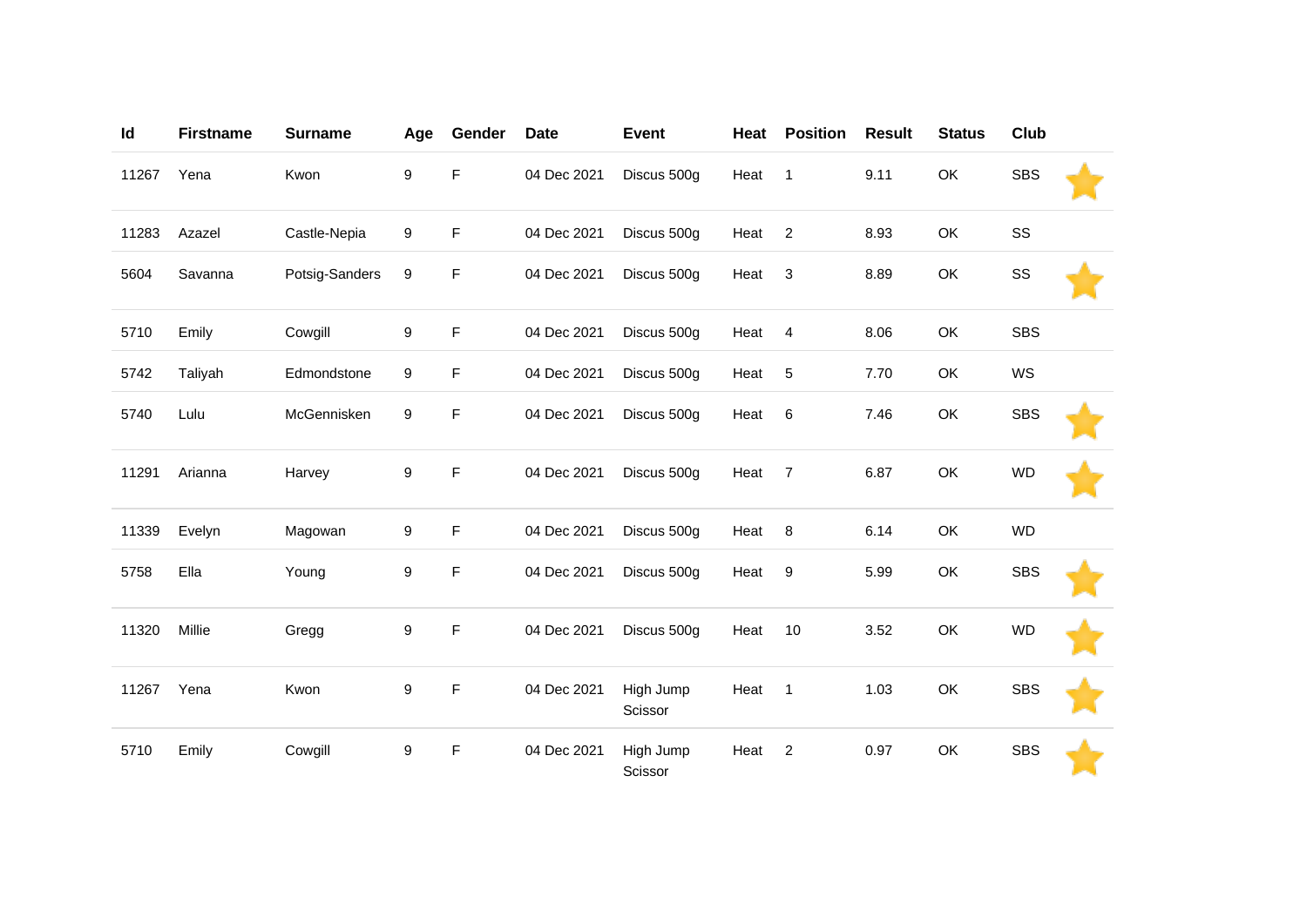| Id | Firstname | Surname | Age | Gender | Date | Event | Heat | Position | Result | Status | Club |
|---|---|---|---|---|---|---|---|---|---|---|---|
| 11267 | Yena | Kwon | 9 | F | 04 Dec 2021 | Discus 500g | Heat | 1 | 9.11 | OK | SBS |
| 11283 | Azazel | Castle-Nepia | 9 | F | 04 Dec 2021 | Discus 500g | Heat | 2 | 8.93 | OK | SS |
| 5604 | Savanna | Potsig-Sanders | 9 | F | 04 Dec 2021 | Discus 500g | Heat | 3 | 8.89 | OK | SS |
| 5710 | Emily | Cowgill | 9 | F | 04 Dec 2021 | Discus 500g | Heat | 4 | 8.06 | OK | SBS |
| 5742 | Taliyah | Edmondstone | 9 | F | 04 Dec 2021 | Discus 500g | Heat | 5 | 7.70 | OK | WS |
| 5740 | Lulu | McGennisken | 9 | F | 04 Dec 2021 | Discus 500g | Heat | 6 | 7.46 | OK | SBS |
| 11291 | Arianna | Harvey | 9 | F | 04 Dec 2021 | Discus 500g | Heat | 7 | 6.87 | OK | WD |
| 11339 | Evelyn | Magowan | 9 | F | 04 Dec 2021 | Discus 500g | Heat | 8 | 6.14 | OK | WD |
| 5758 | Ella | Young | 9 | F | 04 Dec 2021 | Discus 500g | Heat | 9 | 5.99 | OK | SBS |
| 11320 | Millie | Gregg | 9 | F | 04 Dec 2021 | Discus 500g | Heat | 10 | 3.52 | OK | WD |
| 11267 | Yena | Kwon | 9 | F | 04 Dec 2021 | High Jump Scissor | Heat | 1 | 1.03 | OK | SBS |
| 5710 | Emily | Cowgill | 9 | F | 04 Dec 2021 | High Jump Scissor | Heat | 2 | 0.97 | OK | SBS |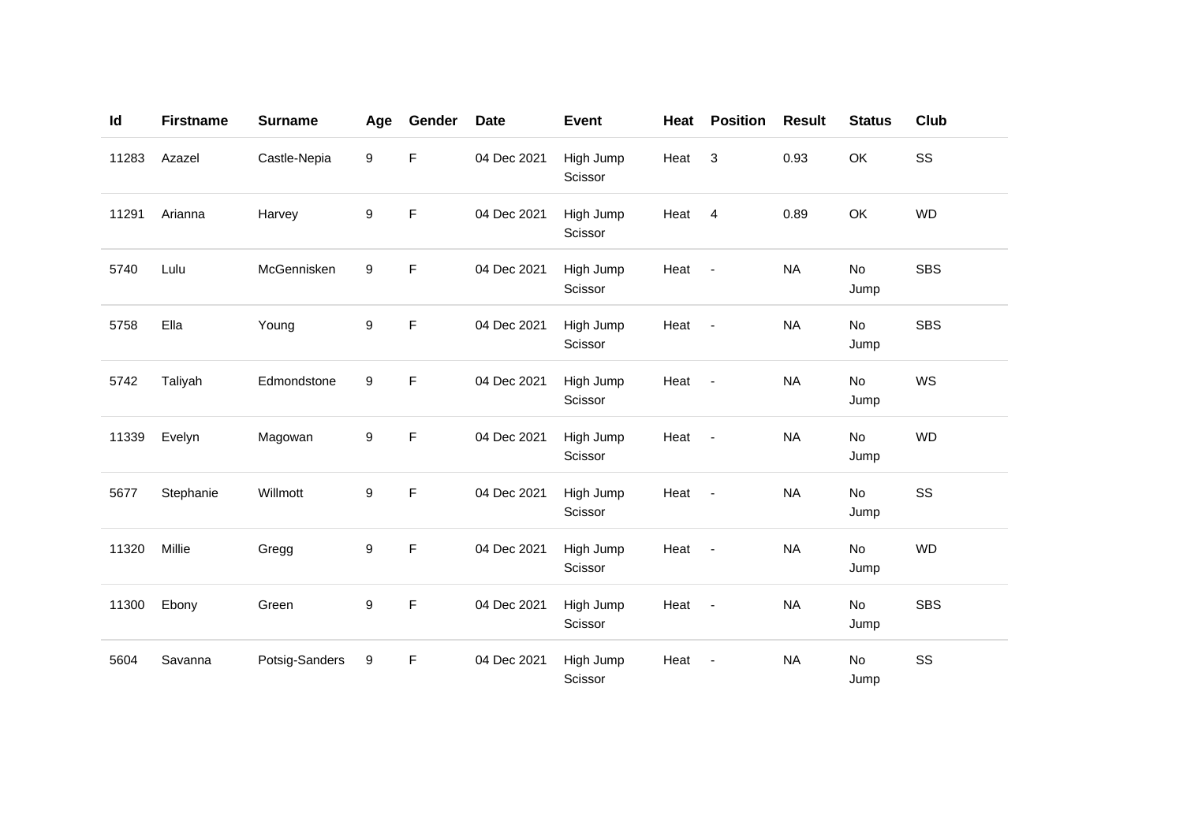| Id | Firstname | Surname | Age | Gender | Date | Event | Heat | Position | Result | Status | Club |
|---|---|---|---|---|---|---|---|---|---|---|---|
| 11283 | Azazel | Castle-Nepia | 9 | F | 04 Dec 2021 | High Jump Scissor | Heat | 3 | 0.93 | OK | SS |
| 11291 | Arianna | Harvey | 9 | F | 04 Dec 2021 | High Jump Scissor | Heat | 4 | 0.89 | OK | WD |
| 5740 | Lulu | McGennisken | 9 | F | 04 Dec 2021 | High Jump Scissor | Heat | - | NA | No Jump | SBS |
| 5758 | Ella | Young | 9 | F | 04 Dec 2021 | High Jump Scissor | Heat | - | NA | No Jump | SBS |
| 5742 | Taliyah | Edmondstone | 9 | F | 04 Dec 2021 | High Jump Scissor | Heat | - | NA | No Jump | WS |
| 11339 | Evelyn | Magowan | 9 | F | 04 Dec 2021 | High Jump Scissor | Heat | - | NA | No Jump | WD |
| 5677 | Stephanie | Willmott | 9 | F | 04 Dec 2021 | High Jump Scissor | Heat | - | NA | No Jump | SS |
| 11320 | Millie | Gregg | 9 | F | 04 Dec 2021 | High Jump Scissor | Heat | - | NA | No Jump | WD |
| 11300 | Ebony | Green | 9 | F | 04 Dec 2021 | High Jump Scissor | Heat | - | NA | No Jump | SBS |
| 5604 | Savanna | Potsig-Sanders | 9 | F | 04 Dec 2021 | High Jump Scissor | Heat | - | NA | No Jump | SS |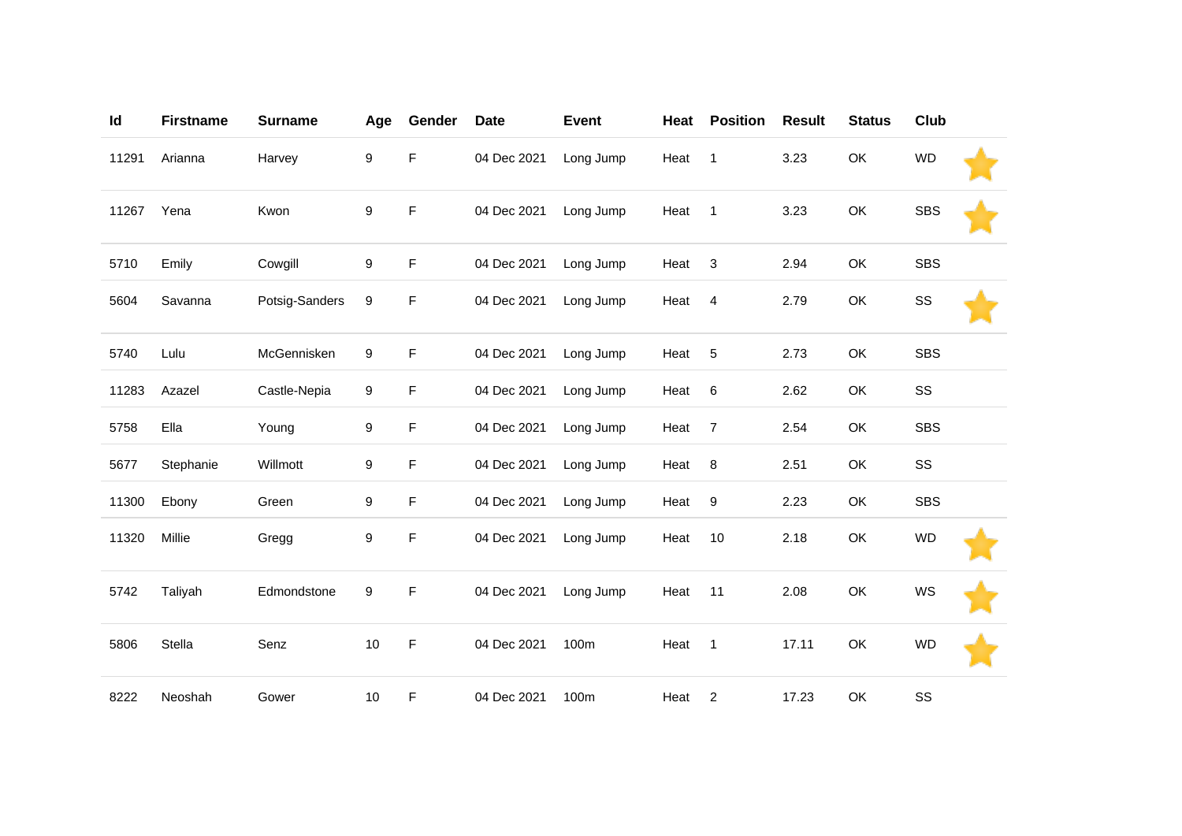| Id | Firstname | Surname | Age | Gender | Date | Event | Heat | Position | Result | Status | Club | |
|---|---|---|---|---|---|---|---|---|---|---|---|---|
| 11291 | Arianna | Harvey | 9 | F | 04 Dec 2021 | Long Jump | Heat | 1 | 3.23 | OK | WD | ⭐ |
| 11267 | Yena | Kwon | 9 | F | 04 Dec 2021 | Long Jump | Heat | 1 | 3.23 | OK | SBS | ⭐ |
| 5710 | Emily | Cowgill | 9 | F | 04 Dec 2021 | Long Jump | Heat | 3 | 2.94 | OK | SBS | |
| 5604 | Savanna | Potsig-Sanders | 9 | F | 04 Dec 2021 | Long Jump | Heat | 4 | 2.79 | OK | SS | ⭐ |
| 5740 | Lulu | McGennisken | 9 | F | 04 Dec 2021 | Long Jump | Heat | 5 | 2.73 | OK | SBS | |
| 11283 | Azazel | Castle-Nepia | 9 | F | 04 Dec 2021 | Long Jump | Heat | 6 | 2.62 | OK | SS | |
| 5758 | Ella | Young | 9 | F | 04 Dec 2021 | Long Jump | Heat | 7 | 2.54 | OK | SBS | |
| 5677 | Stephanie | Willmott | 9 | F | 04 Dec 2021 | Long Jump | Heat | 8 | 2.51 | OK | SS | |
| 11300 | Ebony | Green | 9 | F | 04 Dec 2021 | Long Jump | Heat | 9 | 2.23 | OK | SBS | |
| 11320 | Millie | Gregg | 9 | F | 04 Dec 2021 | Long Jump | Heat | 10 | 2.18 | OK | WD | ⭐ |
| 5742 | Taliyah | Edmondstone | 9 | F | 04 Dec 2021 | Long Jump | Heat | 11 | 2.08 | OK | WS | ⭐ |
| 5806 | Stella | Senz | 10 | F | 04 Dec 2021 | 100m | Heat | 1 | 17.11 | OK | WD | ⭐ |
| 8222 | Neoshah | Gower | 10 | F | 04 Dec 2021 | 100m | Heat | 2 | 17.23 | OK | SS | |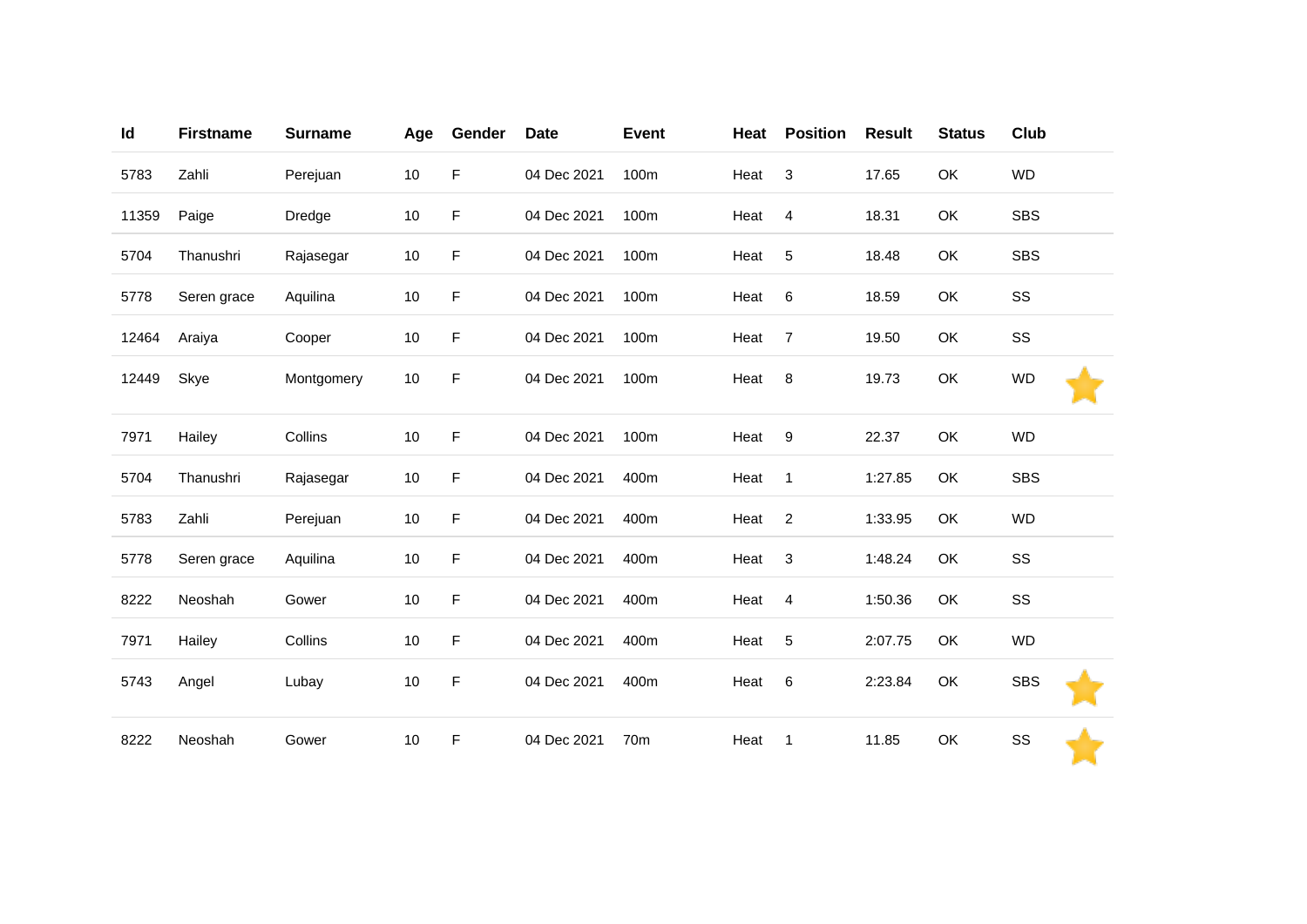| Id | Firstname | Surname | Age | Gender | Date | Event | Heat | Position | Result | Status | Club | |
|---|---|---|---|---|---|---|---|---|---|---|---|---|
| 5783 | Zahli | Perejuan | 10 | F | 04 Dec 2021 | 100m | Heat | 3 | 17.65 | OK | WD | |
| 11359 | Paige | Dredge | 10 | F | 04 Dec 2021 | 100m | Heat | 4 | 18.31 | OK | SBS | |
| 5704 | Thanushri | Rajasegar | 10 | F | 04 Dec 2021 | 100m | Heat | 5 | 18.48 | OK | SBS | |
| 5778 | Seren grace | Aquilina | 10 | F | 04 Dec 2021 | 100m | Heat | 6 | 18.59 | OK | SS | |
| 12464 | Araiya | Cooper | 10 | F | 04 Dec 2021 | 100m | Heat | 7 | 19.50 | OK | SS | |
| 12449 | Skye | Montgomery | 10 | F | 04 Dec 2021 | 100m | Heat | 8 | 19.73 | OK | WD | ⭐ |
| 7971 | Hailey | Collins | 10 | F | 04 Dec 2021 | 100m | Heat | 9 | 22.37 | OK | WD | |
| 5704 | Thanushri | Rajasegar | 10 | F | 04 Dec 2021 | 400m | Heat | 1 | 1:27.85 | OK | SBS | |
| 5783 | Zahli | Perejuan | 10 | F | 04 Dec 2021 | 400m | Heat | 2 | 1:33.95 | OK | WD | |
| 5778 | Seren grace | Aquilina | 10 | F | 04 Dec 2021 | 400m | Heat | 3 | 1:48.24 | OK | SS | |
| 8222 | Neoshah | Gower | 10 | F | 04 Dec 2021 | 400m | Heat | 4 | 1:50.36 | OK | SS | |
| 7971 | Hailey | Collins | 10 | F | 04 Dec 2021 | 400m | Heat | 5 | 2:07.75 | OK | WD | |
| 5743 | Angel | Lubay | 10 | F | 04 Dec 2021 | 400m | Heat | 6 | 2:23.84 | OK | SBS | ⭐ |
| 8222 | Neoshah | Gower | 10 | F | 04 Dec 2021 | 70m | Heat | 1 | 11.85 | OK | SS | ⭐ |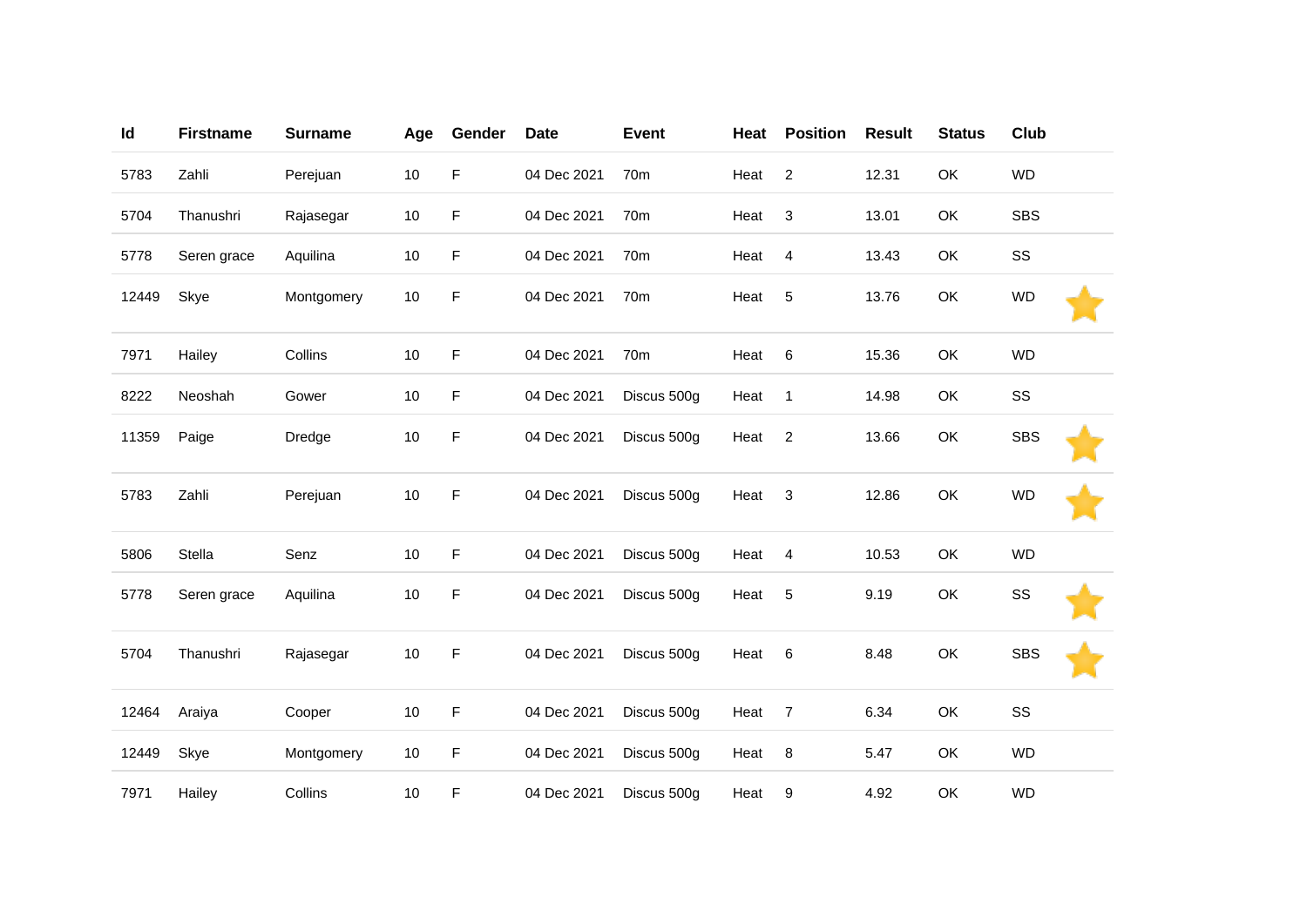| Id | Firstname | Surname | Age | Gender | Date | Event | Heat | Position | Result | Status | Club | |
|---|---|---|---|---|---|---|---|---|---|---|---|---|
| 5783 | Zahli | Perejuan | 10 | F | 04 Dec 2021 | 70m | Heat | 2 | 12.31 | OK | WD | |
| 5704 | Thanushri | Rajasegar | 10 | F | 04 Dec 2021 | 70m | Heat | 3 | 13.01 | OK | SBS | |
| 5778 | Seren grace | Aquilina | 10 | F | 04 Dec 2021 | 70m | Heat | 4 | 13.43 | OK | SS | |
| 12449 | Skye | Montgomery | 10 | F | 04 Dec 2021 | 70m | Heat | 5 | 13.76 | OK | WD | ⭐ |
| 7971 | Hailey | Collins | 10 | F | 04 Dec 2021 | 70m | Heat | 6 | 15.36 | OK | WD | |
| 8222 | Neoshah | Gower | 10 | F | 04 Dec 2021 | Discus 500g | Heat | 1 | 14.98 | OK | SS | |
| 11359 | Paige | Dredge | 10 | F | 04 Dec 2021 | Discus 500g | Heat | 2 | 13.66 | OK | SBS | ⭐ |
| 5783 | Zahli | Perejuan | 10 | F | 04 Dec 2021 | Discus 500g | Heat | 3 | 12.86 | OK | WD | ⭐ |
| 5806 | Stella | Senz | 10 | F | 04 Dec 2021 | Discus 500g | Heat | 4 | 10.53 | OK | WD | |
| 5778 | Seren grace | Aquilina | 10 | F | 04 Dec 2021 | Discus 500g | Heat | 5 | 9.19 | OK | SS | ⭐ |
| 5704 | Thanushri | Rajasegar | 10 | F | 04 Dec 2021 | Discus 500g | Heat | 6 | 8.48 | OK | SBS | ⭐ |
| 12464 | Araiya | Cooper | 10 | F | 04 Dec 2021 | Discus 500g | Heat | 7 | 6.34 | OK | SS | |
| 12449 | Skye | Montgomery | 10 | F | 04 Dec 2021 | Discus 500g | Heat | 8 | 5.47 | OK | WD | |
| 7971 | Hailey | Collins | 10 | F | 04 Dec 2021 | Discus 500g | Heat | 9 | 4.92 | OK | WD | |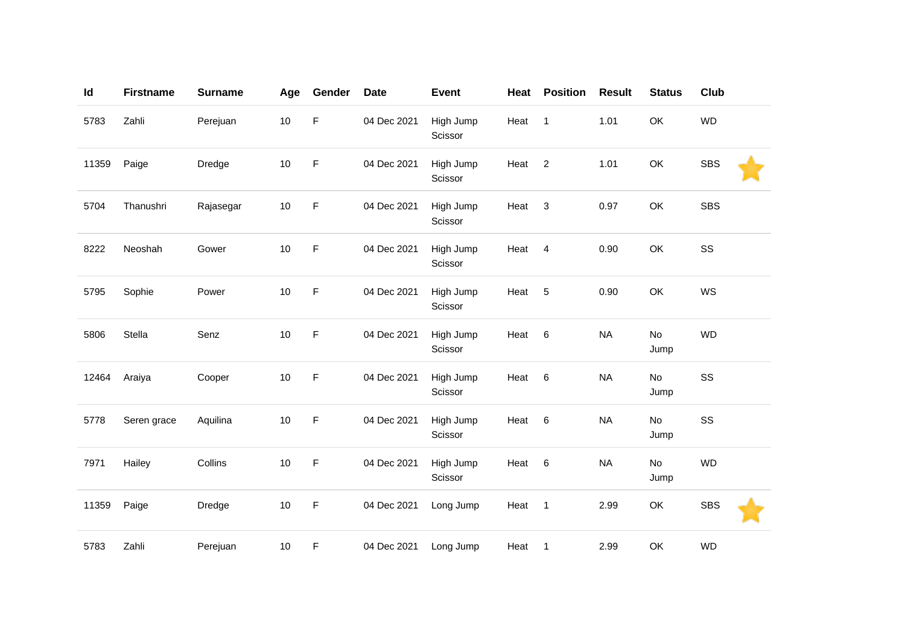| Id | Firstname | Surname | Age | Gender | Date | Event | Heat | Position | Result | Status | Club | |
|---|---|---|---|---|---|---|---|---|---|---|---|---|
| 5783 | Zahli | Perejuan | 10 | F | 04 Dec 2021 | High Jump Scissor | Heat | 1 | 1.01 | OK | WD | |
| 11359 | Paige | Dredge | 10 | F | 04 Dec 2021 | High Jump Scissor | Heat | 2 | 1.01 | OK | SBS | ⭐ |
| 5704 | Thanushri | Rajasegar | 10 | F | 04 Dec 2021 | High Jump Scissor | Heat | 3 | 0.97 | OK | SBS | |
| 8222 | Neoshah | Gower | 10 | F | 04 Dec 2021 | High Jump Scissor | Heat | 4 | 0.90 | OK | SS | |
| 5795 | Sophie | Power | 10 | F | 04 Dec 2021 | High Jump Scissor | Heat | 5 | 0.90 | OK | WS | |
| 5806 | Stella | Senz | 10 | F | 04 Dec 2021 | High Jump Scissor | Heat | 6 | NA | No Jump | WD | |
| 12464 | Araiya | Cooper | 10 | F | 04 Dec 2021 | High Jump Scissor | Heat | 6 | NA | No Jump | SS | |
| 5778 | Seren grace | Aquilina | 10 | F | 04 Dec 2021 | High Jump Scissor | Heat | 6 | NA | No Jump | SS | |
| 7971 | Hailey | Collins | 10 | F | 04 Dec 2021 | High Jump Scissor | Heat | 6 | NA | No Jump | WD | |
| 11359 | Paige | Dredge | 10 | F | 04 Dec 2021 | Long Jump | Heat | 1 | 2.99 | OK | SBS | ⭐ |
| 5783 | Zahli | Perejuan | 10 | F | 04 Dec 2021 | Long Jump | Heat | 1 | 2.99 | OK | WD | |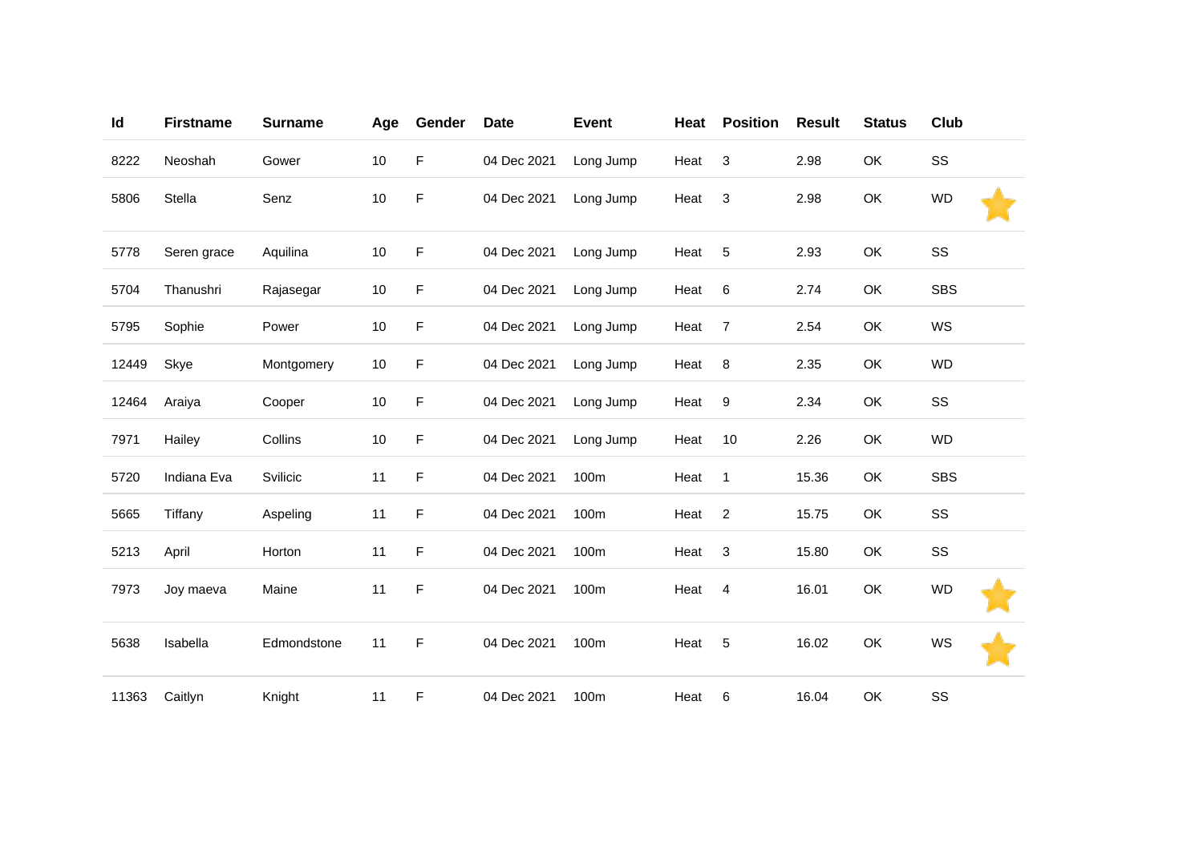| Id | Firstname | Surname | Age | Gender | Date | Event | Heat | Position | Result | Status | Club | |
|---|---|---|---|---|---|---|---|---|---|---|---|---|
| 8222 | Neoshah | Gower | 10 | F | 04 Dec 2021 | Long Jump | Heat | 3 | 2.98 | OK | SS | |
| 5806 | Stella | Senz | 10 | F | 04 Dec 2021 | Long Jump | Heat | 3 | 2.98 | OK | WD | ⭐ |
| 5778 | Seren grace | Aquilina | 10 | F | 04 Dec 2021 | Long Jump | Heat | 5 | 2.93 | OK | SS | |
| 5704 | Thanushri | Rajasegar | 10 | F | 04 Dec 2021 | Long Jump | Heat | 6 | 2.74 | OK | SBS | |
| 5795 | Sophie | Power | 10 | F | 04 Dec 2021 | Long Jump | Heat | 7 | 2.54 | OK | WS | |
| 12449 | Skye | Montgomery | 10 | F | 04 Dec 2021 | Long Jump | Heat | 8 | 2.35 | OK | WD | |
| 12464 | Araiya | Cooper | 10 | F | 04 Dec 2021 | Long Jump | Heat | 9 | 2.34 | OK | SS | |
| 7971 | Hailey | Collins | 10 | F | 04 Dec 2021 | Long Jump | Heat | 10 | 2.26 | OK | WD | |
| 5720 | Indiana Eva | Svilicic | 11 | F | 04 Dec 2021 | 100m | Heat | 1 | 15.36 | OK | SBS | |
| 5665 | Tiffany | Aspeling | 11 | F | 04 Dec 2021 | 100m | Heat | 2 | 15.75 | OK | SS | |
| 5213 | April | Horton | 11 | F | 04 Dec 2021 | 100m | Heat | 3 | 15.80 | OK | SS | |
| 7973 | Joy maeva | Maine | 11 | F | 04 Dec 2021 | 100m | Heat | 4 | 16.01 | OK | WD | ⭐ |
| 5638 | Isabella | Edmondstone | 11 | F | 04 Dec 2021 | 100m | Heat | 5 | 16.02 | OK | WS | ⭐ |
| 11363 | Caitlyn | Knight | 11 | F | 04 Dec 2021 | 100m | Heat | 6 | 16.04 | OK | SS | |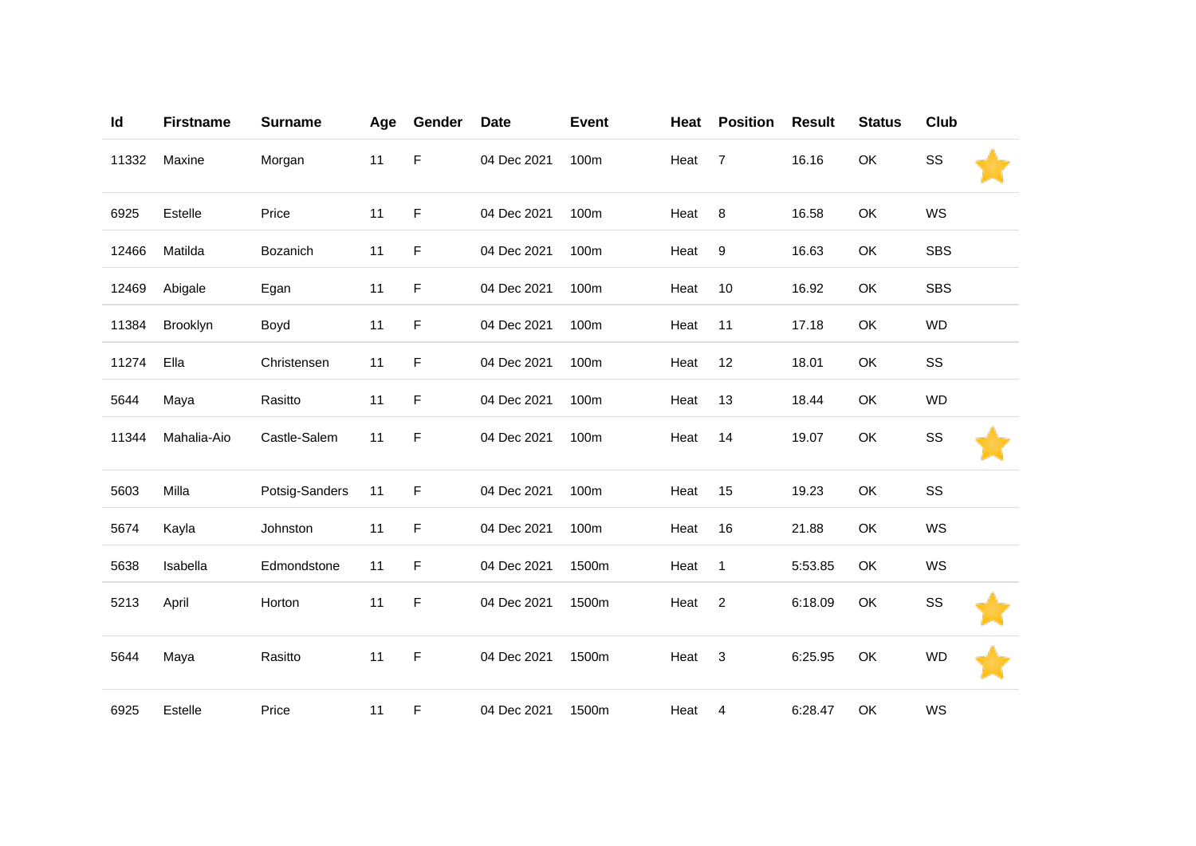| Id | Firstname | Surname | Age | Gender | Date | Event | Heat | Position | Result | Status | Club | |
|---|---|---|---|---|---|---|---|---|---|---|---|---|
| 11332 | Maxine | Morgan | 11 | F | 04 Dec 2021 | 100m | Heat | 7 | 16.16 | OK | SS | ⭐ |
| 6925 | Estelle | Price | 11 | F | 04 Dec 2021 | 100m | Heat | 8 | 16.58 | OK | WS | |
| 12466 | Matilda | Bozanich | 11 | F | 04 Dec 2021 | 100m | Heat | 9 | 16.63 | OK | SBS | |
| 12469 | Abigale | Egan | 11 | F | 04 Dec 2021 | 100m | Heat | 10 | 16.92 | OK | SBS | |
| 11384 | Brooklyn | Boyd | 11 | F | 04 Dec 2021 | 100m | Heat | 11 | 17.18 | OK | WD | |
| 11274 | Ella | Christensen | 11 | F | 04 Dec 2021 | 100m | Heat | 12 | 18.01 | OK | SS | |
| 5644 | Maya | Rasitto | 11 | F | 04 Dec 2021 | 100m | Heat | 13 | 18.44 | OK | WD | |
| 11344 | Mahalia-Aio | Castle-Salem | 11 | F | 04 Dec 2021 | 100m | Heat | 14 | 19.07 | OK | SS | ⭐ |
| 5603 | Milla | Potsig-Sanders | 11 | F | 04 Dec 2021 | 100m | Heat | 15 | 19.23 | OK | SS | |
| 5674 | Kayla | Johnston | 11 | F | 04 Dec 2021 | 100m | Heat | 16 | 21.88 | OK | WS | |
| 5638 | Isabella | Edmondstone | 11 | F | 04 Dec 2021 | 1500m | Heat | 1 | 5:53.85 | OK | WS | |
| 5213 | April | Horton | 11 | F | 04 Dec 2021 | 1500m | Heat | 2 | 6:18.09 | OK | SS | ⭐ |
| 5644 | Maya | Rasitto | 11 | F | 04 Dec 2021 | 1500m | Heat | 3 | 6:25.95 | OK | WD | ⭐ |
| 6925 | Estelle | Price | 11 | F | 04 Dec 2021 | 1500m | Heat | 4 | 6:28.47 | OK | WS | |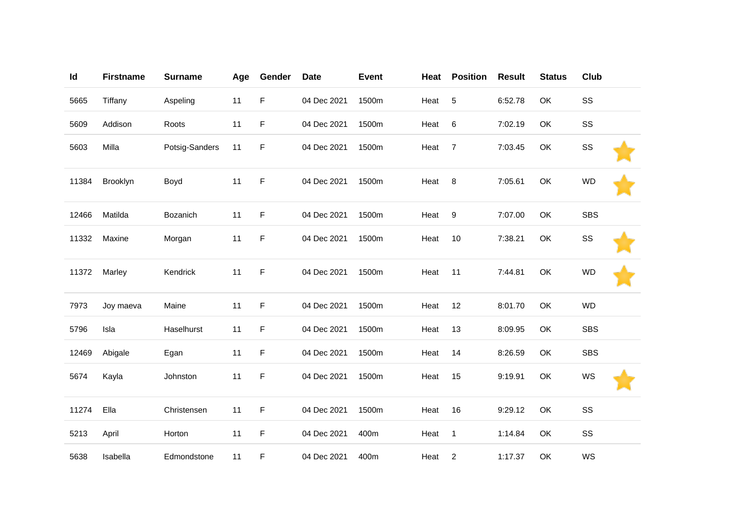| Id | Firstname | Surname | Age | Gender | Date | Event | Heat | Position | Result | Status | Club | |
|---|---|---|---|---|---|---|---|---|---|---|---|---|
| 5665 | Tiffany | Aspeling | 11 | F | 04 Dec 2021 | 1500m | Heat | 5 | 6:52.78 | OK | SS | |
| 5609 | Addison | Roots | 11 | F | 04 Dec 2021 | 1500m | Heat | 6 | 7:02.19 | OK | SS | |
| 5603 | Milla | Potsig-Sanders | 11 | F | 04 Dec 2021 | 1500m | Heat | 7 | 7:03.45 | OK | SS | ⭐ |
| 11384 | Brooklyn | Boyd | 11 | F | 04 Dec 2021 | 1500m | Heat | 8 | 7:05.61 | OK | WD | ⭐ |
| 12466 | Matilda | Bozanich | 11 | F | 04 Dec 2021 | 1500m | Heat | 9 | 7:07.00 | OK | SBS | |
| 11332 | Maxine | Morgan | 11 | F | 04 Dec 2021 | 1500m | Heat | 10 | 7:38.21 | OK | SS | ⭐ |
| 11372 | Marley | Kendrick | 11 | F | 04 Dec 2021 | 1500m | Heat | 11 | 7:44.81 | OK | WD | ⭐ |
| 7973 | Joy maeva | Maine | 11 | F | 04 Dec 2021 | 1500m | Heat | 12 | 8:01.70 | OK | WD | |
| 5796 | Isla | Haselhurst | 11 | F | 04 Dec 2021 | 1500m | Heat | 13 | 8:09.95 | OK | SBS | |
| 12469 | Abigale | Egan | 11 | F | 04 Dec 2021 | 1500m | Heat | 14 | 8:26.59 | OK | SBS | |
| 5674 | Kayla | Johnston | 11 | F | 04 Dec 2021 | 1500m | Heat | 15 | 9:19.91 | OK | WS | ⭐ |
| 11274 | Ella | Christensen | 11 | F | 04 Dec 2021 | 1500m | Heat | 16 | 9:29.12 | OK | SS | |
| 5213 | April | Horton | 11 | F | 04 Dec 2021 | 400m | Heat | 1 | 1:14.84 | OK | SS | |
| 5638 | Isabella | Edmondstone | 11 | F | 04 Dec 2021 | 400m | Heat | 2 | 1:17.37 | OK | WS | |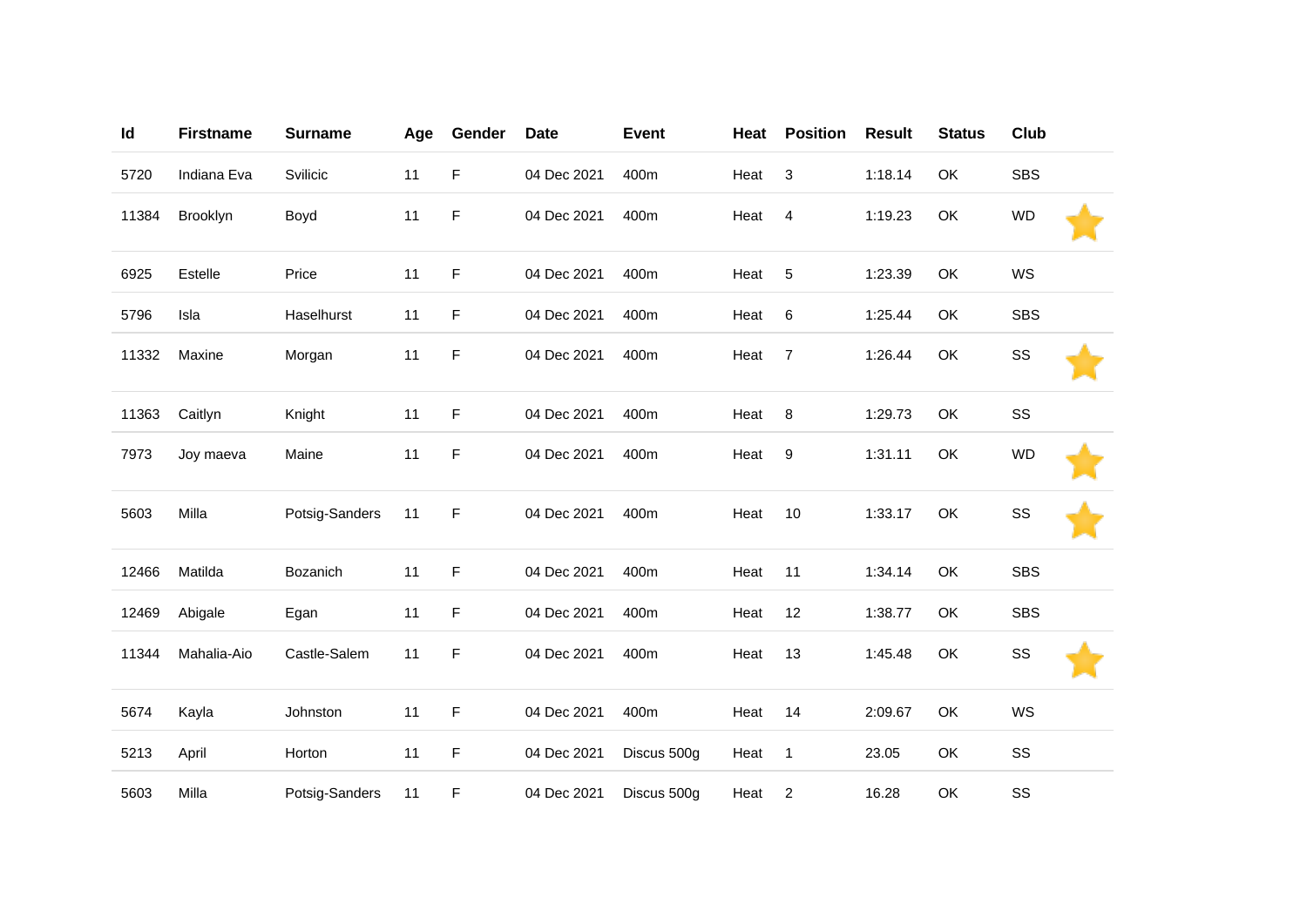| Id | Firstname | Surname | Age | Gender | Date | Event | Heat | Position | Result | Status | Club |
|---|---|---|---|---|---|---|---|---|---|---|---|
| 5720 | Indiana Eva | Svilicic | 11 | F | 04 Dec 2021 | 400m | Heat | 3 | 1:18.14 | OK | SBS |
| 11384 | Brooklyn | Boyd | 11 | F | 04 Dec 2021 | 400m | Heat | 4 | 1:19.23 | OK | WD |
| 6925 | Estelle | Price | 11 | F | 04 Dec 2021 | 400m | Heat | 5 | 1:23.39 | OK | WS |
| 5796 | Isla | Haselhurst | 11 | F | 04 Dec 2021 | 400m | Heat | 6 | 1:25.44 | OK | SBS |
| 11332 | Maxine | Morgan | 11 | F | 04 Dec 2021 | 400m | Heat | 7 | 1:26.44 | OK | SS |
| 11363 | Caitlyn | Knight | 11 | F | 04 Dec 2021 | 400m | Heat | 8 | 1:29.73 | OK | SS |
| 7973 | Joy maeva | Maine | 11 | F | 04 Dec 2021 | 400m | Heat | 9 | 1:31.11 | OK | WD |
| 5603 | Milla | Potsig-Sanders | 11 | F | 04 Dec 2021 | 400m | Heat | 10 | 1:33.17 | OK | SS |
| 12466 | Matilda | Bozanich | 11 | F | 04 Dec 2021 | 400m | Heat | 11 | 1:34.14 | OK | SBS |
| 12469 | Abigale | Egan | 11 | F | 04 Dec 2021 | 400m | Heat | 12 | 1:38.77 | OK | SBS |
| 11344 | Mahalia-Aio | Castle-Salem | 11 | F | 04 Dec 2021 | 400m | Heat | 13 | 1:45.48 | OK | SS |
| 5674 | Kayla | Johnston | 11 | F | 04 Dec 2021 | 400m | Heat | 14 | 2:09.67 | OK | WS |
| 5213 | April | Horton | 11 | F | 04 Dec 2021 | Discus 500g | Heat | 1 | 23.05 | OK | SS |
| 5603 | Milla | Potsig-Sanders | 11 | F | 04 Dec 2021 | Discus 500g | Heat | 2 | 16.28 | OK | SS |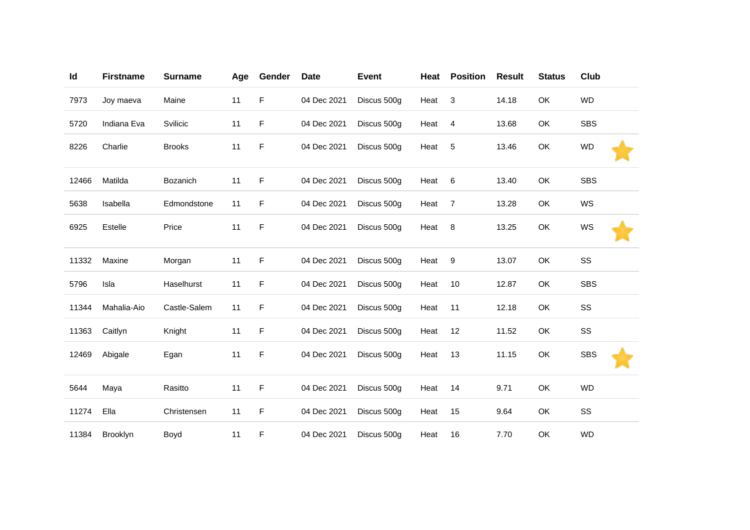| Id | Firstname | Surname | Age | Gender | Date | Event | Heat | Position | Result | Status | Club |
|---|---|---|---|---|---|---|---|---|---|---|---|
| 7973 | Joy maeva | Maine | 11 | F | 04 Dec 2021 | Discus 500g | Heat | 3 | 14.18 | OK | WD |
| 5720 | Indiana Eva | Svilicic | 11 | F | 04 Dec 2021 | Discus 500g | Heat | 4 | 13.68 | OK | SBS |
| 8226 | Charlie | Brooks | 11 | F | 04 Dec 2021 | Discus 500g | Heat | 5 | 13.46 | OK | WD |
| 12466 | Matilda | Bozanich | 11 | F | 04 Dec 2021 | Discus 500g | Heat | 6 | 13.40 | OK | SBS |
| 5638 | Isabella | Edmondstone | 11 | F | 04 Dec 2021 | Discus 500g | Heat | 7 | 13.28 | OK | WS |
| 6925 | Estelle | Price | 11 | F | 04 Dec 2021 | Discus 500g | Heat | 8 | 13.25 | OK | WS |
| 11332 | Maxine | Morgan | 11 | F | 04 Dec 2021 | Discus 500g | Heat | 9 | 13.07 | OK | SS |
| 5796 | Isla | Haselhurst | 11 | F | 04 Dec 2021 | Discus 500g | Heat | 10 | 12.87 | OK | SBS |
| 11344 | Mahalia-Aio | Castle-Salem | 11 | F | 04 Dec 2021 | Discus 500g | Heat | 11 | 12.18 | OK | SS |
| 11363 | Caitlyn | Knight | 11 | F | 04 Dec 2021 | Discus 500g | Heat | 12 | 11.52 | OK | SS |
| 12469 | Abigale | Egan | 11 | F | 04 Dec 2021 | Discus 500g | Heat | 13 | 11.15 | OK | SBS |
| 5644 | Maya | Rasitto | 11 | F | 04 Dec 2021 | Discus 500g | Heat | 14 | 9.71 | OK | WD |
| 11274 | Ella | Christensen | 11 | F | 04 Dec 2021 | Discus 500g | Heat | 15 | 9.64 | OK | SS |
| 11384 | Brooklyn | Boyd | 11 | F | 04 Dec 2021 | Discus 500g | Heat | 16 | 7.70 | OK | WD |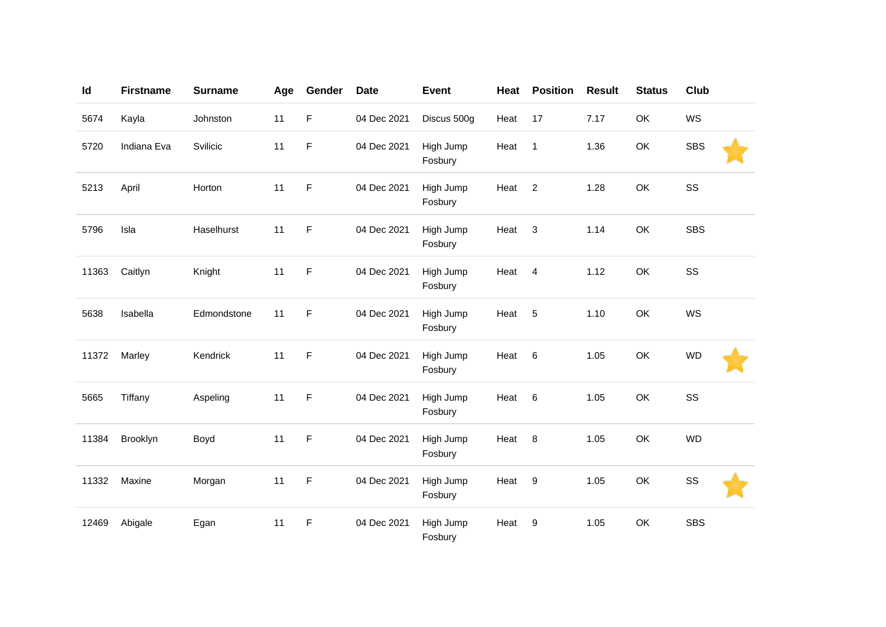| Id | Firstname | Surname | Age | Gender | Date | Event | Heat | Position | Result | Status | Club | |
|---|---|---|---|---|---|---|---|---|---|---|---|---|
| 5674 | Kayla | Johnston | 11 | F | 04 Dec 2021 | Discus 500g | Heat | 17 | 7.17 | OK | WS | |
| 5720 | Indiana Eva | Svilicic | 11 | F | 04 Dec 2021 | High Jump Fosbury | Heat | 1 | 1.36 | OK | SBS | ⭐ |
| 5213 | April | Horton | 11 | F | 04 Dec 2021 | High Jump Fosbury | Heat | 2 | 1.28 | OK | SS | |
| 5796 | Isla | Haselhurst | 11 | F | 04 Dec 2021 | High Jump Fosbury | Heat | 3 | 1.14 | OK | SBS | |
| 11363 | Caitlyn | Knight | 11 | F | 04 Dec 2021 | High Jump Fosbury | Heat | 4 | 1.12 | OK | SS | |
| 5638 | Isabella | Edmondstone | 11 | F | 04 Dec 2021 | High Jump Fosbury | Heat | 5 | 1.10 | OK | WS | |
| 11372 | Marley | Kendrick | 11 | F | 04 Dec 2021 | High Jump Fosbury | Heat | 6 | 1.05 | OK | WD | ⭐ |
| 5665 | Tiffany | Aspeling | 11 | F | 04 Dec 2021 | High Jump Fosbury | Heat | 6 | 1.05 | OK | SS | |
| 11384 | Brooklyn | Boyd | 11 | F | 04 Dec 2021 | High Jump Fosbury | Heat | 8 | 1.05 | OK | WD | |
| 11332 | Maxine | Morgan | 11 | F | 04 Dec 2021 | High Jump Fosbury | Heat | 9 | 1.05 | OK | SS | ⭐ |
| 12469 | Abigale | Egan | 11 | F | 04 Dec 2021 | High Jump Fosbury | Heat | 9 | 1.05 | OK | SBS | |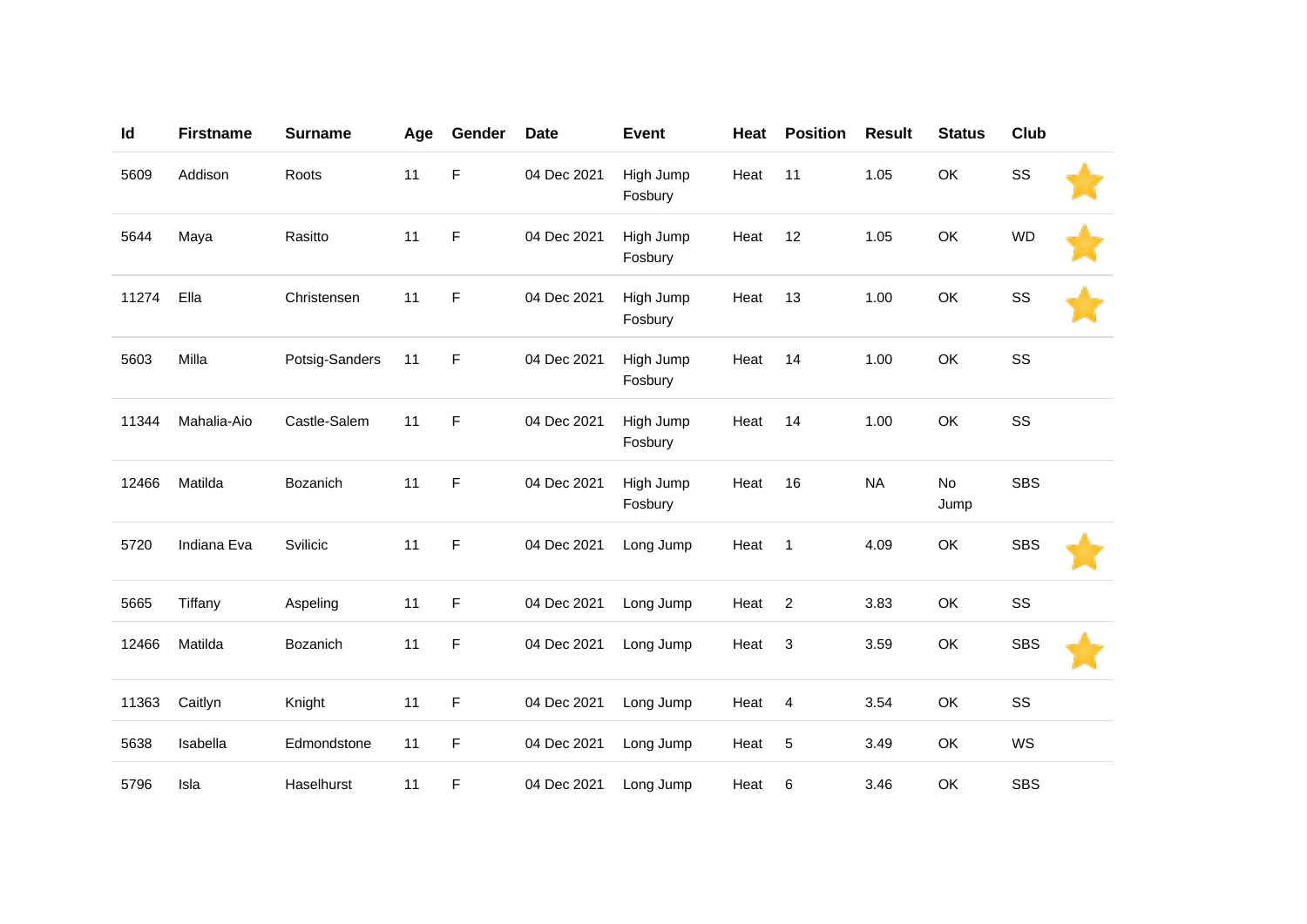| Id | Firstname | Surname | Age | Gender | Date | Event | Heat | Position | Result | Status | Club | |
|---|---|---|---|---|---|---|---|---|---|---|---|---|
| 5609 | Addison | Roots | 11 | F | 04 Dec 2021 | High Jump Fosbury | Heat | 11 | 1.05 | OK | SS | ⭐ |
| 5644 | Maya | Rasitto | 11 | F | 04 Dec 2021 | High Jump Fosbury | Heat | 12 | 1.05 | OK | WD | ⭐ |
| 11274 | Ella | Christensen | 11 | F | 04 Dec 2021 | High Jump Fosbury | Heat | 13 | 1.00 | OK | SS | ⭐ |
| 5603 | Milla | Potsig-Sanders | 11 | F | 04 Dec 2021 | High Jump Fosbury | Heat | 14 | 1.00 | OK | SS | |
| 11344 | Mahalia-Aio | Castle-Salem | 11 | F | 04 Dec 2021 | High Jump Fosbury | Heat | 14 | 1.00 | OK | SS | |
| 12466 | Matilda | Bozanich | 11 | F | 04 Dec 2021 | High Jump Fosbury | Heat | 16 | NA | No Jump | SBS | |
| 5720 | Indiana Eva | Svilicic | 11 | F | 04 Dec 2021 | Long Jump | Heat | 1 | 4.09 | OK | SBS | ⭐ |
| 5665 | Tiffany | Aspeling | 11 | F | 04 Dec 2021 | Long Jump | Heat | 2 | 3.83 | OK | SS | |
| 12466 | Matilda | Bozanich | 11 | F | 04 Dec 2021 | Long Jump | Heat | 3 | 3.59 | OK | SBS | ⭐ |
| 11363 | Caitlyn | Knight | 11 | F | 04 Dec 2021 | Long Jump | Heat | 4 | 3.54 | OK | SS | |
| 5638 | Isabella | Edmondstone | 11 | F | 04 Dec 2021 | Long Jump | Heat | 5 | 3.49 | OK | WS | |
| 5796 | Isla | Haselhurst | 11 | F | 04 Dec 2021 | Long Jump | Heat | 6 | 3.46 | OK | SBS | |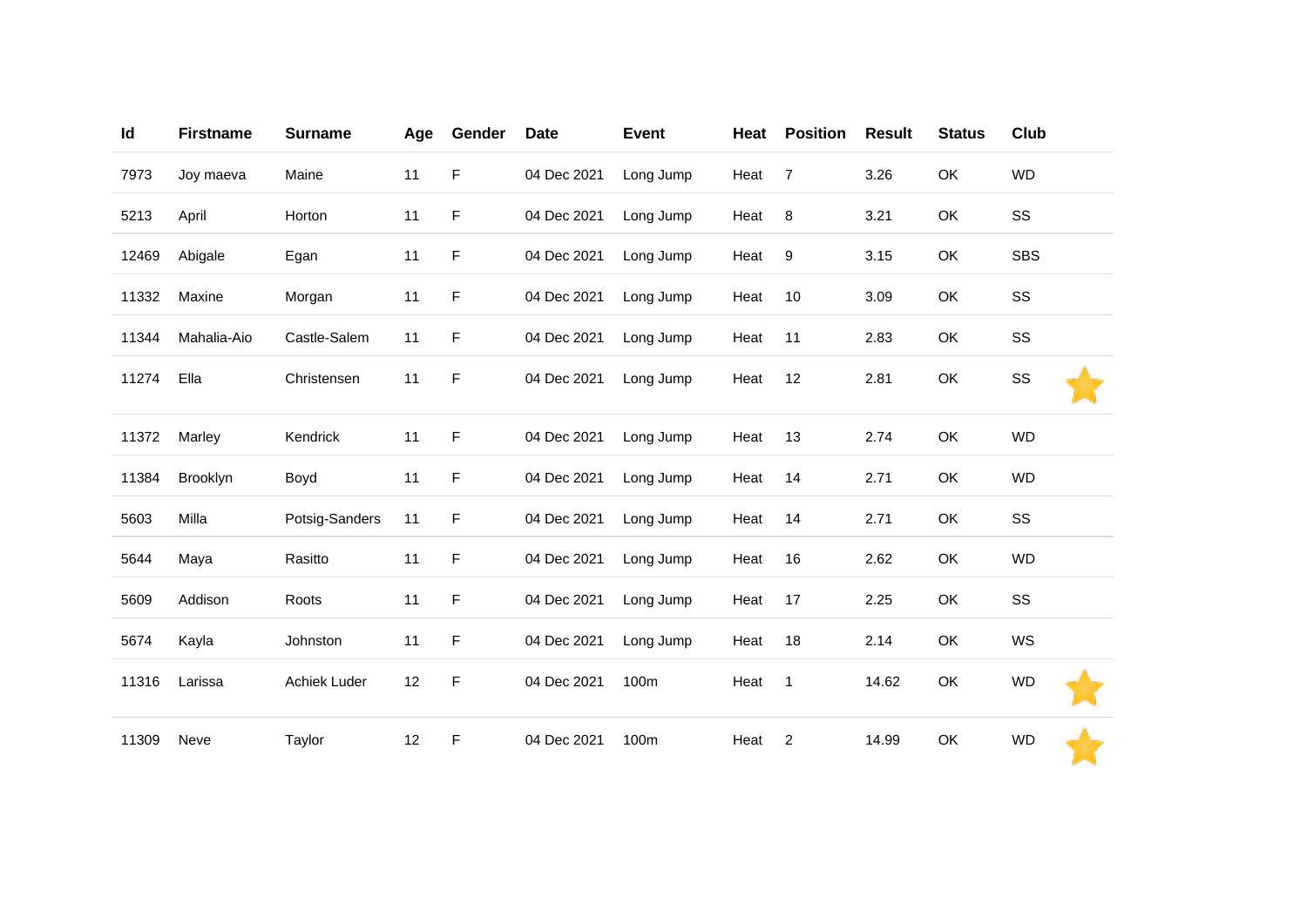| Id | Firstname | Surname | Age | Gender | Date | Event | Heat | Position | Result | Status | Club | |
|---|---|---|---|---|---|---|---|---|---|---|---|---|
| 7973 | Joy maeva | Maine | 11 | F | 04 Dec 2021 | Long Jump | Heat | 7 | 3.26 | OK | WD | |
| 5213 | April | Horton | 11 | F | 04 Dec 2021 | Long Jump | Heat | 8 | 3.21 | OK | SS | |
| 12469 | Abigale | Egan | 11 | F | 04 Dec 2021 | Long Jump | Heat | 9 | 3.15 | OK | SBS | |
| 11332 | Maxine | Morgan | 11 | F | 04 Dec 2021 | Long Jump | Heat | 10 | 3.09 | OK | SS | |
| 11344 | Mahalia-Aio | Castle-Salem | 11 | F | 04 Dec 2021 | Long Jump | Heat | 11 | 2.83 | OK | SS | |
| 11274 | Ella | Christensen | 11 | F | 04 Dec 2021 | Long Jump | Heat | 12 | 2.81 | OK | SS | ⭐ |
| 11372 | Marley | Kendrick | 11 | F | 04 Dec 2021 | Long Jump | Heat | 13 | 2.74 | OK | WD | |
| 11384 | Brooklyn | Boyd | 11 | F | 04 Dec 2021 | Long Jump | Heat | 14 | 2.71 | OK | WD | |
| 5603 | Milla | Potsig-Sanders | 11 | F | 04 Dec 2021 | Long Jump | Heat | 14 | 2.71 | OK | SS | |
| 5644 | Maya | Rasitto | 11 | F | 04 Dec 2021 | Long Jump | Heat | 16 | 2.62 | OK | WD | |
| 5609 | Addison | Roots | 11 | F | 04 Dec 2021 | Long Jump | Heat | 17 | 2.25 | OK | SS | |
| 5674 | Kayla | Johnston | 11 | F | 04 Dec 2021 | Long Jump | Heat | 18 | 2.14 | OK | WS | |
| 11316 | Larissa | Achiek Luder | 12 | F | 04 Dec 2021 | 100m | Heat | 1 | 14.62 | OK | WD | ⭐ |
| 11309 | Neve | Taylor | 12 | F | 04 Dec 2021 | 100m | Heat | 2 | 14.99 | OK | WD | ⭐ |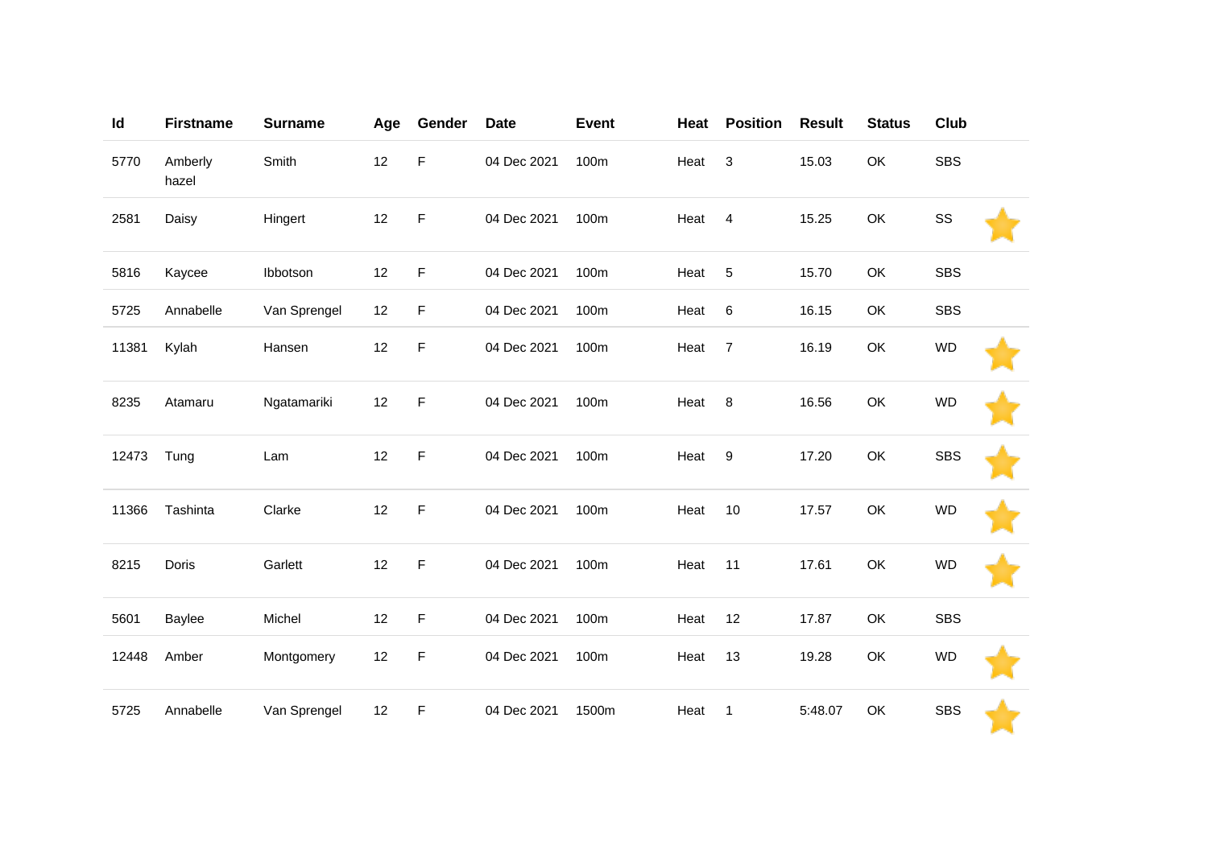| Id | Firstname | Surname | Age | Gender | Date | Event | Heat | Position | Result | Status | Club | |
|---|---|---|---|---|---|---|---|---|---|---|---|---|
| 5770 | Amberly hazel | Smith | 12 | F | 04 Dec 2021 | 100m | Heat | 3 | 15.03 | OK | SBS | |
| 2581 | Daisy | Hingert | 12 | F | 04 Dec 2021 | 100m | Heat | 4 | 15.25 | OK | SS | ⭐ |
| 5816 | Kaycee | Ibbotson | 12 | F | 04 Dec 2021 | 100m | Heat | 5 | 15.70 | OK | SBS | |
| 5725 | Annabelle | Van Sprengel | 12 | F | 04 Dec 2021 | 100m | Heat | 6 | 16.15 | OK | SBS | |
| 11381 | Kylah | Hansen | 12 | F | 04 Dec 2021 | 100m | Heat | 7 | 16.19 | OK | WD | ⭐ |
| 8235 | Atamaru | Ngatamariki | 12 | F | 04 Dec 2021 | 100m | Heat | 8 | 16.56 | OK | WD | ⭐ |
| 12473 | Tung | Lam | 12 | F | 04 Dec 2021 | 100m | Heat | 9 | 17.20 | OK | SBS | ⭐ |
| 11366 | Tashinta | Clarke | 12 | F | 04 Dec 2021 | 100m | Heat | 10 | 17.57 | OK | WD | ⭐ |
| 8215 | Doris | Garlett | 12 | F | 04 Dec 2021 | 100m | Heat | 11 | 17.61 | OK | WD | ⭐ |
| 5601 | Baylee | Michel | 12 | F | 04 Dec 2021 | 100m | Heat | 12 | 17.87 | OK | SBS | |
| 12448 | Amber | Montgomery | 12 | F | 04 Dec 2021 | 100m | Heat | 13 | 19.28 | OK | WD | ⭐ |
| 5725 | Annabelle | Van Sprengel | 12 | F | 04 Dec 2021 | 1500m | Heat | 1 | 5:48.07 | OK | SBS | ⭐ |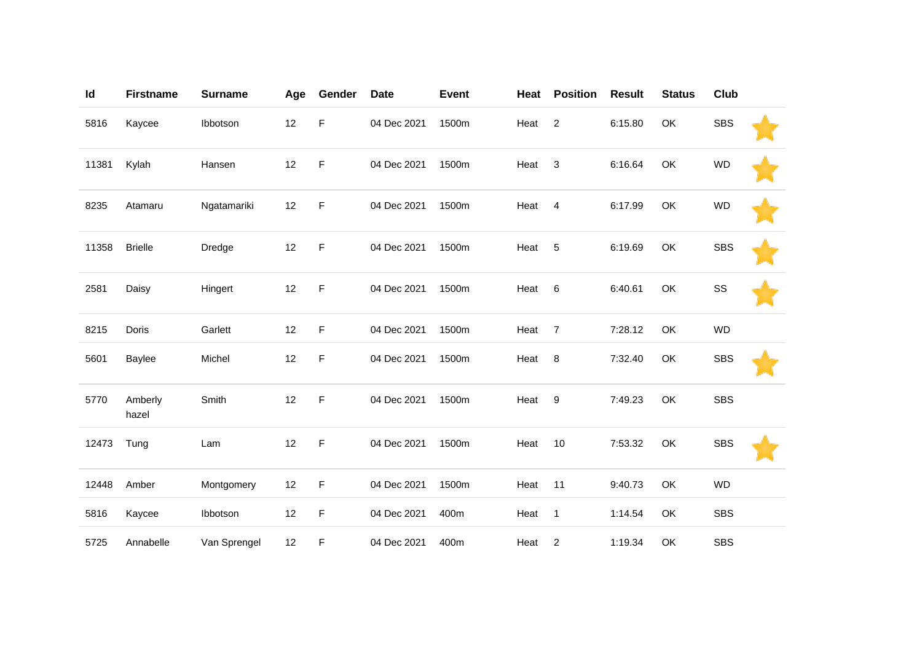| Id | Firstname | Surname | Age | Gender | Date | Event | Heat | Position | Result | Status | Club |
|---|---|---|---|---|---|---|---|---|---|---|---|
| 5816 | Kaycee | Ibbotson | 12 | F | 04 Dec 2021 | 1500m | Heat | 2 | 6:15.80 | OK | SBS |
| 11381 | Kylah | Hansen | 12 | F | 04 Dec 2021 | 1500m | Heat | 3 | 6:16.64 | OK | WD |
| 8235 | Atamaru | Ngatamariki | 12 | F | 04 Dec 2021 | 1500m | Heat | 4 | 6:17.99 | OK | WD |
| 11358 | Brielle | Dredge | 12 | F | 04 Dec 2021 | 1500m | Heat | 5 | 6:19.69 | OK | SBS |
| 2581 | Daisy | Hingert | 12 | F | 04 Dec 2021 | 1500m | Heat | 6 | 6:40.61 | OK | SS |
| 8215 | Doris | Garlett | 12 | F | 04 Dec 2021 | 1500m | Heat | 7 | 7:28.12 | OK | WD |
| 5601 | Baylee | Michel | 12 | F | 04 Dec 2021 | 1500m | Heat | 8 | 7:32.40 | OK | SBS |
| 5770 | Amberly hazel | Smith | 12 | F | 04 Dec 2021 | 1500m | Heat | 9 | 7:49.23 | OK | SBS |
| 12473 | Tung | Lam | 12 | F | 04 Dec 2021 | 1500m | Heat | 10 | 7:53.32 | OK | SBS |
| 12448 | Amber | Montgomery | 12 | F | 04 Dec 2021 | 1500m | Heat | 11 | 9:40.73 | OK | WD |
| 5816 | Kaycee | Ibbotson | 12 | F | 04 Dec 2021 | 400m | Heat | 1 | 1:14.54 | OK | SBS |
| 5725 | Annabelle | Van Sprengel | 12 | F | 04 Dec 2021 | 400m | Heat | 2 | 1:19.34 | OK | SBS |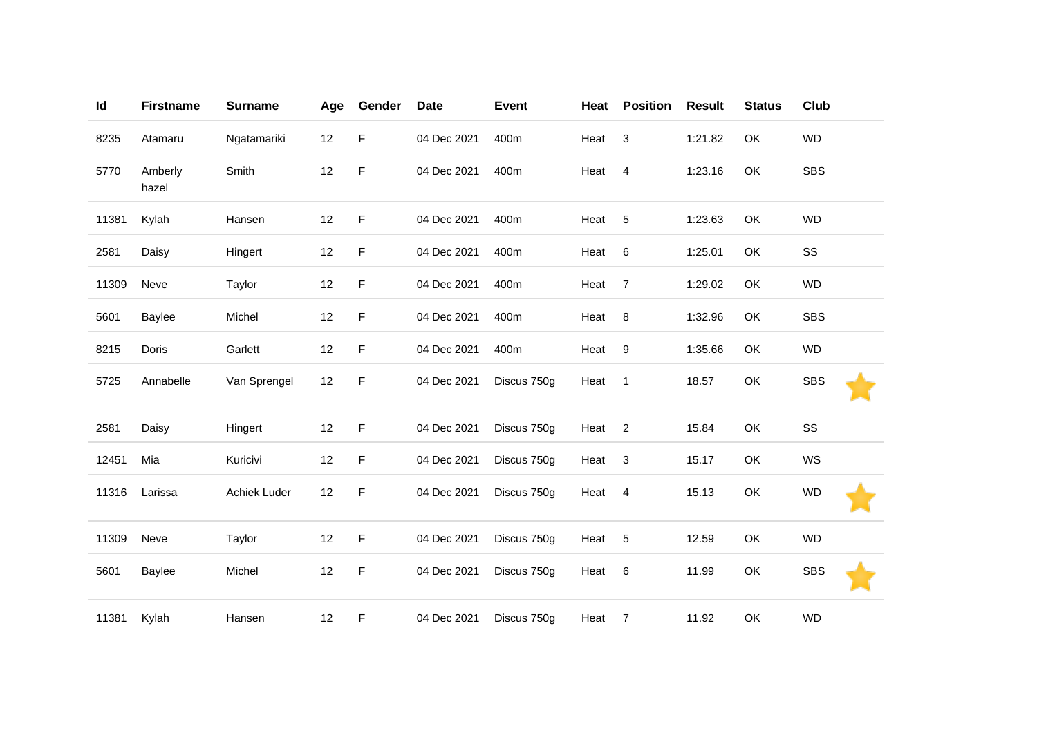| Id | Firstname | Surname | Age | Gender | Date | Event | Heat | Position | Result | Status | Club |  |
|---|---|---|---|---|---|---|---|---|---|---|---|---|
| 8235 | Atamaru | Ngatamariki | 12 | F | 04 Dec 2021 | 400m | Heat | 3 | 1:21.82 | OK | WD |  |
| 5770 | Amberly hazel | Smith | 12 | F | 04 Dec 2021 | 400m | Heat | 4 | 1:23.16 | OK | SBS |  |
| 11381 | Kylah | Hansen | 12 | F | 04 Dec 2021 | 400m | Heat | 5 | 1:23.63 | OK | WD |  |
| 2581 | Daisy | Hingert | 12 | F | 04 Dec 2021 | 400m | Heat | 6 | 1:25.01 | OK | SS |  |
| 11309 | Neve | Taylor | 12 | F | 04 Dec 2021 | 400m | Heat | 7 | 1:29.02 | OK | WD |  |
| 5601 | Baylee | Michel | 12 | F | 04 Dec 2021 | 400m | Heat | 8 | 1:32.96 | OK | SBS |  |
| 8215 | Doris | Garlett | 12 | F | 04 Dec 2021 | 400m | Heat | 9 | 1:35.66 | OK | WD |  |
| 5725 | Annabelle | Van Sprengel | 12 | F | 04 Dec 2021 | Discus 750g | Heat | 1 | 18.57 | OK | SBS | ⭐ |
| 2581 | Daisy | Hingert | 12 | F | 04 Dec 2021 | Discus 750g | Heat | 2 | 15.84 | OK | SS |  |
| 12451 | Mia | Kuricivi | 12 | F | 04 Dec 2021 | Discus 750g | Heat | 3 | 15.17 | OK | WS |  |
| 11316 | Larissa | Achiek Luder | 12 | F | 04 Dec 2021 | Discus 750g | Heat | 4 | 15.13 | OK | WD | ⭐ |
| 11309 | Neve | Taylor | 12 | F | 04 Dec 2021 | Discus 750g | Heat | 5 | 12.59 | OK | WD |  |
| 5601 | Baylee | Michel | 12 | F | 04 Dec 2021 | Discus 750g | Heat | 6 | 11.99 | OK | SBS | ⭐ |
| 11381 | Kylah | Hansen | 12 | F | 04 Dec 2021 | Discus 750g | Heat | 7 | 11.92 | OK | WD |  |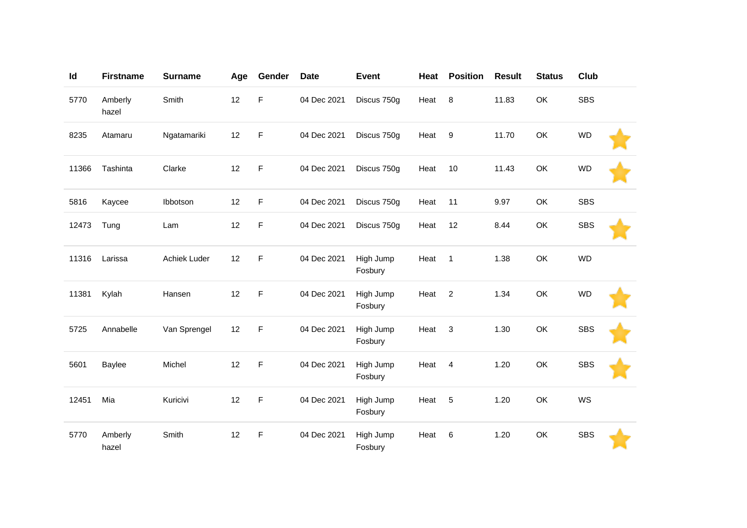| Id | Firstname | Surname | Age | Gender | Date | Event | Heat | Position | Result | Status | Club | |
|---|---|---|---|---|---|---|---|---|---|---|---|---|
| 5770 | Amberly hazel | Smith | 12 | F | 04 Dec 2021 | Discus 750g | Heat | 8 | 11.83 | OK | SBS | |
| 8235 | Atamaru | Ngatamariki | 12 | F | 04 Dec 2021 | Discus 750g | Heat | 9 | 11.70 | OK | WD | ⭐ |
| 11366 | Tashinta | Clarke | 12 | F | 04 Dec 2021 | Discus 750g | Heat | 10 | 11.43 | OK | WD | ⭐ |
| 5816 | Kaycee | Ibbotson | 12 | F | 04 Dec 2021 | Discus 750g | Heat | 11 | 9.97 | OK | SBS | |
| 12473 | Tung | Lam | 12 | F | 04 Dec 2021 | Discus 750g | Heat | 12 | 8.44 | OK | SBS | ⭐ |
| 11316 | Larissa | Achiek Luder | 12 | F | 04 Dec 2021 | High Jump Fosbury | Heat | 1 | 1.38 | OK | WD | |
| 11381 | Kylah | Hansen | 12 | F | 04 Dec 2021 | High Jump Fosbury | Heat | 2 | 1.34 | OK | WD | ⭐ |
| 5725 | Annabelle | Van Sprengel | 12 | F | 04 Dec 2021 | High Jump Fosbury | Heat | 3 | 1.30 | OK | SBS | ⭐ |
| 5601 | Baylee | Michel | 12 | F | 04 Dec 2021 | High Jump Fosbury | Heat | 4 | 1.20 | OK | SBS | ⭐ |
| 12451 | Mia | Kuricivi | 12 | F | 04 Dec 2021 | High Jump Fosbury | Heat | 5 | 1.20 | OK | WS | |
| 5770 | Amberly hazel | Smith | 12 | F | 04 Dec 2021 | High Jump Fosbury | Heat | 6 | 1.20 | OK | SBS | ⭐ |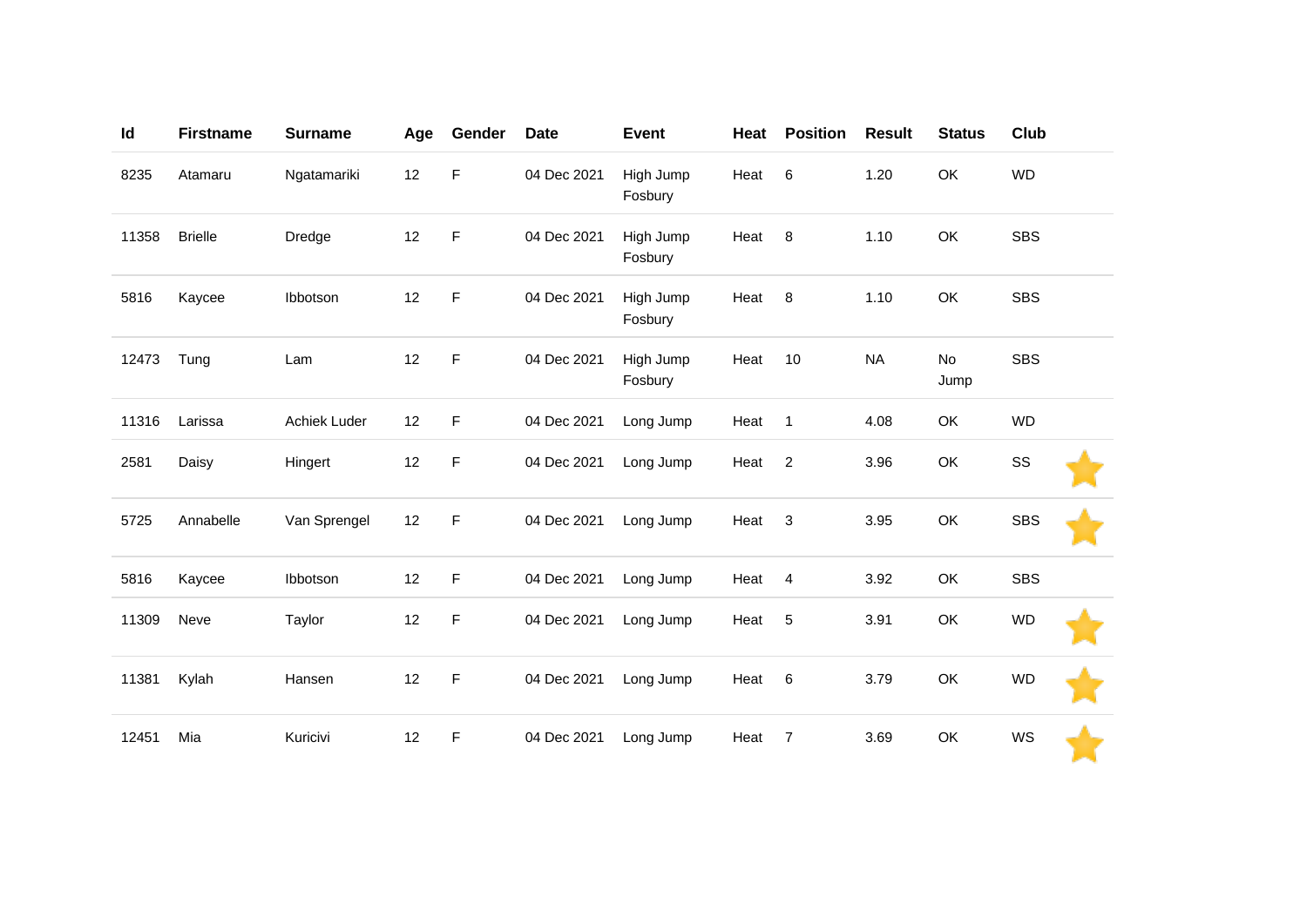| Id | Firstname | Surname | Age | Gender | Date | Event | Heat | Position | Result | Status | Club |
|---|---|---|---|---|---|---|---|---|---|---|---|
| 8235 | Atamaru | Ngatamariki | 12 | F | 04 Dec 2021 | High Jump Fosbury | Heat | 6 | 1.20 | OK | WD |
| 11358 | Brielle | Dredge | 12 | F | 04 Dec 2021 | High Jump Fosbury | Heat | 8 | 1.10 | OK | SBS |
| 5816 | Kaycee | Ibbotson | 12 | F | 04 Dec 2021 | High Jump Fosbury | Heat | 8 | 1.10 | OK | SBS |
| 12473 | Tung | Lam | 12 | F | 04 Dec 2021 | High Jump Fosbury | Heat | 10 | NA | No Jump | SBS |
| 11316 | Larissa | Achiek Luder | 12 | F | 04 Dec 2021 | Long Jump | Heat | 1 | 4.08 | OK | WD |
| 2581 | Daisy | Hingert | 12 | F | 04 Dec 2021 | Long Jump | Heat | 2 | 3.96 | OK | SS |
| 5725 | Annabelle | Van Sprengel | 12 | F | 04 Dec 2021 | Long Jump | Heat | 3 | 3.95 | OK | SBS |
| 5816 | Kaycee | Ibbotson | 12 | F | 04 Dec 2021 | Long Jump | Heat | 4 | 3.92 | OK | SBS |
| 11309 | Neve | Taylor | 12 | F | 04 Dec 2021 | Long Jump | Heat | 5 | 3.91 | OK | WD |
| 11381 | Kylah | Hansen | 12 | F | 04 Dec 2021 | Long Jump | Heat | 6 | 3.79 | OK | WD |
| 12451 | Mia | Kuricivi | 12 | F | 04 Dec 2021 | Long Jump | Heat | 7 | 3.69 | OK | WS |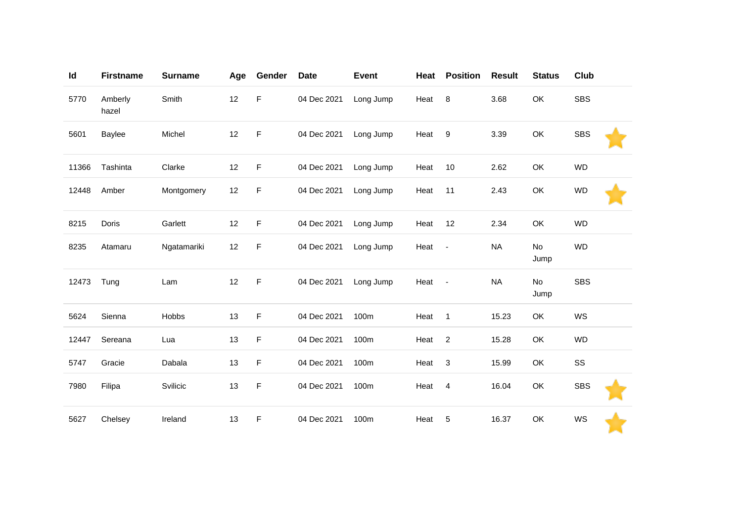| Id | Firstname | Surname | Age | Gender | Date | Event | Heat | Position | Result | Status | Club | |
|---|---|---|---|---|---|---|---|---|---|---|---|---|
| 5770 | Amberly hazel | Smith | 12 | F | 04 Dec 2021 | Long Jump | Heat | 8 | 3.68 | OK | SBS | |
| 5601 | Baylee | Michel | 12 | F | 04 Dec 2021 | Long Jump | Heat | 9 | 3.39 | OK | SBS | ⭐ |
| 11366 | Tashinta | Clarke | 12 | F | 04 Dec 2021 | Long Jump | Heat | 10 | 2.62 | OK | WD | |
| 12448 | Amber | Montgomery | 12 | F | 04 Dec 2021 | Long Jump | Heat | 11 | 2.43 | OK | WD | ⭐ |
| 8215 | Doris | Garlett | 12 | F | 04 Dec 2021 | Long Jump | Heat | 12 | 2.34 | OK | WD | |
| 8235 | Atamaru | Ngatamariki | 12 | F | 04 Dec 2021 | Long Jump | Heat | - | NA | No Jump | WD | |
| 12473 | Tung | Lam | 12 | F | 04 Dec 2021 | Long Jump | Heat | - | NA | No Jump | SBS | |
| 5624 | Sienna | Hobbs | 13 | F | 04 Dec 2021 | 100m | Heat | 1 | 15.23 | OK | WS | |
| 12447 | Sereana | Lua | 13 | F | 04 Dec 2021 | 100m | Heat | 2 | 15.28 | OK | WD | |
| 5747 | Gracie | Dabala | 13 | F | 04 Dec 2021 | 100m | Heat | 3 | 15.99 | OK | SS | |
| 7980 | Filipa | Svilicic | 13 | F | 04 Dec 2021 | 100m | Heat | 4 | 16.04 | OK | SBS | ⭐ |
| 5627 | Chelsey | Ireland | 13 | F | 04 Dec 2021 | 100m | Heat | 5 | 16.37 | OK | WS | ⭐ |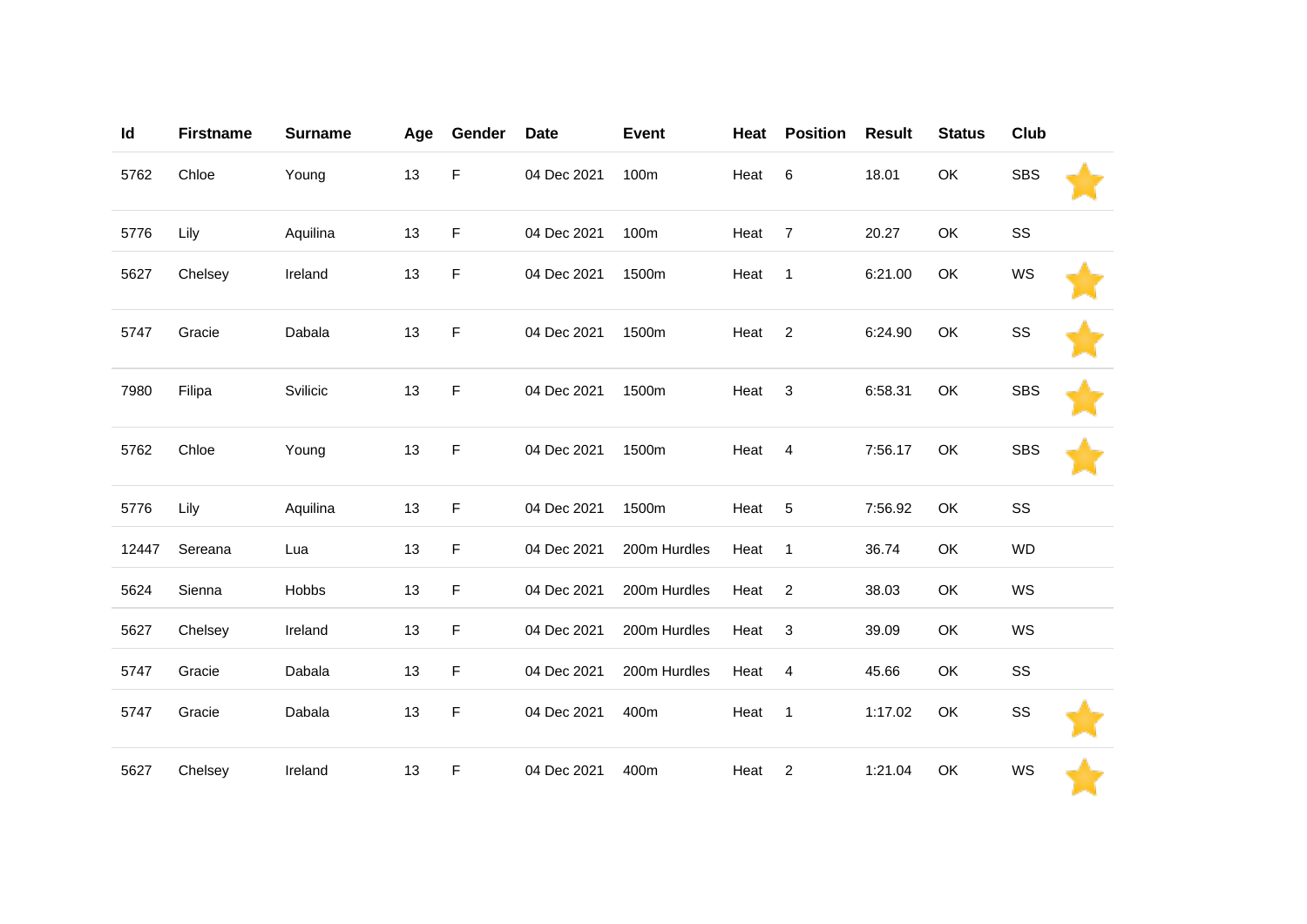| Id | Firstname | Surname | Age | Gender | Date | Event | Heat | Position | Result | Status | Club | |
|---|---|---|---|---|---|---|---|---|---|---|---|---|
| 5762 | Chloe | Young | 13 | F | 04 Dec 2021 | 100m | Heat | 6 | 18.01 | OK | SBS | ⭐ |
| 5776 | Lily | Aquilina | 13 | F | 04 Dec 2021 | 100m | Heat | 7 | 20.27 | OK | SS | |
| 5627 | Chelsey | Ireland | 13 | F | 04 Dec 2021 | 1500m | Heat | 1 | 6:21.00 | OK | WS | ⭐ |
| 5747 | Gracie | Dabala | 13 | F | 04 Dec 2021 | 1500m | Heat | 2 | 6:24.90 | OK | SS | ⭐ |
| 7980 | Filipa | Svilicic | 13 | F | 04 Dec 2021 | 1500m | Heat | 3 | 6:58.31 | OK | SBS | ⭐ |
| 5762 | Chloe | Young | 13 | F | 04 Dec 2021 | 1500m | Heat | 4 | 7:56.17 | OK | SBS | ⭐ |
| 5776 | Lily | Aquilina | 13 | F | 04 Dec 2021 | 1500m | Heat | 5 | 7:56.92 | OK | SS | |
| 12447 | Sereana | Lua | 13 | F | 04 Dec 2021 | 200m Hurdles | Heat | 1 | 36.74 | OK | WD | |
| 5624 | Sienna | Hobbs | 13 | F | 04 Dec 2021 | 200m Hurdles | Heat | 2 | 38.03 | OK | WS | |
| 5627 | Chelsey | Ireland | 13 | F | 04 Dec 2021 | 200m Hurdles | Heat | 3 | 39.09 | OK | WS | |
| 5747 | Gracie | Dabala | 13 | F | 04 Dec 2021 | 200m Hurdles | Heat | 4 | 45.66 | OK | SS | |
| 5747 | Gracie | Dabala | 13 | F | 04 Dec 2021 | 400m | Heat | 1 | 1:17.02 | OK | SS | ⭐ |
| 5627 | Chelsey | Ireland | 13 | F | 04 Dec 2021 | 400m | Heat | 2 | 1:21.04 | OK | WS | ⭐ |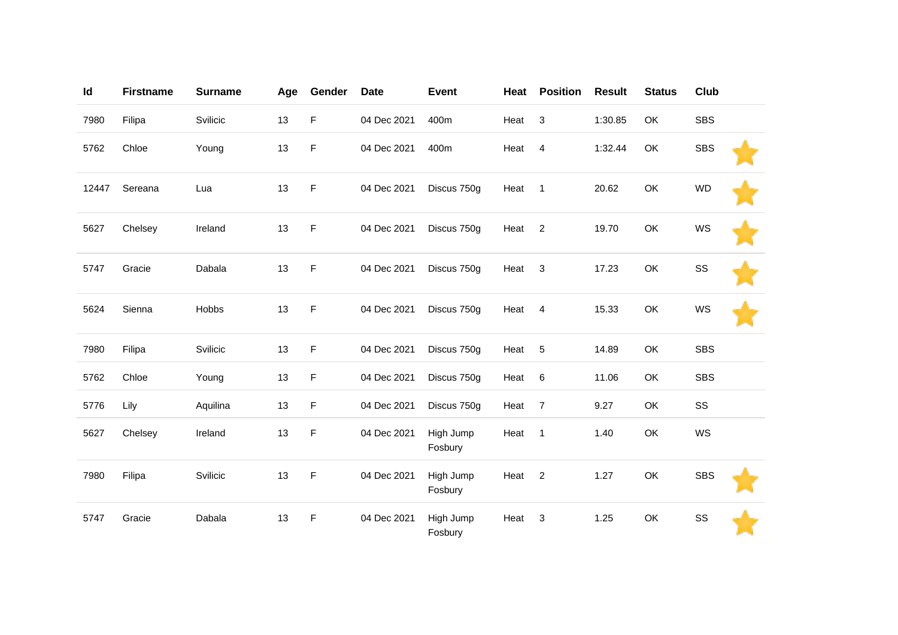| Id | Firstname | Surname | Age | Gender | Date | Event | Heat | Position | Result | Status | Club | |
|---|---|---|---|---|---|---|---|---|---|---|---|---|
| 7980 | Filipa | Svilicic | 13 | F | 04 Dec 2021 | 400m | Heat | 3 | 1:30.85 | OK | SBS | |
| 5762 | Chloe | Young | 13 | F | 04 Dec 2021 | 400m | Heat | 4 | 1:32.44 | OK | SBS | ⭐ |
| 12447 | Sereana | Lua | 13 | F | 04 Dec 2021 | Discus 750g | Heat | 1 | 20.62 | OK | WD | ⭐ |
| 5627 | Chelsey | Ireland | 13 | F | 04 Dec 2021 | Discus 750g | Heat | 2 | 19.70 | OK | WS | ⭐ |
| 5747 | Gracie | Dabala | 13 | F | 04 Dec 2021 | Discus 750g | Heat | 3 | 17.23 | OK | SS | ⭐ |
| 5624 | Sienna | Hobbs | 13 | F | 04 Dec 2021 | Discus 750g | Heat | 4 | 15.33 | OK | WS | ⭐ |
| 7980 | Filipa | Svilicic | 13 | F | 04 Dec 2021 | Discus 750g | Heat | 5 | 14.89 | OK | SBS | |
| 5762 | Chloe | Young | 13 | F | 04 Dec 2021 | Discus 750g | Heat | 6 | 11.06 | OK | SBS | |
| 5776 | Lily | Aquilina | 13 | F | 04 Dec 2021 | Discus 750g | Heat | 7 | 9.27 | OK | SS | |
| 5627 | Chelsey | Ireland | 13 | F | 04 Dec 2021 | High Jump Fosbury | Heat | 1 | 1.40 | OK | WS | |
| 7980 | Filipa | Svilicic | 13 | F | 04 Dec 2021 | High Jump Fosbury | Heat | 2 | 1.27 | OK | SBS | ⭐ |
| 5747 | Gracie | Dabala | 13 | F | 04 Dec 2021 | High Jump Fosbury | Heat | 3 | 1.25 | OK | SS | ⭐ |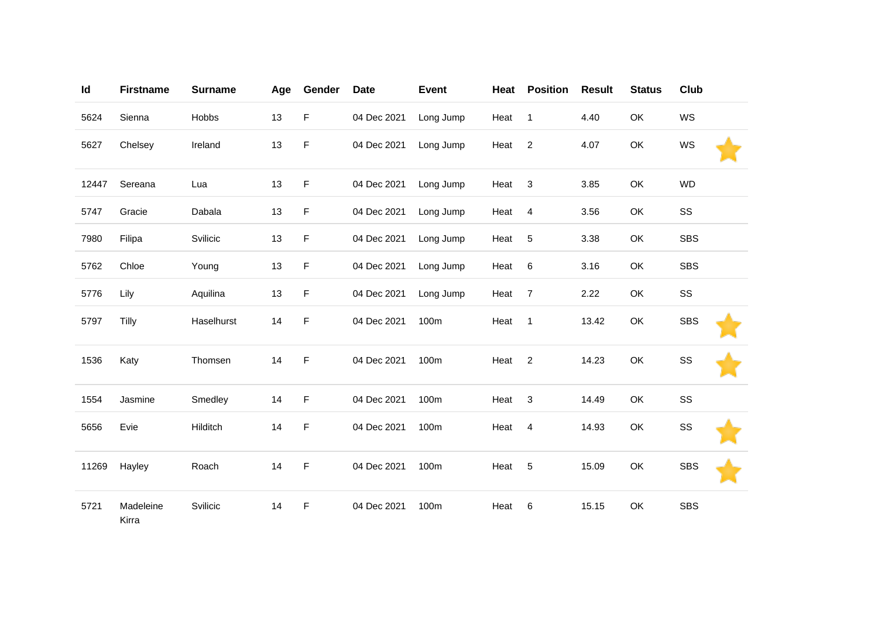| Id | Firstname | Surname | Age | Gender | Date | Event | Heat | Position | Result | Status | Club |
|---|---|---|---|---|---|---|---|---|---|---|---|
| 5624 | Sienna | Hobbs | 13 | F | 04 Dec 2021 | Long Jump | Heat | 1 | 4.40 | OK | WS |
| 5627 | Chelsey | Ireland | 13 | F | 04 Dec 2021 | Long Jump | Heat | 2 | 4.07 | OK | WS |
| 12447 | Sereana | Lua | 13 | F | 04 Dec 2021 | Long Jump | Heat | 3 | 3.85 | OK | WD |
| 5747 | Gracie | Dabala | 13 | F | 04 Dec 2021 | Long Jump | Heat | 4 | 3.56 | OK | SS |
| 7980 | Filipa | Svilicic | 13 | F | 04 Dec 2021 | Long Jump | Heat | 5 | 3.38 | OK | SBS |
| 5762 | Chloe | Young | 13 | F | 04 Dec 2021 | Long Jump | Heat | 6 | 3.16 | OK | SBS |
| 5776 | Lily | Aquilina | 13 | F | 04 Dec 2021 | Long Jump | Heat | 7 | 2.22 | OK | SS |
| 5797 | Tilly | Haselhurst | 14 | F | 04 Dec 2021 | 100m | Heat | 1 | 13.42 | OK | SBS |
| 1536 | Katy | Thomsen | 14 | F | 04 Dec 2021 | 100m | Heat | 2 | 14.23 | OK | SS |
| 1554 | Jasmine | Smedley | 14 | F | 04 Dec 2021 | 100m | Heat | 3 | 14.49 | OK | SS |
| 5656 | Evie | Hilditch | 14 | F | 04 Dec 2021 | 100m | Heat | 4 | 14.93 | OK | SS |
| 11269 | Hayley | Roach | 14 | F | 04 Dec 2021 | 100m | Heat | 5 | 15.09 | OK | SBS |
| 5721 | Madeleine Kirra | Svilicic | 14 | F | 04 Dec 2021 | 100m | Heat | 6 | 15.15 | OK | SBS |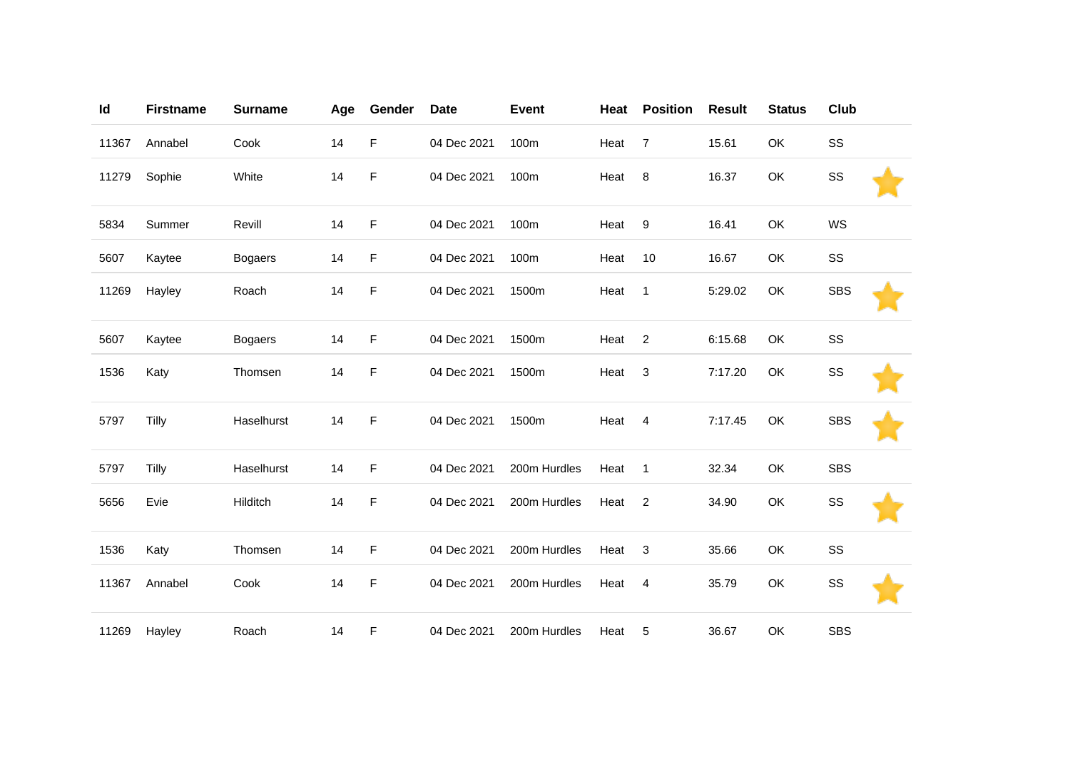| Id | Firstname | Surname | Age | Gender | Date | Event | Heat | Position | Result | Status | Club | |
|---|---|---|---|---|---|---|---|---|---|---|---|---|
| 11367 | Annabel | Cook | 14 | F | 04 Dec 2021 | 100m | Heat | 7 | 15.61 | OK | SS | |
| 11279 | Sophie | White | 14 | F | 04 Dec 2021 | 100m | Heat | 8 | 16.37 | OK | SS | ⭐ |
| 5834 | Summer | Revill | 14 | F | 04 Dec 2021 | 100m | Heat | 9 | 16.41 | OK | WS | |
| 5607 | Kaytee | Bogaers | 14 | F | 04 Dec 2021 | 100m | Heat | 10 | 16.67 | OK | SS | |
| 11269 | Hayley | Roach | 14 | F | 04 Dec 2021 | 1500m | Heat | 1 | 5:29.02 | OK | SBS | ⭐ |
| 5607 | Kaytee | Bogaers | 14 | F | 04 Dec 2021 | 1500m | Heat | 2 | 6:15.68 | OK | SS | |
| 1536 | Katy | Thomsen | 14 | F | 04 Dec 2021 | 1500m | Heat | 3 | 7:17.20 | OK | SS | ⭐ |
| 5797 | Tilly | Haselhurst | 14 | F | 04 Dec 2021 | 1500m | Heat | 4 | 7:17.45 | OK | SBS | ⭐ |
| 5797 | Tilly | Haselhurst | 14 | F | 04 Dec 2021 | 200m Hurdles | Heat | 1 | 32.34 | OK | SBS | |
| 5656 | Evie | Hilditch | 14 | F | 04 Dec 2021 | 200m Hurdles | Heat | 2 | 34.90 | OK | SS | ⭐ |
| 1536 | Katy | Thomsen | 14 | F | 04 Dec 2021 | 200m Hurdles | Heat | 3 | 35.66 | OK | SS | |
| 11367 | Annabel | Cook | 14 | F | 04 Dec 2021 | 200m Hurdles | Heat | 4 | 35.79 | OK | SS | ⭐ |
| 11269 | Hayley | Roach | 14 | F | 04 Dec 2021 | 200m Hurdles | Heat | 5 | 36.67 | OK | SBS | |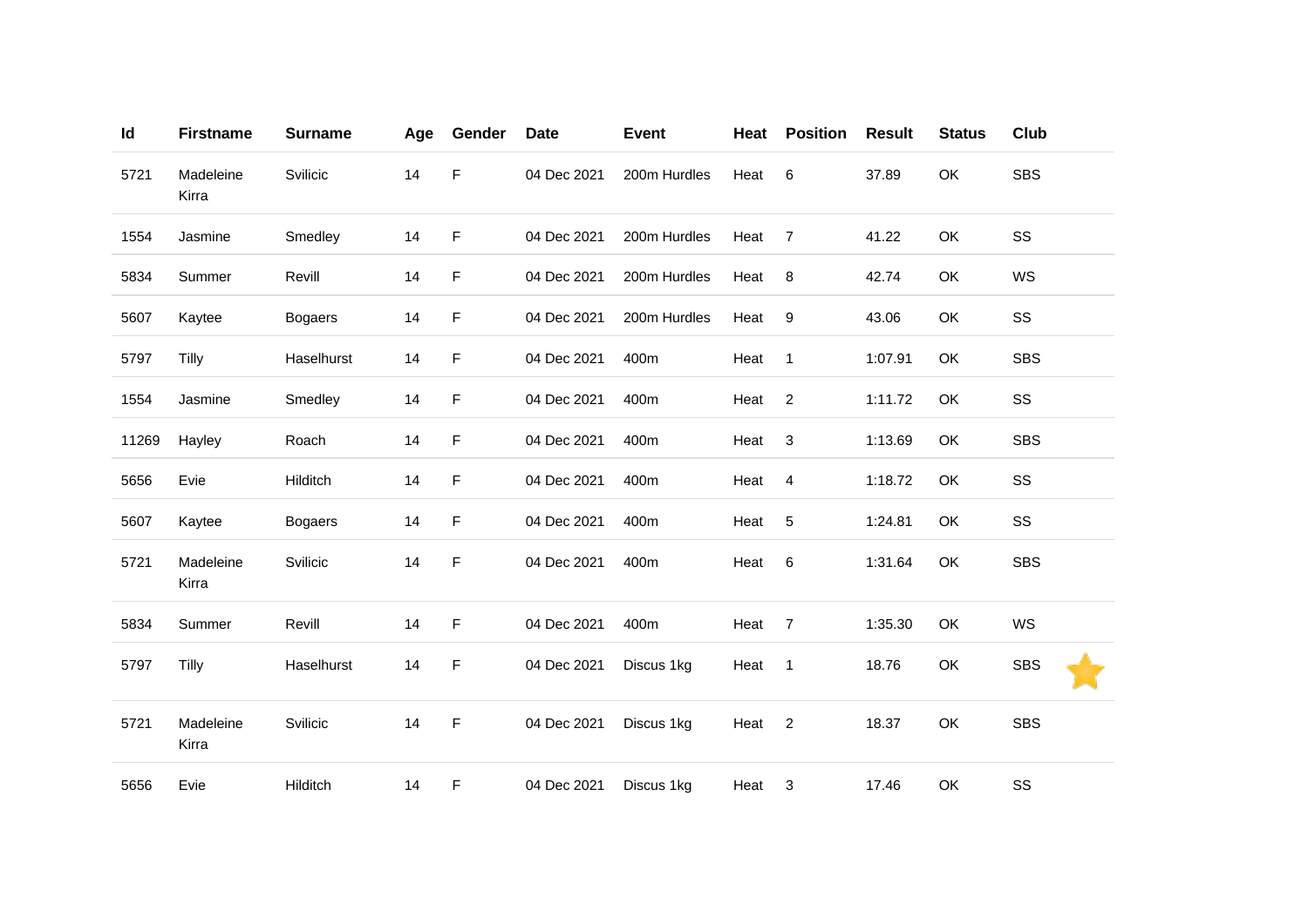| Id | Firstname | Surname | Age | Gender | Date | Event | Heat | Position | Result | Status | Club |
|---|---|---|---|---|---|---|---|---|---|---|---|
| 5721 | Madeleine Kirra | Svilicic | 14 | F | 04 Dec 2021 | 200m Hurdles | Heat | 6 | 37.89 | OK | SBS |
| 1554 | Jasmine | Smedley | 14 | F | 04 Dec 2021 | 200m Hurdles | Heat | 7 | 41.22 | OK | SS |
| 5834 | Summer | Revill | 14 | F | 04 Dec 2021 | 200m Hurdles | Heat | 8 | 42.74 | OK | WS |
| 5607 | Kaytee | Bogaers | 14 | F | 04 Dec 2021 | 200m Hurdles | Heat | 9 | 43.06 | OK | SS |
| 5797 | Tilly | Haselhurst | 14 | F | 04 Dec 2021 | 400m | Heat | 1 | 1:07.91 | OK | SBS |
| 1554 | Jasmine | Smedley | 14 | F | 04 Dec 2021 | 400m | Heat | 2 | 1:11.72 | OK | SS |
| 11269 | Hayley | Roach | 14 | F | 04 Dec 2021 | 400m | Heat | 3 | 1:13.69 | OK | SBS |
| 5656 | Evie | Hilditch | 14 | F | 04 Dec 2021 | 400m | Heat | 4 | 1:18.72 | OK | SS |
| 5607 | Kaytee | Bogaers | 14 | F | 04 Dec 2021 | 400m | Heat | 5 | 1:24.81 | OK | SS |
| 5721 | Madeleine Kirra | Svilicic | 14 | F | 04 Dec 2021 | 400m | Heat | 6 | 1:31.64 | OK | SBS |
| 5834 | Summer | Revill | 14 | F | 04 Dec 2021 | 400m | Heat | 7 | 1:35.30 | OK | WS |
| 5797 | Tilly | Haselhurst | 14 | F | 04 Dec 2021 | Discus 1kg | Heat | 1 | 18.76 | OK | SBS |
| 5721 | Madeleine Kirra | Svilicic | 14 | F | 04 Dec 2021 | Discus 1kg | Heat | 2 | 18.37 | OK | SBS |
| 5656 | Evie | Hilditch | 14 | F | 04 Dec 2021 | Discus 1kg | Heat | 3 | 17.46 | OK | SS |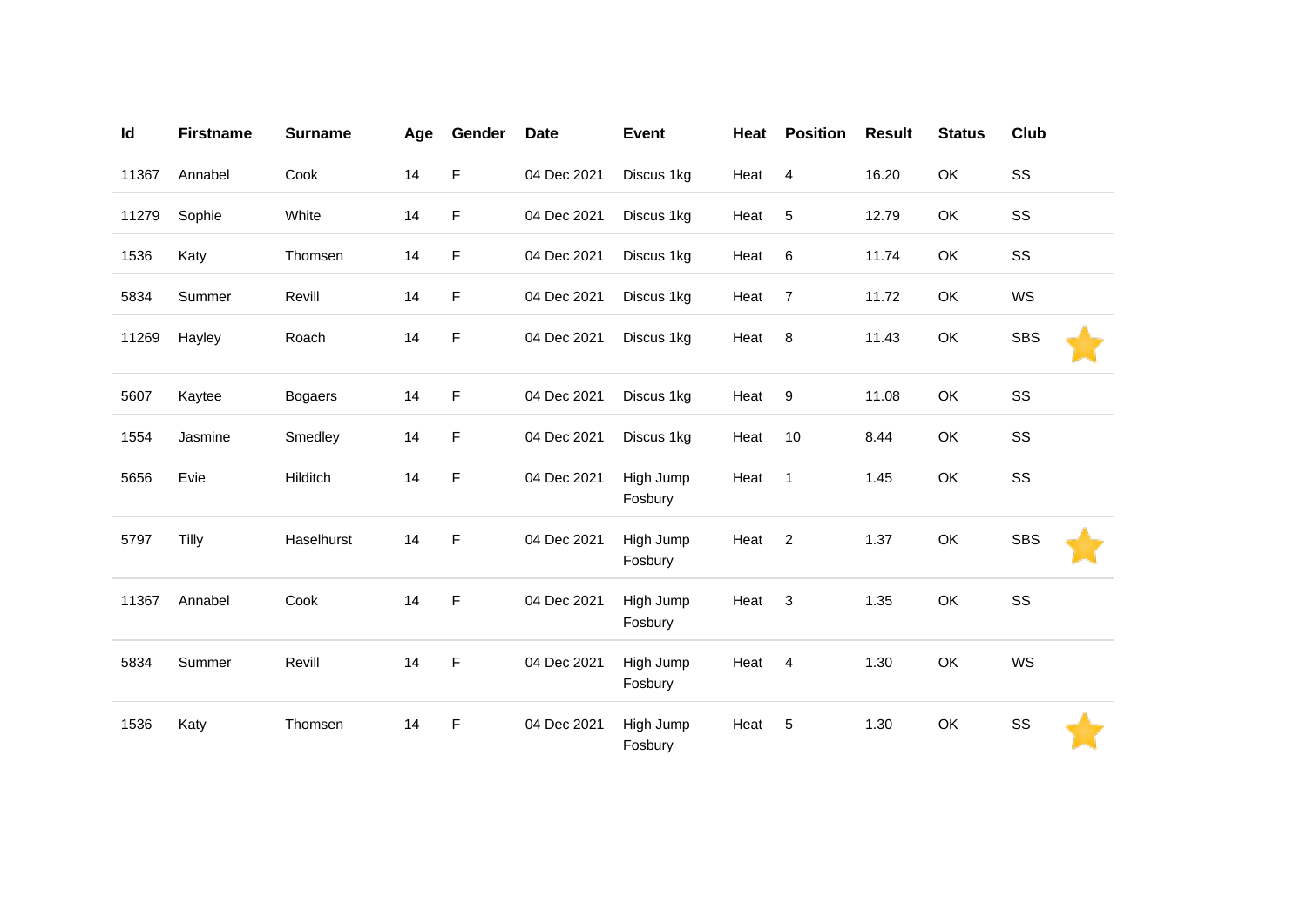| Id | Firstname | Surname | Age | Gender | Date | Event | Heat | Position | Result | Status | Club |
|---|---|---|---|---|---|---|---|---|---|---|---|
| 11367 | Annabel | Cook | 14 | F | 04 Dec 2021 | Discus 1kg | Heat | 4 | 16.20 | OK | SS |
| 11279 | Sophie | White | 14 | F | 04 Dec 2021 | Discus 1kg | Heat | 5 | 12.79 | OK | SS |
| 1536 | Katy | Thomsen | 14 | F | 04 Dec 2021 | Discus 1kg | Heat | 6 | 11.74 | OK | SS |
| 5834 | Summer | Revill | 14 | F | 04 Dec 2021 | Discus 1kg | Heat | 7 | 11.72 | OK | WS |
| 11269 | Hayley | Roach | 14 | F | 04 Dec 2021 | Discus 1kg | Heat | 8 | 11.43 | OK | SBS |
| 5607 | Kaytee | Bogaers | 14 | F | 04 Dec 2021 | Discus 1kg | Heat | 9 | 11.08 | OK | SS |
| 1554 | Jasmine | Smedley | 14 | F | 04 Dec 2021 | Discus 1kg | Heat | 10 | 8.44 | OK | SS |
| 5656 | Evie | Hilditch | 14 | F | 04 Dec 2021 | High Jump Fosbury | Heat | 1 | 1.45 | OK | SS |
| 5797 | Tilly | Haselhurst | 14 | F | 04 Dec 2021 | High Jump Fosbury | Heat | 2 | 1.37 | OK | SBS |
| 11367 | Annabel | Cook | 14 | F | 04 Dec 2021 | High Jump Fosbury | Heat | 3 | 1.35 | OK | SS |
| 5834 | Summer | Revill | 14 | F | 04 Dec 2021 | High Jump Fosbury | Heat | 4 | 1.30 | OK | WS |
| 1536 | Katy | Thomsen | 14 | F | 04 Dec 2021 | High Jump Fosbury | Heat | 5 | 1.30 | OK | SS |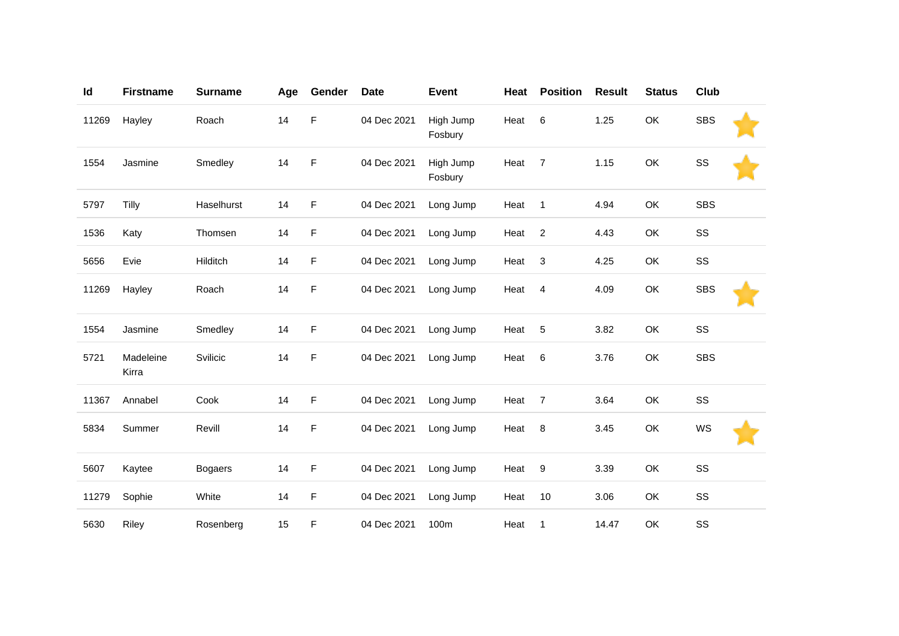| Id | Firstname | Surname | Age | Gender | Date | Event | Heat | Position | Result | Status | Club | |
|---|---|---|---|---|---|---|---|---|---|---|---|---|
| 11269 | Hayley | Roach | 14 | F | 04 Dec 2021 | High Jump Fosbury | Heat | 6 | 1.25 | OK | SBS | |
| 1554 | Jasmine | Smedley | 14 | F | 04 Dec 2021 | High Jump Fosbury | Heat | 7 | 1.15 | OK | SS | |
| 5797 | Tilly | Haselhurst | 14 | F | 04 Dec 2021 | Long Jump | Heat | 1 | 4.94 | OK | SBS | |
| 1536 | Katy | Thomsen | 14 | F | 04 Dec 2021 | Long Jump | Heat | 2 | 4.43 | OK | SS | |
| 5656 | Evie | Hilditch | 14 | F | 04 Dec 2021 | Long Jump | Heat | 3 | 4.25 | OK | SS | |
| 11269 | Hayley | Roach | 14 | F | 04 Dec 2021 | Long Jump | Heat | 4 | 4.09 | OK | SBS | |
| 1554 | Jasmine | Smedley | 14 | F | 04 Dec 2021 | Long Jump | Heat | 5 | 3.82 | OK | SS | |
| 5721 | Madeleine Kirra | Svilicic | 14 | F | 04 Dec 2021 | Long Jump | Heat | 6 | 3.76 | OK | SBS | |
| 11367 | Annabel | Cook | 14 | F | 04 Dec 2021 | Long Jump | Heat | 7 | 3.64 | OK | SS | |
| 5834 | Summer | Revill | 14 | F | 04 Dec 2021 | Long Jump | Heat | 8 | 3.45 | OK | WS | |
| 5607 | Kaytee | Bogaers | 14 | F | 04 Dec 2021 | Long Jump | Heat | 9 | 3.39 | OK | SS | |
| 11279 | Sophie | White | 14 | F | 04 Dec 2021 | Long Jump | Heat | 10 | 3.06 | OK | SS | |
| 5630 | Riley | Rosenberg | 15 | F | 04 Dec 2021 | 100m | Heat | 1 | 14.47 | OK | SS | |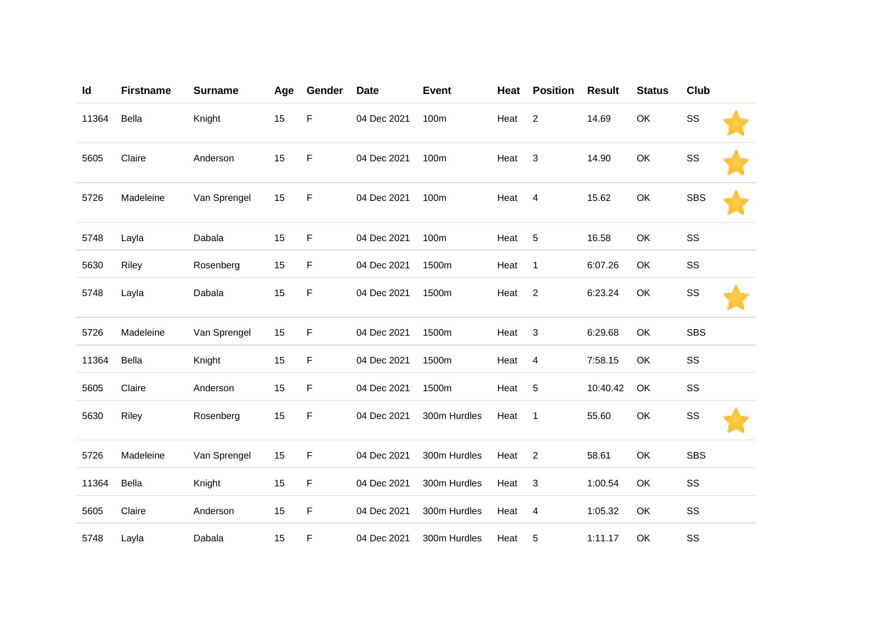| Id | Firstname | Surname | Age | Gender | Date | Event | Heat | Position | Result | Status | Club | |
|---|---|---|---|---|---|---|---|---|---|---|---|---|
| 11364 | Bella | Knight | 15 | F | 04 Dec 2021 | 100m | Heat | 2 | 14.69 | OK | SS | ⭐ |
| 5605 | Claire | Anderson | 15 | F | 04 Dec 2021 | 100m | Heat | 3 | 14.90 | OK | SS | ⭐ |
| 5726 | Madeleine | Van Sprengel | 15 | F | 04 Dec 2021 | 100m | Heat | 4 | 15.62 | OK | SBS | ⭐ |
| 5748 | Layla | Dabala | 15 | F | 04 Dec 2021 | 100m | Heat | 5 | 16.58 | OK | SS | |
| 5630 | Riley | Rosenberg | 15 | F | 04 Dec 2021 | 1500m | Heat | 1 | 6:07.26 | OK | SS | |
| 5748 | Layla | Dabala | 15 | F | 04 Dec 2021 | 1500m | Heat | 2 | 6:23.24 | OK | SS | ⭐ |
| 5726 | Madeleine | Van Sprengel | 15 | F | 04 Dec 2021 | 1500m | Heat | 3 | 6:29.68 | OK | SBS | |
| 11364 | Bella | Knight | 15 | F | 04 Dec 2021 | 1500m | Heat | 4 | 7:58.15 | OK | SS | |
| 5605 | Claire | Anderson | 15 | F | 04 Dec 2021 | 1500m | Heat | 5 | 10:40.42 | OK | SS | |
| 5630 | Riley | Rosenberg | 15 | F | 04 Dec 2021 | 300m Hurdles | Heat | 1 | 55.60 | OK | SS | ⭐ |
| 5726 | Madeleine | Van Sprengel | 15 | F | 04 Dec 2021 | 300m Hurdles | Heat | 2 | 58.61 | OK | SBS | |
| 11364 | Bella | Knight | 15 | F | 04 Dec 2021 | 300m Hurdles | Heat | 3 | 1:00.54 | OK | SS | |
| 5605 | Claire | Anderson | 15 | F | 04 Dec 2021 | 300m Hurdles | Heat | 4 | 1:05.32 | OK | SS | |
| 5748 | Layla | Dabala | 15 | F | 04 Dec 2021 | 300m Hurdles | Heat | 5 | 1:11.17 | OK | SS | |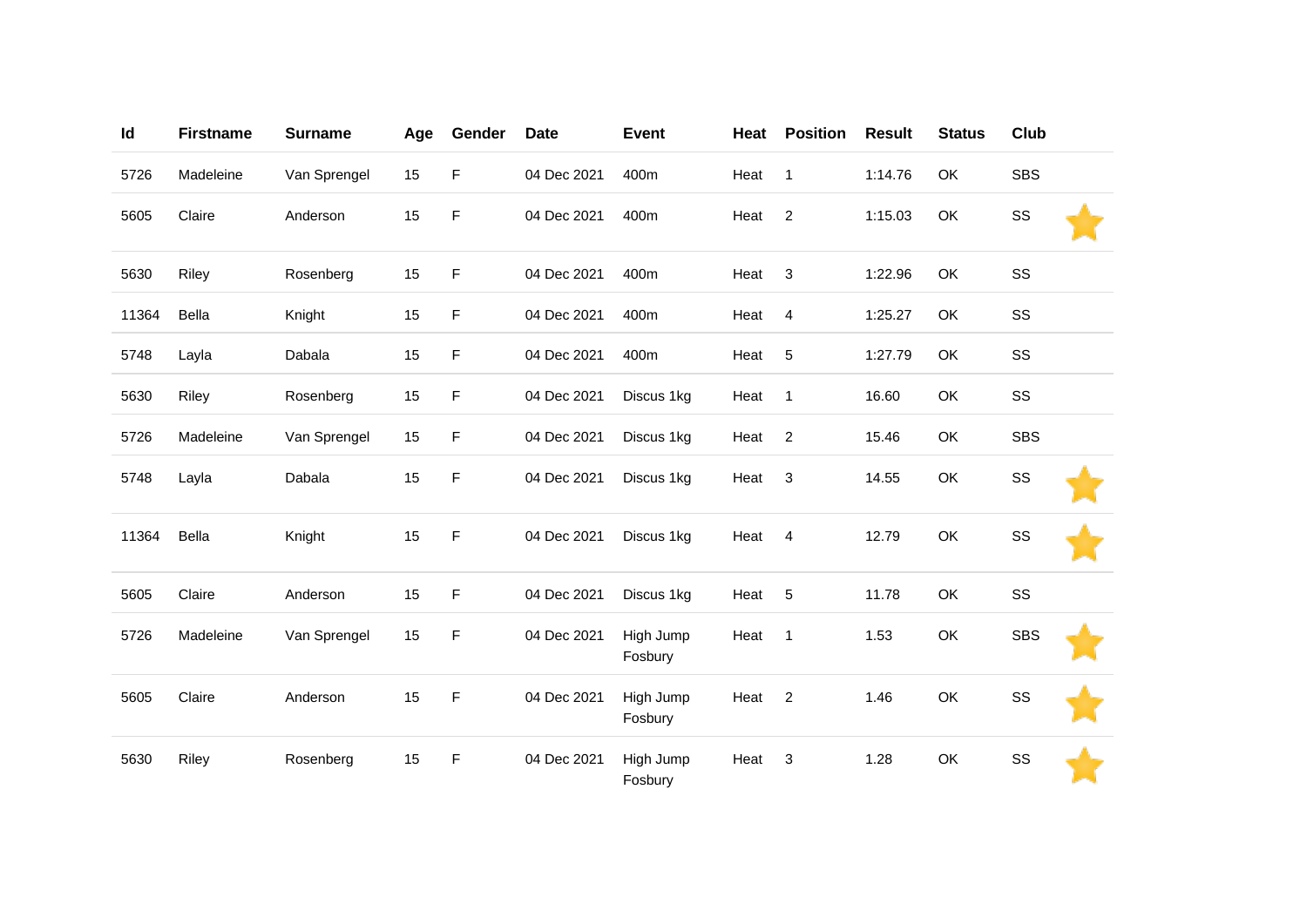| Id | Firstname | Surname | Age | Gender | Date | Event | Heat | Position | Result | Status | Club |  |
|---|---|---|---|---|---|---|---|---|---|---|---|---|
| 5726 | Madeleine | Van Sprengel | 15 | F | 04 Dec 2021 | 400m | Heat | 1 | 1:14.76 | OK | SBS |  |
| 5605 | Claire | Anderson | 15 | F | 04 Dec 2021 | 400m | Heat | 2 | 1:15.03 | OK | SS | ⭐ |
| 5630 | Riley | Rosenberg | 15 | F | 04 Dec 2021 | 400m | Heat | 3 | 1:22.96 | OK | SS |  |
| 11364 | Bella | Knight | 15 | F | 04 Dec 2021 | 400m | Heat | 4 | 1:25.27 | OK | SS |  |
| 5748 | Layla | Dabala | 15 | F | 04 Dec 2021 | 400m | Heat | 5 | 1:27.79 | OK | SS |  |
| 5630 | Riley | Rosenberg | 15 | F | 04 Dec 2021 | Discus 1kg | Heat | 1 | 16.60 | OK | SS |  |
| 5726 | Madeleine | Van Sprengel | 15 | F | 04 Dec 2021 | Discus 1kg | Heat | 2 | 15.46 | OK | SBS |  |
| 5748 | Layla | Dabala | 15 | F | 04 Dec 2021 | Discus 1kg | Heat | 3 | 14.55 | OK | SS | ⭐ |
| 11364 | Bella | Knight | 15 | F | 04 Dec 2021 | Discus 1kg | Heat | 4 | 12.79 | OK | SS | ⭐ |
| 5605 | Claire | Anderson | 15 | F | 04 Dec 2021 | Discus 1kg | Heat | 5 | 11.78 | OK | SS |  |
| 5726 | Madeleine | Van Sprengel | 15 | F | 04 Dec 2021 | High Jump Fosbury | Heat | 1 | 1.53 | OK | SBS | ⭐ |
| 5605 | Claire | Anderson | 15 | F | 04 Dec 2021 | High Jump Fosbury | Heat | 2 | 1.46 | OK | SS | ⭐ |
| 5630 | Riley | Rosenberg | 15 | F | 04 Dec 2021 | High Jump Fosbury | Heat | 3 | 1.28 | OK | SS | ⭐ |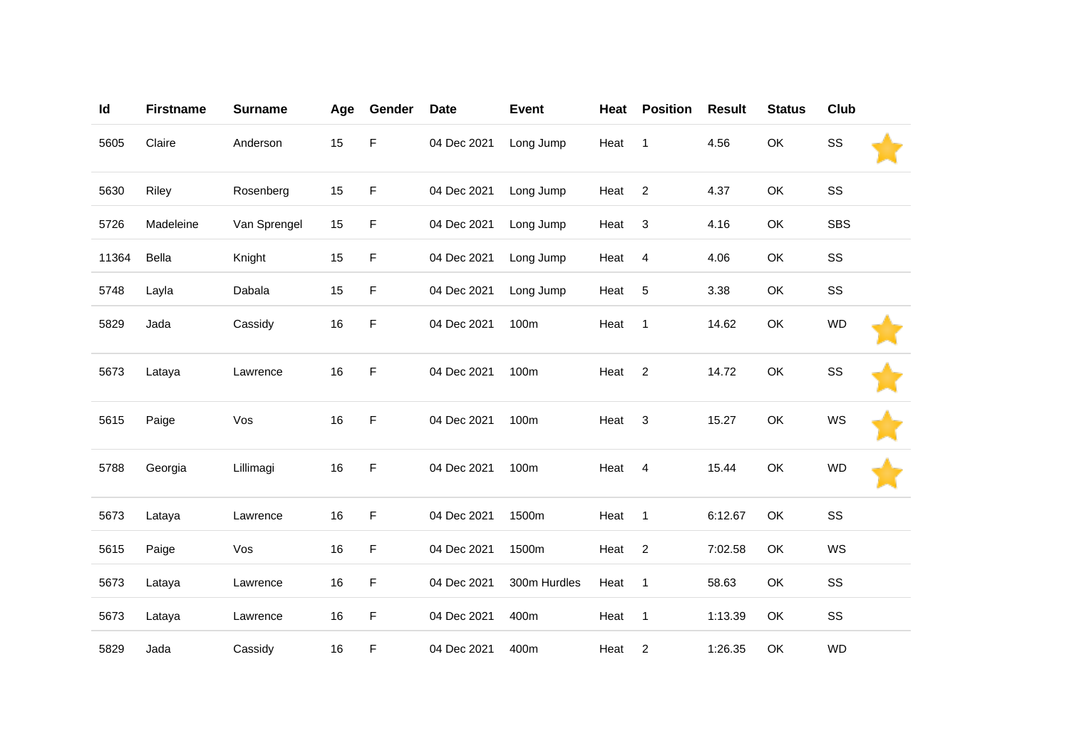| Id | Firstname | Surname | Age | Gender | Date | Event | Heat | Position | Result | Status | Club | |
|---|---|---|---|---|---|---|---|---|---|---|---|---|
| 5605 | Claire | Anderson | 15 | F | 04 Dec 2021 | Long Jump | Heat | 1 | 4.56 | OK | SS | ⭐ |
| 5630 | Riley | Rosenberg | 15 | F | 04 Dec 2021 | Long Jump | Heat | 2 | 4.37 | OK | SS | |
| 5726 | Madeleine | Van Sprengel | 15 | F | 04 Dec 2021 | Long Jump | Heat | 3 | 4.16 | OK | SBS | |
| 11364 | Bella | Knight | 15 | F | 04 Dec 2021 | Long Jump | Heat | 4 | 4.06 | OK | SS | |
| 5748 | Layla | Dabala | 15 | F | 04 Dec 2021 | Long Jump | Heat | 5 | 3.38 | OK | SS | |
| 5829 | Jada | Cassidy | 16 | F | 04 Dec 2021 | 100m | Heat | 1 | 14.62 | OK | WD | ⭐ |
| 5673 | Lataya | Lawrence | 16 | F | 04 Dec 2021 | 100m | Heat | 2 | 14.72 | OK | SS | ⭐ |
| 5615 | Paige | Vos | 16 | F | 04 Dec 2021 | 100m | Heat | 3 | 15.27 | OK | WS | ⭐ |
| 5788 | Georgia | Lillimagi | 16 | F | 04 Dec 2021 | 100m | Heat | 4 | 15.44 | OK | WD | ⭐ |
| 5673 | Lataya | Lawrence | 16 | F | 04 Dec 2021 | 1500m | Heat | 1 | 6:12.67 | OK | SS | |
| 5615 | Paige | Vos | 16 | F | 04 Dec 2021 | 1500m | Heat | 2 | 7:02.58 | OK | WS | |
| 5673 | Lataya | Lawrence | 16 | F | 04 Dec 2021 | 300m Hurdles | Heat | 1 | 58.63 | OK | SS | |
| 5673 | Lataya | Lawrence | 16 | F | 04 Dec 2021 | 400m | Heat | 1 | 1:13.39 | OK | SS | |
| 5829 | Jada | Cassidy | 16 | F | 04 Dec 2021 | 400m | Heat | 2 | 1:26.35 | OK | WD | |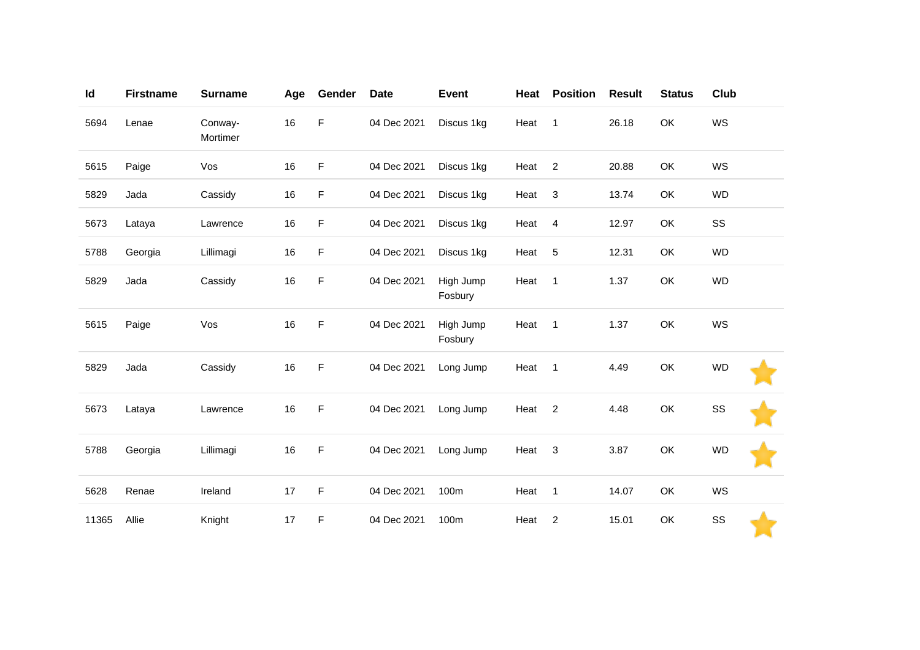| Id | Firstname | Surname | Age | Gender | Date | Event | Heat | Position | Result | Status | Club | |
|---|---|---|---|---|---|---|---|---|---|---|---|---|
| 5694 | Lenae | Conway-Mortimer | 16 | F | 04 Dec 2021 | Discus 1kg | Heat | 1 | 26.18 | OK | WS | |
| 5615 | Paige | Vos | 16 | F | 04 Dec 2021 | Discus 1kg | Heat | 2 | 20.88 | OK | WS | |
| 5829 | Jada | Cassidy | 16 | F | 04 Dec 2021 | Discus 1kg | Heat | 3 | 13.74 | OK | WD | |
| 5673 | Lataya | Lawrence | 16 | F | 04 Dec 2021 | Discus 1kg | Heat | 4 | 12.97 | OK | SS | |
| 5788 | Georgia | Lillimagi | 16 | F | 04 Dec 2021 | Discus 1kg | Heat | 5 | 12.31 | OK | WD | |
| 5829 | Jada | Cassidy | 16 | F | 04 Dec 2021 | High Jump Fosbury | Heat | 1 | 1.37 | OK | WD | |
| 5615 | Paige | Vos | 16 | F | 04 Dec 2021 | High Jump Fosbury | Heat | 1 | 1.37 | OK | WS | |
| 5829 | Jada | Cassidy | 16 | F | 04 Dec 2021 | Long Jump | Heat | 1 | 4.49 | OK | WD | ⭐ |
| 5673 | Lataya | Lawrence | 16 | F | 04 Dec 2021 | Long Jump | Heat | 2 | 4.48 | OK | SS | ⭐ |
| 5788 | Georgia | Lillimagi | 16 | F | 04 Dec 2021 | Long Jump | Heat | 3 | 3.87 | OK | WD | ⭐ |
| 5628 | Renae | Ireland | 17 | F | 04 Dec 2021 | 100m | Heat | 1 | 14.07 | OK | WS | |
| 11365 | Allie | Knight | 17 | F | 04 Dec 2021 | 100m | Heat | 2 | 15.01 | OK | SS | ⭐ |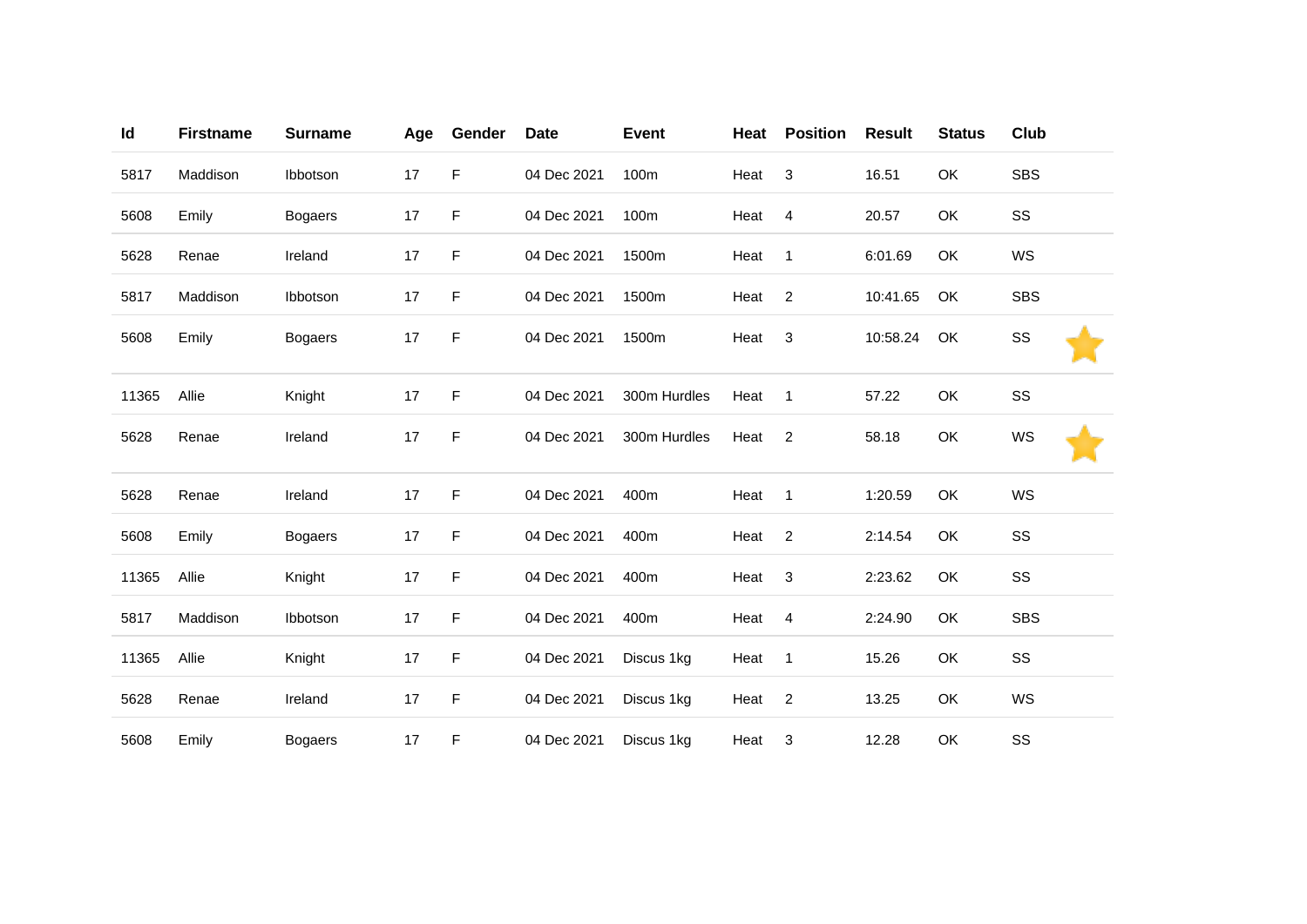| Id | Firstname | Surname | Age | Gender | Date | Event | Heat | Position | Result | Status | Club |
|---|---|---|---|---|---|---|---|---|---|---|---|
| 5817 | Maddison | Ibbotson | 17 | F | 04 Dec 2021 | 100m | Heat | 3 | 16.51 | OK | SBS |
| 5608 | Emily | Bogaers | 17 | F | 04 Dec 2021 | 100m | Heat | 4 | 20.57 | OK | SS |
| 5628 | Renae | Ireland | 17 | F | 04 Dec 2021 | 1500m | Heat | 1 | 6:01.69 | OK | WS |
| 5817 | Maddison | Ibbotson | 17 | F | 04 Dec 2021 | 1500m | Heat | 2 | 10:41.65 | OK | SBS |
| 5608 | Emily | Bogaers | 17 | F | 04 Dec 2021 | 1500m | Heat | 3 | 10:58.24 | OK | SS |
| 11365 | Allie | Knight | 17 | F | 04 Dec 2021 | 300m Hurdles | Heat | 1 | 57.22 | OK | SS |
| 5628 | Renae | Ireland | 17 | F | 04 Dec 2021 | 300m Hurdles | Heat | 2 | 58.18 | OK | WS |
| 5628 | Renae | Ireland | 17 | F | 04 Dec 2021 | 400m | Heat | 1 | 1:20.59 | OK | WS |
| 5608 | Emily | Bogaers | 17 | F | 04 Dec 2021 | 400m | Heat | 2 | 2:14.54 | OK | SS |
| 11365 | Allie | Knight | 17 | F | 04 Dec 2021 | 400m | Heat | 3 | 2:23.62 | OK | SS |
| 5817 | Maddison | Ibbotson | 17 | F | 04 Dec 2021 | 400m | Heat | 4 | 2:24.90 | OK | SBS |
| 11365 | Allie | Knight | 17 | F | 04 Dec 2021 | Discus 1kg | Heat | 1 | 15.26 | OK | SS |
| 5628 | Renae | Ireland | 17 | F | 04 Dec 2021 | Discus 1kg | Heat | 2 | 13.25 | OK | WS |
| 5608 | Emily | Bogaers | 17 | F | 04 Dec 2021 | Discus 1kg | Heat | 3 | 12.28 | OK | SS |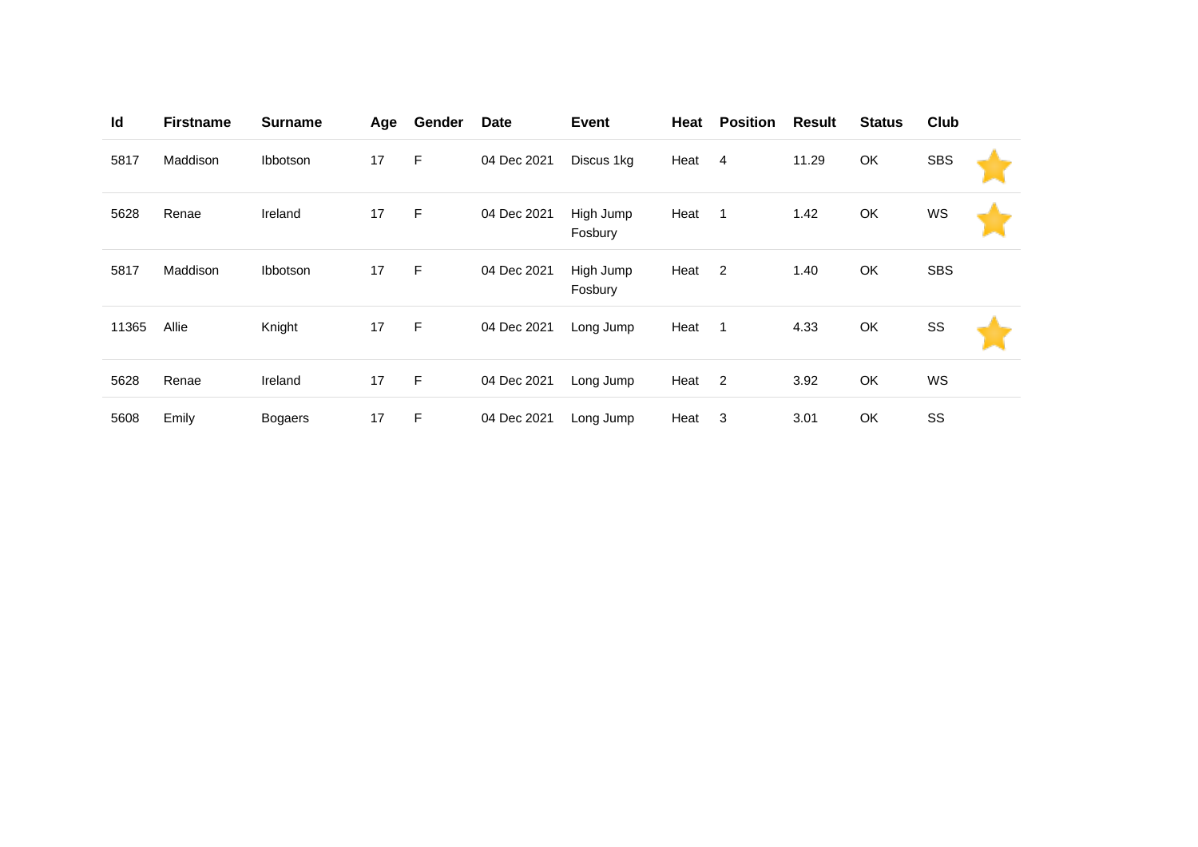| Id | Firstname | Surname | Age | Gender | Date | Event | Heat | Position | Result | Status | Club | |
|---|---|---|---|---|---|---|---|---|---|---|---|---|
| 5817 | Maddison | Ibbotson | 17 | F | 04 Dec 2021 | Discus 1kg | Heat | 4 | 11.29 | OK | SBS | ⭐ |
| 5628 | Renae | Ireland | 17 | F | 04 Dec 2021 | High Jump Fosbury | Heat | 1 | 1.42 | OK | WS | ⭐ |
| 5817 | Maddison | Ibbotson | 17 | F | 04 Dec 2021 | High Jump Fosbury | Heat | 2 | 1.40 | OK | SBS | |
| 11365 | Allie | Knight | 17 | F | 04 Dec 2021 | Long Jump | Heat | 1 | 4.33 | OK | SS | ⭐ |
| 5628 | Renae | Ireland | 17 | F | 04 Dec 2021 | Long Jump | Heat | 2 | 3.92 | OK | WS | |
| 5608 | Emily | Bogaers | 17 | F | 04 Dec 2021 | Long Jump | Heat | 3 | 3.01 | OK | SS | |